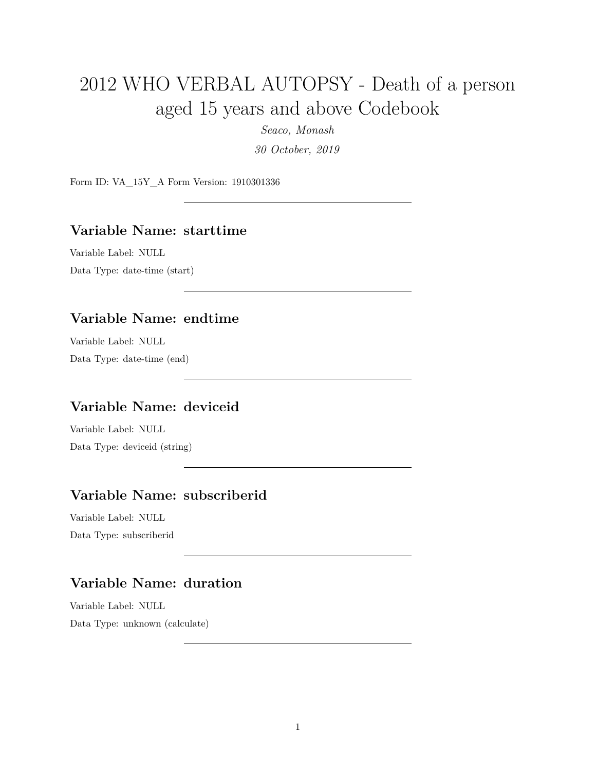# 2012 WHO VERBAL AUTOPSY - Death of a person aged 15 years and above Codebook

*Seaco, Monash*

*30 October, 2019*

Form ID: VA_15Y_A Form Version: 1910301336

---

## Variable Name: starttime

Variable Label: NULL

Data Type: date-time (start)

---

## Variable Name: endtime

Variable Label: NULL

Data Type: date-time (end)

---

## Variable Name: deviceid

Variable Label: NULL

Data Type: deviceid (string)

---

## Variable Name: subscriberid

Variable Label: NULL

Data Type: subscriberid

---

## Variable Name: duration

Variable Label: NULL

Data Type: unknown (calculate)

---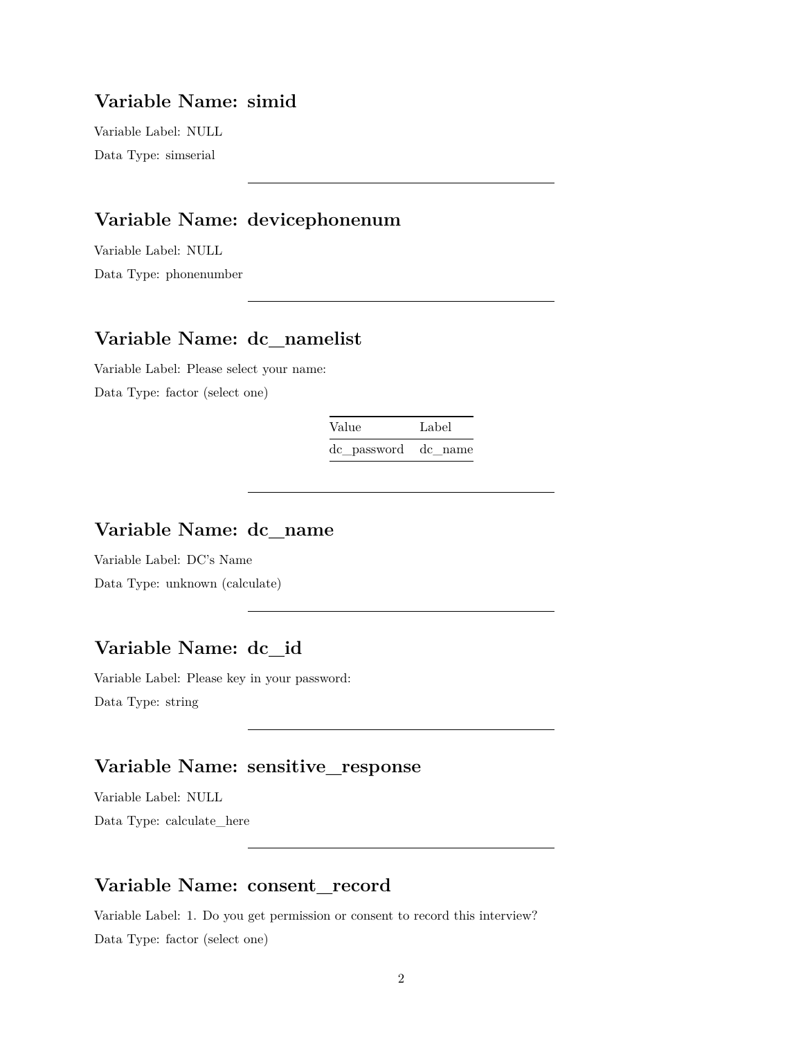## Variable Name: simid

Variable Label: NULL

Data Type: simserial

---

## Variable Name: devicephonenum

Variable Label: NULL

Data Type: phonenumber

---

## Variable Name: dc_namelist

Variable Label: Please select your name:

Data Type: factor (select one)

| Value | Label |
|---|---|
| dc_password | dc_name |

---

## Variable Name: dc_name

Variable Label: DC's Name

Data Type: unknown (calculate)

---

## Variable Name: dc_id

Variable Label: Please key in your password:

Data Type: string

---

## Variable Name: sensitive_response

Variable Label: NULL

Data Type: calculate_here

---

## Variable Name: consent_record

Variable Label: 1. Do you get permission or consent to record this interview?

Data Type: factor (select one)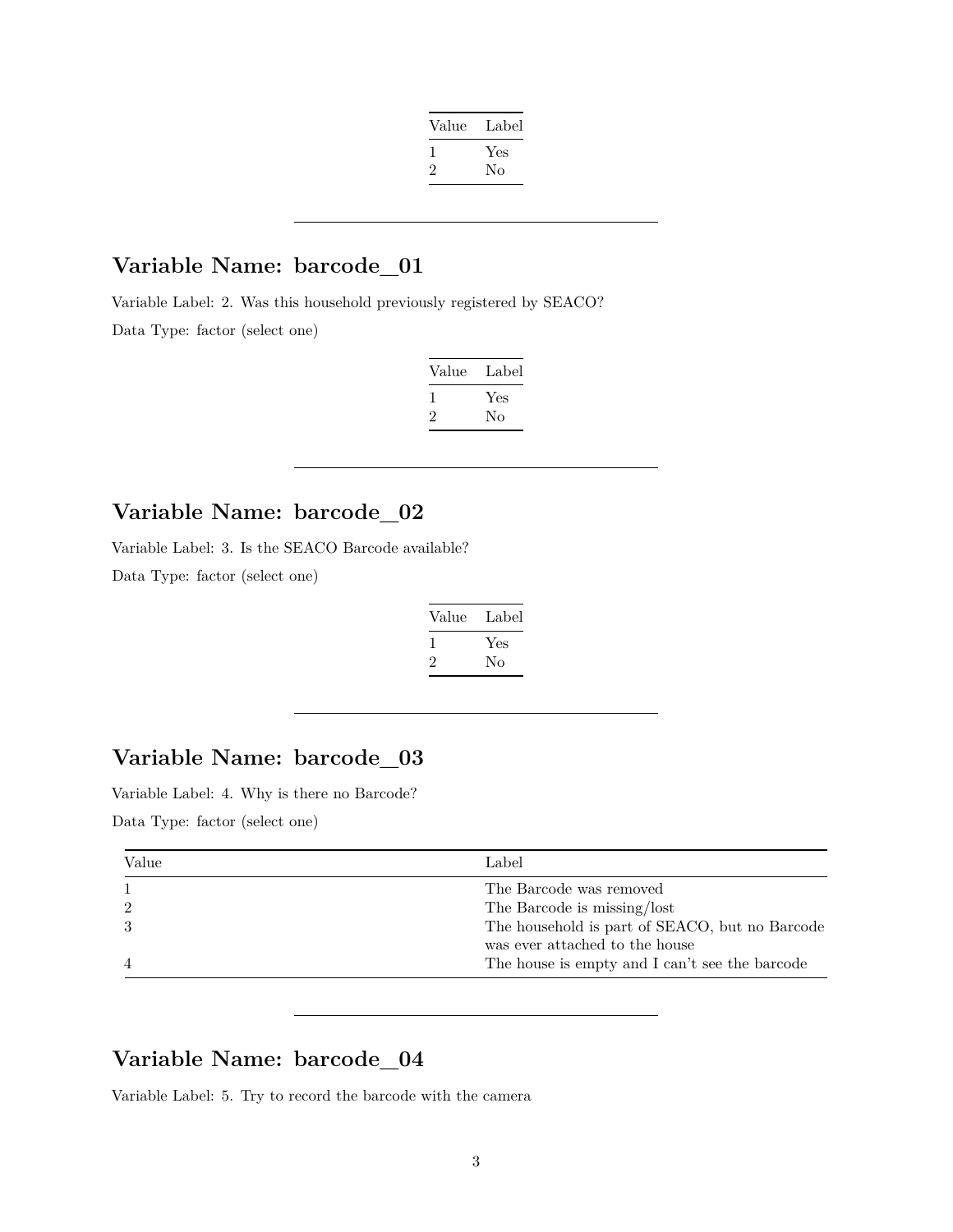| Value | Label |
|---|---|
| 1 | Yes |
| 2 | No |

---

## Variable Name: barcode_01

Variable Label: 2. Was this household previously registered by SEACO?

Data Type: factor (select one)

| Value | Label |
|---|---|
| 1 | Yes |
| 2 | No |

---

## Variable Name: barcode_02

Variable Label: 3. Is the SEACO Barcode available?

Data Type: factor (select one)

| Value | Label |
|---|---|
| 1 | Yes |
| 2 | No |

---

## Variable Name: barcode_03

Variable Label: 4. Why is there no Barcode?

Data Type: factor (select one)

| Value | Label |
|---|---|
| 1 | The Barcode was removed |
| 2 | The Barcode is missing/lost |
| 3 | The household is part of SEACO, but no Barcode was ever attached to the house |
| 4 | The house is empty and I can't see the barcode |

---

## Variable Name: barcode_04

Variable Label: 5. Try to record the barcode with the camera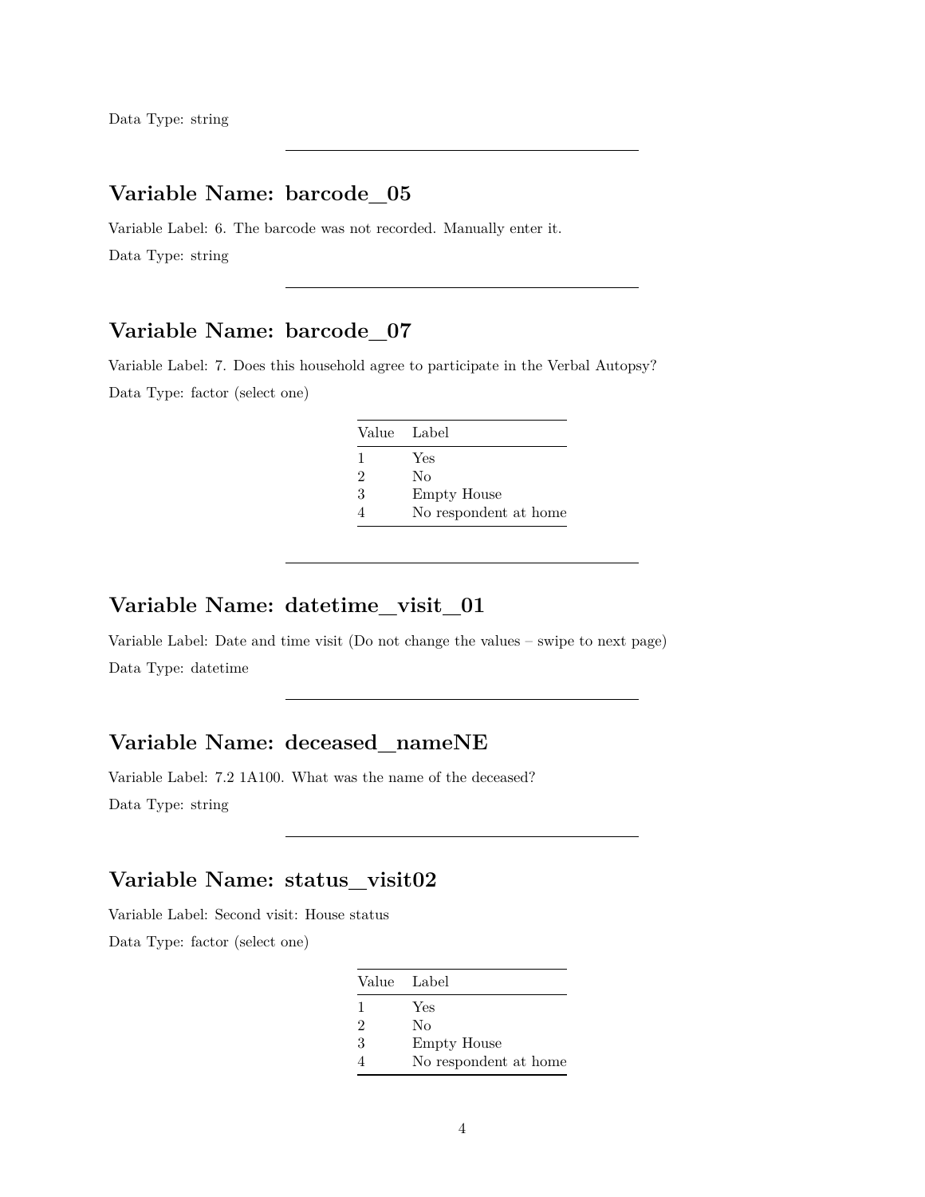Data Type: string

---

## Variable Name: barcode_05

Variable Label: 6. The barcode was not recorded. Manually enter it.

Data Type: string

---

## Variable Name: barcode_07

Variable Label: 7. Does this household agree to participate in the Verbal Autopsy?

Data Type: factor (select one)

| Value | Label |
|---|---|
| 1 | Yes |
| 2 | No |
| 3 | Empty House |
| 4 | No respondent at home |

---

## Variable Name: datetime_visit_01

Variable Label: Date and time visit (Do not change the values – swipe to next page)

Data Type: datetime

---

## Variable Name: deceased_nameNE

Variable Label: 7.2 1A100. What was the name of the deceased?

Data Type: string

---

## Variable Name: status_visit02

Variable Label: Second visit: House status

Data Type: factor (select one)

| Value | Label |
|---|---|
| 1 | Yes |
| 2 | No |
| 3 | Empty House |
| 4 | No respondent at home |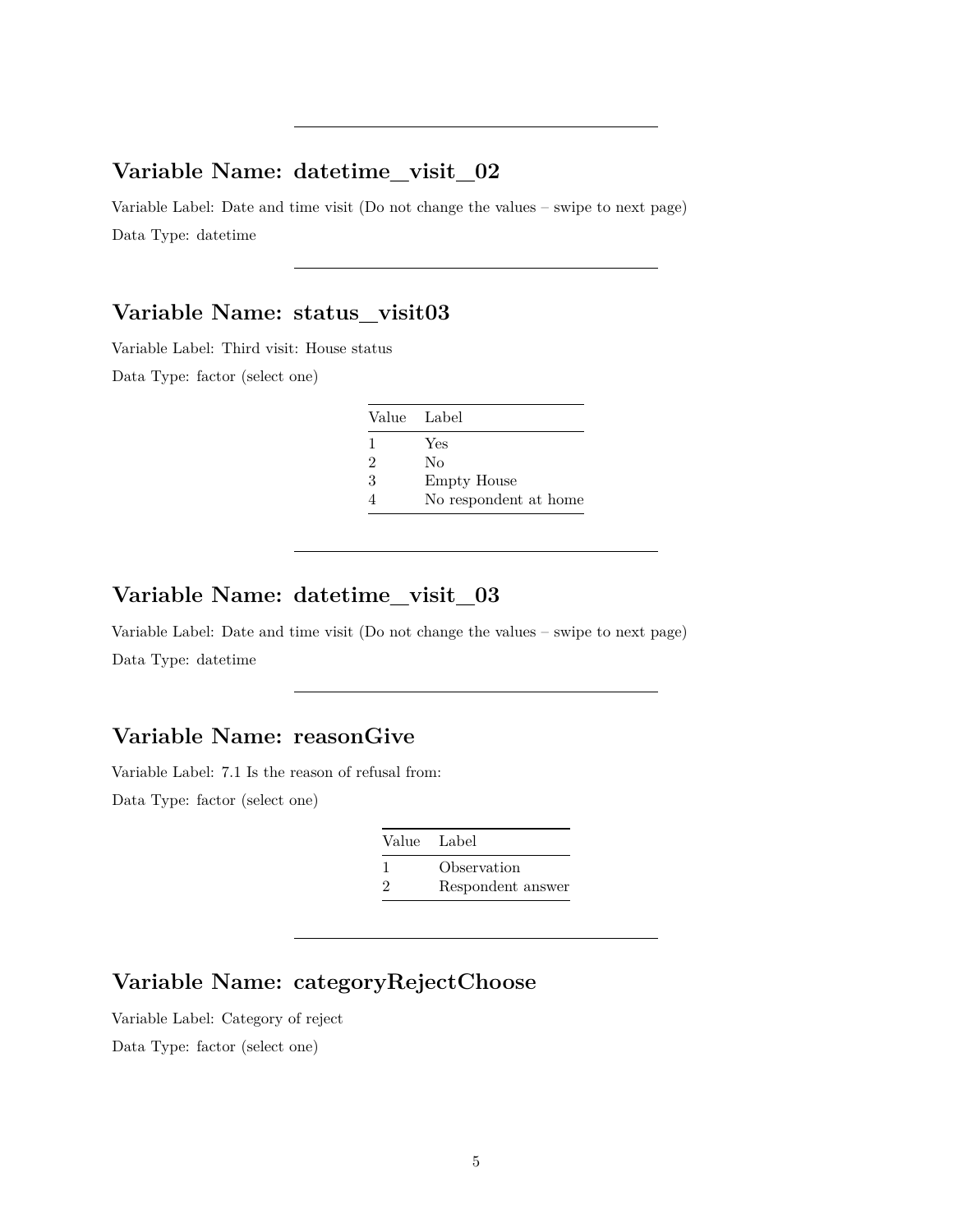---

## Variable Name: datetime_visit_02

Variable Label: Date and time visit (Do not change the values – swipe to next page)

Data Type: datetime

---

## Variable Name: status_visit03

Variable Label: Third visit: House status

Data Type: factor (select one)

| Value | Label |
|---|---|
| 1 | Yes |
| 2 | No |
| 3 | Empty House |
| 4 | No respondent at home |

---

## Variable Name: datetime_visit_03

Variable Label: Date and time visit (Do not change the values – swipe to next page)

Data Type: datetime

---

## Variable Name: reasonGive

Variable Label: 7.1 Is the reason of refusal from:

Data Type: factor (select one)

| Value | Label |
|---|---|
| 1 | Observation |
| 2 | Respondent answer |

---

## Variable Name: categoryRejectChoose

Variable Label: Category of reject

Data Type: factor (select one)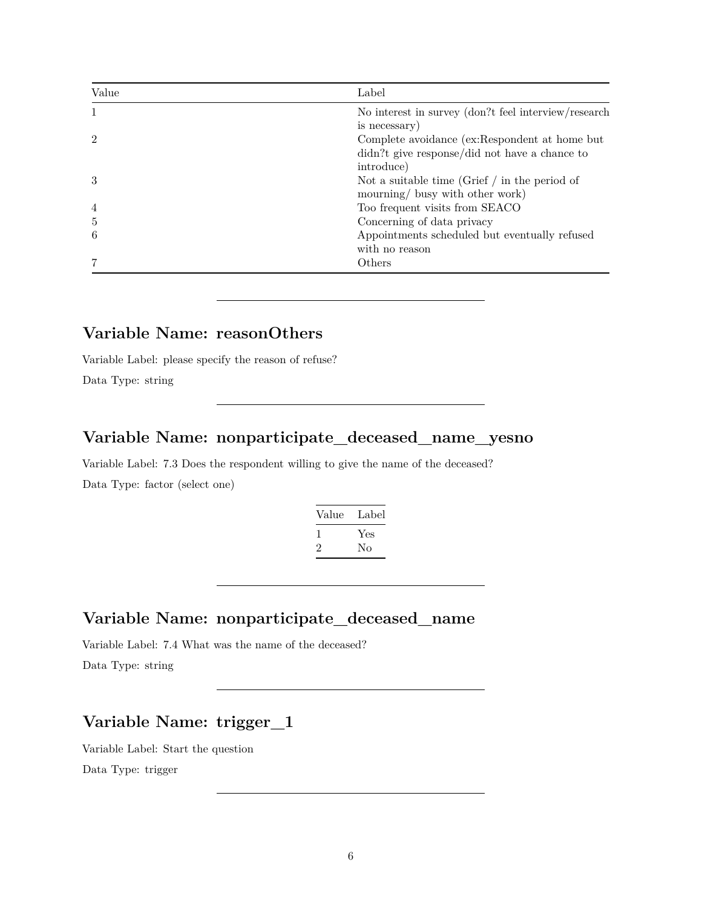| Value | Label |
|---|---|
| 1 | No interest in survey (don?t feel interview/research is necessary) |
| 2 | Complete avoidance (ex:Respondent at home but didn?t give response/did not have a chance to introduce) |
| 3 | Not a suitable time (Grief / in the period of mourning/ busy with other work) |
| 4 | Too frequent visits from SEACO |
| 5 | Concerning of data privacy |
| 6 | Appointments scheduled but eventually refused with no reason |
| 7 | Others |

---

## Variable Name: reasonOthers

Variable Label: please specify the reason of refuse?

Data Type: string

---

## Variable Name: nonparticipate_deceased_name_yesno

Variable Label: 7.3 Does the respondent willing to give the name of the deceased?

Data Type: factor (select one)

| Value | Label |
|---|---|
| 1 | Yes |
| 2 | No |

---

## Variable Name: nonparticipate_deceased_name

Variable Label: 7.4 What was the name of the deceased?

Data Type: string

---

## Variable Name: trigger_1

Variable Label: Start the question

Data Type: trigger

---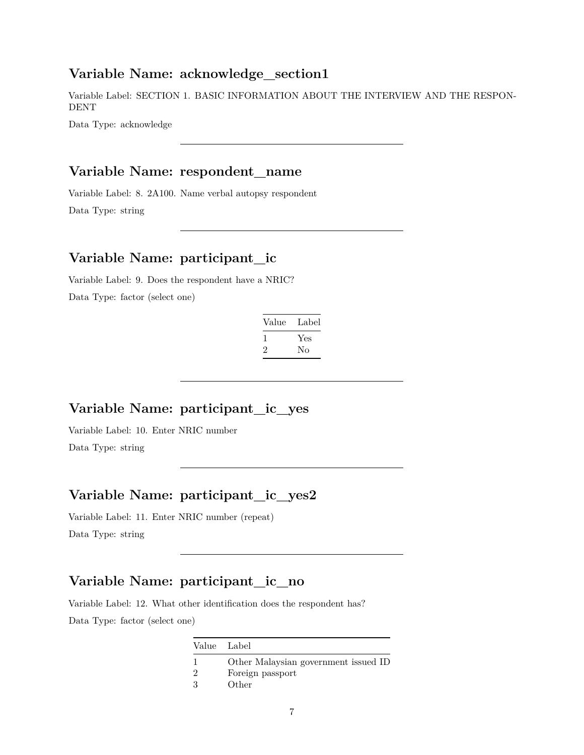## Variable Name: acknowledge_section1

Variable Label: SECTION 1. BASIC INFORMATION ABOUT THE INTERVIEW AND THE RESPONDENT

Data Type: acknowledge

---

## Variable Name: respondent_name

Variable Label: 8. 2A100. Name verbal autopsy respondent

Data Type: string

---

## Variable Name: participant_ic

Variable Label: 9. Does the respondent have a NRIC?

Data Type: factor (select one)

| Value | Label |
|---|---|
| 1 | Yes |
| 2 | No |

---

## Variable Name: participant_ic_yes

Variable Label: 10. Enter NRIC number

Data Type: string

---

## Variable Name: participant_ic_yes2

Variable Label: 11. Enter NRIC number (repeat)

Data Type: string

---

## Variable Name: participant_ic_no

Variable Label: 12. What other identification does the respondent has?

Data Type: factor (select one)

| Value | Label |
|---|---|
| 1 | Other Malaysian government issued ID |
| 2 | Foreign passport |
| 3 | Other |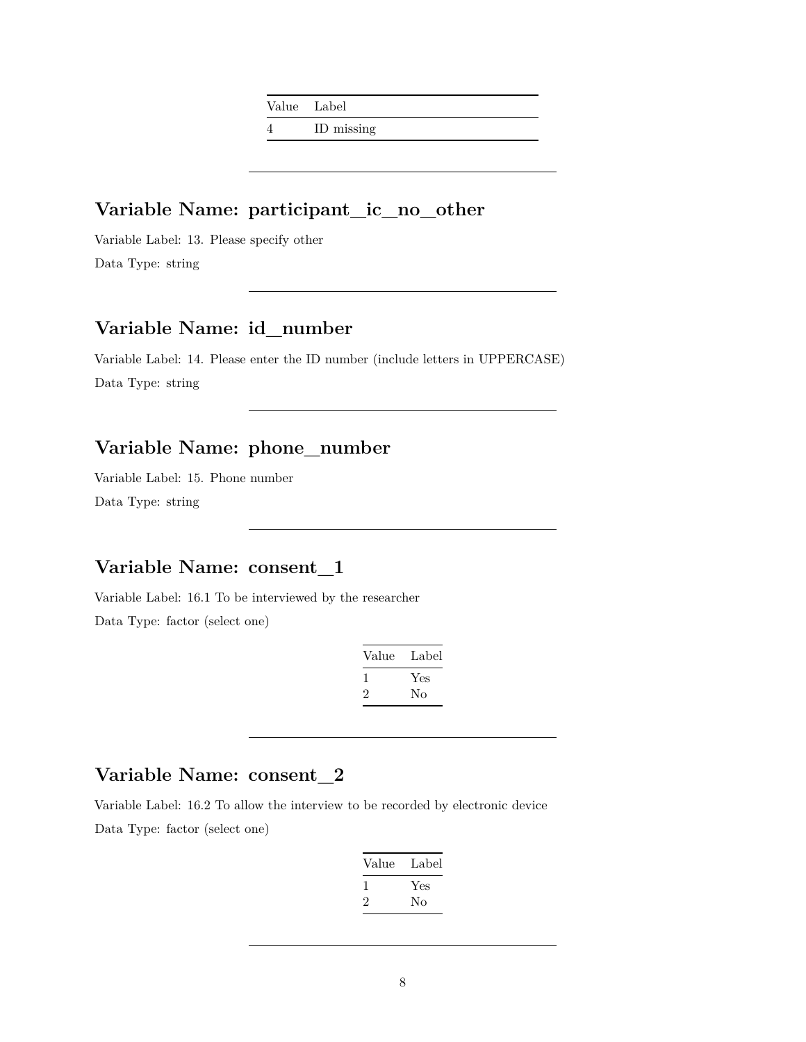| Value | Label |
|---|---|
| 4 | ID missing |

---

## Variable Name: participant_ic_no_other

Variable Label: 13. Please specify other

Data Type: string

---

## Variable Name: id_number

Variable Label: 14. Please enter the ID number (include letters in UPPERCASE)

Data Type: string

---

## Variable Name: phone_number

Variable Label: 15. Phone number

Data Type: string

---

## Variable Name: consent_1

Variable Label: 16.1 To be interviewed by the researcher

Data Type: factor (select one)

| Value | Label |
|---|---|
| 1 | Yes |
| 2 | No |

---

## Variable Name: consent_2

Variable Label: 16.2 To allow the interview to be recorded by electronic device

Data Type: factor (select one)

| Value | Label |
|---|---|
| 1 | Yes |
| 2 | No |

---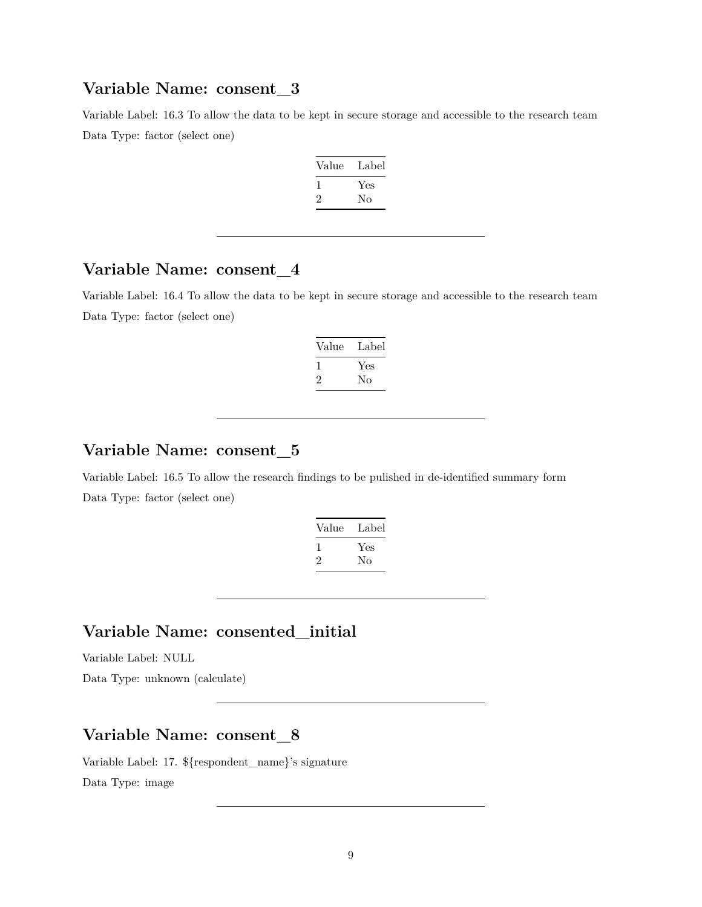## Variable Name: consent_3

Variable Label: 16.3 To allow the data to be kept in secure storage and accessible to the research team

Data Type: factor (select one)

| Value | Label |
|---|---|
| 1 | Yes |
| 2 | No |

---

## Variable Name: consent_4

Variable Label: 16.4 To allow the data to be kept in secure storage and accessible to the research team

Data Type: factor (select one)

| Value | Label |
|---|---|
| 1 | Yes |
| 2 | No |

---

## Variable Name: consent_5

Variable Label: 16.5 To allow the research findings to be pulished in de-identified summary form

Data Type: factor (select one)

| Value | Label |
|---|---|
| 1 | Yes |
| 2 | No |

---

## Variable Name: consented_initial

Variable Label: NULL

Data Type: unknown (calculate)

---

## Variable Name: consent_8

Variable Label: 17. ${respondent_name}'s signature

Data Type: image

---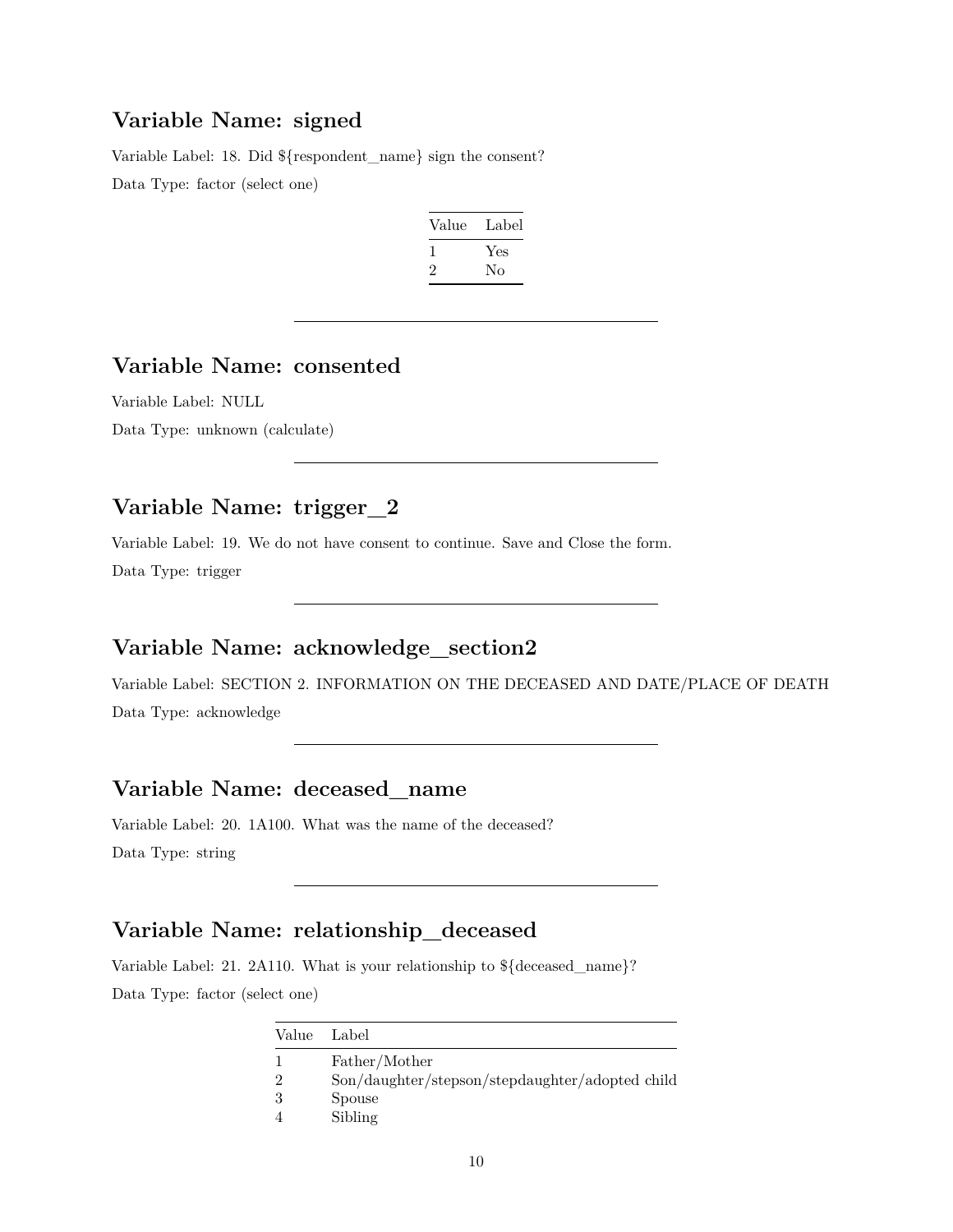## Variable Name: signed

Variable Label: 18. Did ${respondent_name} sign the consent?

Data Type: factor (select one)

| Value | Label |
|---|---|
| 1 | Yes |
| 2 | No |

---

## Variable Name: consented

Variable Label: NULL

Data Type: unknown (calculate)

---

## Variable Name: trigger_2

Variable Label: 19. We do not have consent to continue. Save and Close the form.

Data Type: trigger

---

## Variable Name: acknowledge_section2

Variable Label: SECTION 2. INFORMATION ON THE DECEASED AND DATE/PLACE OF DEATH

Data Type: acknowledge

---

## Variable Name: deceased_name

Variable Label: 20. 1A100. What was the name of the deceased?

Data Type: string

---

## Variable Name: relationship_deceased

Variable Label: 21. 2A110. What is your relationship to ${deceased_name}?

Data Type: factor (select one)

| Value | Label |
|---|---|
| 1 | Father/Mother |
| 2 | Son/daughter/stepson/stepdaughter/adopted child |
| 3 | Spouse |
| 4 | Sibling |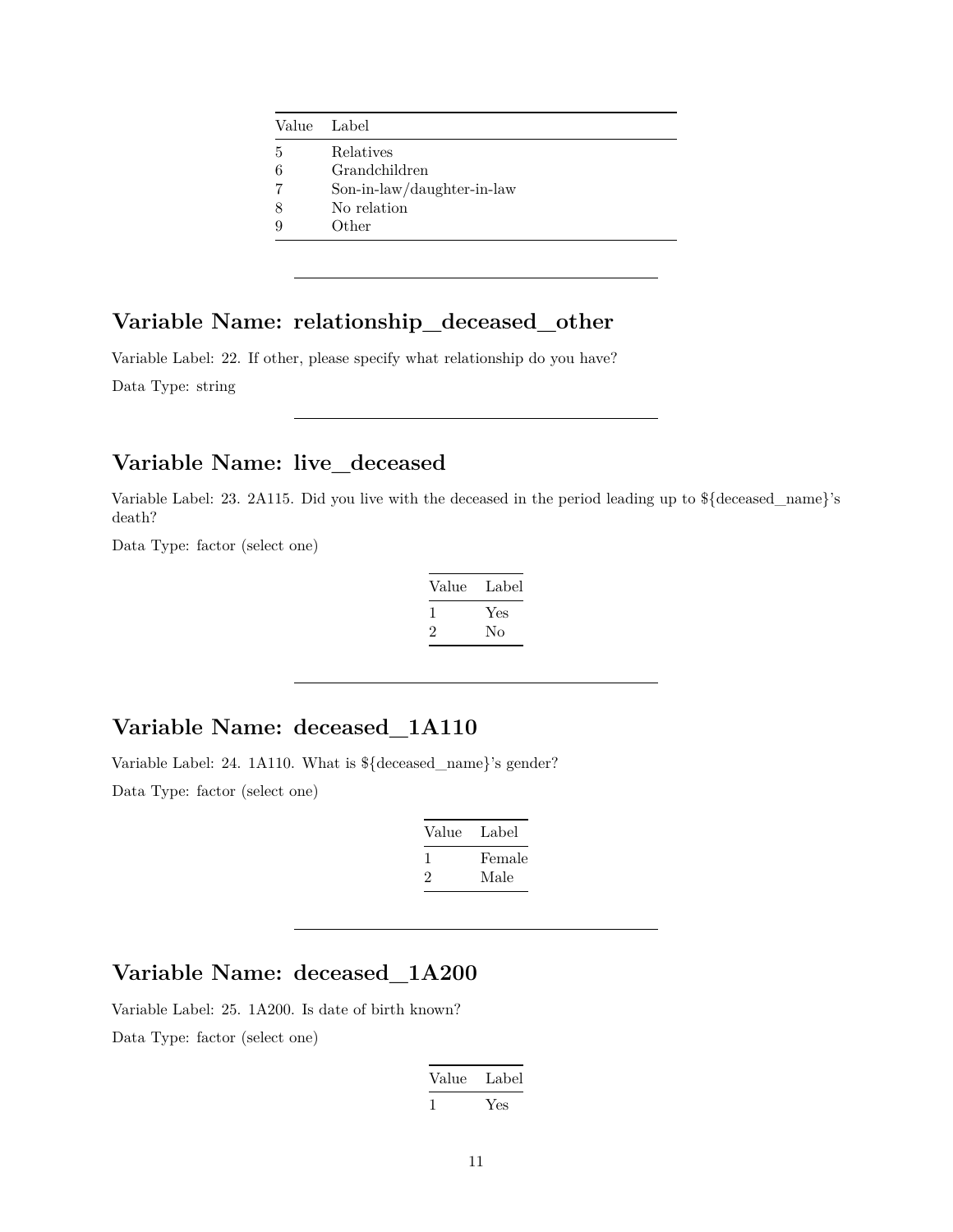| Value | Label |
|---|---|
| 5 | Relatives |
| 6 | Grandchildren |
| 7 | Son-in-law/daughter-in-law |
| 8 | No relation |
| 9 | Other |

---

## Variable Name: relationship_deceased_other

Variable Label: 22. If other, please specify what relationship do you have?

Data Type: string

---

## Variable Name: live_deceased

Variable Label: 23. 2A115. Did you live with the deceased in the period leading up to ${deceased_name}'s death?

Data Type: factor (select one)

| Value | Label |
|---|---|
| 1 | Yes |
| 2 | No |

---

## Variable Name: deceased_1A110

Variable Label: 24. 1A110. What is ${deceased_name}'s gender?

Data Type: factor (select one)

| Value | Label |
|---|---|
| 1 | Female |
| 2 | Male |

---

## Variable Name: deceased_1A200

Variable Label: 25. 1A200. Is date of birth known?

Data Type: factor (select one)

| Value | Label |
|---|---|
| 1 | Yes |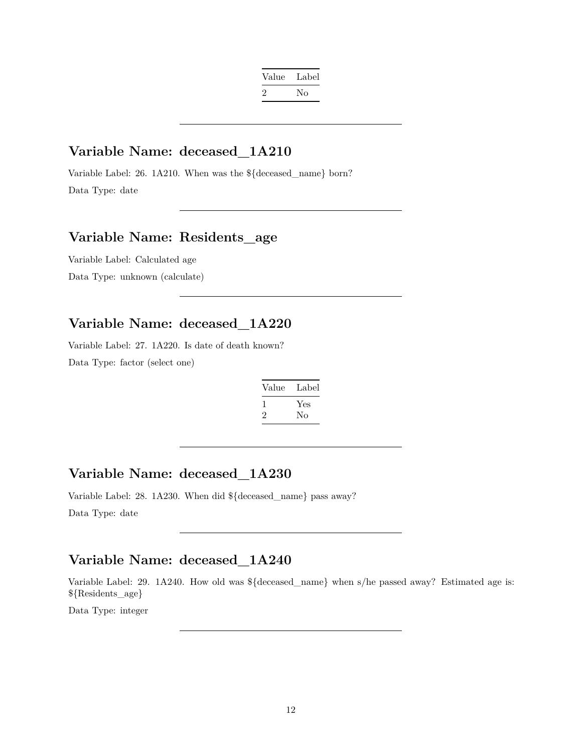| Value | Label |
|---|---|
| 2 | No |

---

## Variable Name: deceased_1A210

Variable Label: 26. 1A210. When was the ${deceased_name} born?

Data Type: date

---

## Variable Name: Residents_age

Variable Label: Calculated age

Data Type: unknown (calculate)

---

## Variable Name: deceased_1A220

Variable Label: 27. 1A220. Is date of death known?

Data Type: factor (select one)

| Value | Label |
|---|---|
| 1 | Yes |
| 2 | No |

---

## Variable Name: deceased_1A230

Variable Label: 28. 1A230. When did ${deceased_name} pass away?

Data Type: date

---

## Variable Name: deceased_1A240

Variable Label: 29. 1A240. How old was ${deceased_name} when s/he passed away? Estimated age is: ${Residents_age}

Data Type: integer

---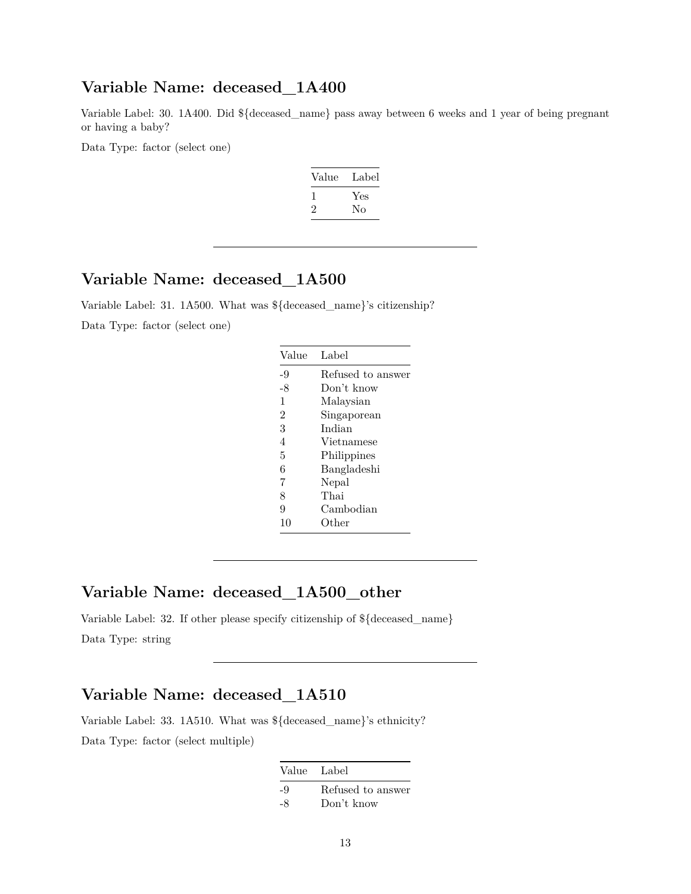## Variable Name: deceased_1A400

Variable Label: 30. 1A400. Did ${deceased_name} pass away between 6 weeks and 1 year of being pregnant or having a baby?

Data Type: factor (select one)

| Value | Label |
|---|---|
| 1 | Yes |
| 2 | No |

---

## Variable Name: deceased_1A500

Variable Label: 31. 1A500. What was ${deceased_name}'s citizenship?

Data Type: factor (select one)

| Value | Label |
|---|---|
| -9 | Refused to answer |
| -8 | Don't know |
| 1 | Malaysian |
| 2 | Singaporean |
| 3 | Indian |
| 4 | Vietnamese |
| 5 | Philippines |
| 6 | Bangladeshi |
| 7 | Nepal |
| 8 | Thai |
| 9 | Cambodian |
| 10 | Other |

---

## Variable Name: deceased_1A500_other

Variable Label: 32. If other please specify citizenship of ${deceased_name}

Data Type: string

---

## Variable Name: deceased_1A510

Variable Label: 33. 1A510. What was ${deceased_name}'s ethnicity?

Data Type: factor (select multiple)

| Value | Label |
|---|---|
| -9 | Refused to answer |
| -8 | Don't know |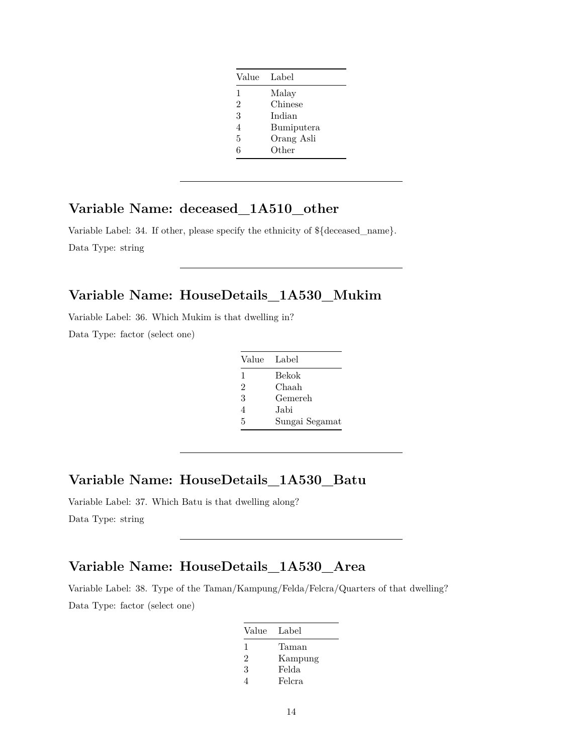| Value | Label |
|---|---|
| 1 | Malay |
| 2 | Chinese |
| 3 | Indian |
| 4 | Bumiputera |
| 5 | Orang Asli |
| 6 | Other |

---

## Variable Name: deceased_1A510_other

Variable Label: 34. If other, please specify the ethnicity of ${deceased_name}.

Data Type: string

---

## Variable Name: HouseDetails_1A530_Mukim

Variable Label: 36. Which Mukim is that dwelling in?

Data Type: factor (select one)

| Value | Label |
|---|---|
| 1 | Bekok |
| 2 | Chaah |
| 3 | Gemereh |
| 4 | Jabi |
| 5 | Sungai Segamat |

---

## Variable Name: HouseDetails_1A530_Batu

Variable Label: 37. Which Batu is that dwelling along?

Data Type: string

---

## Variable Name: HouseDetails_1A530_Area

Variable Label: 38. Type of the Taman/Kampung/Felda/Felcra/Quarters of that dwelling?

Data Type: factor (select one)

| Value | Label |
|---|---|
| 1 | Taman |
| 2 | Kampung |
| 3 | Felda |
| 4 | Felcra |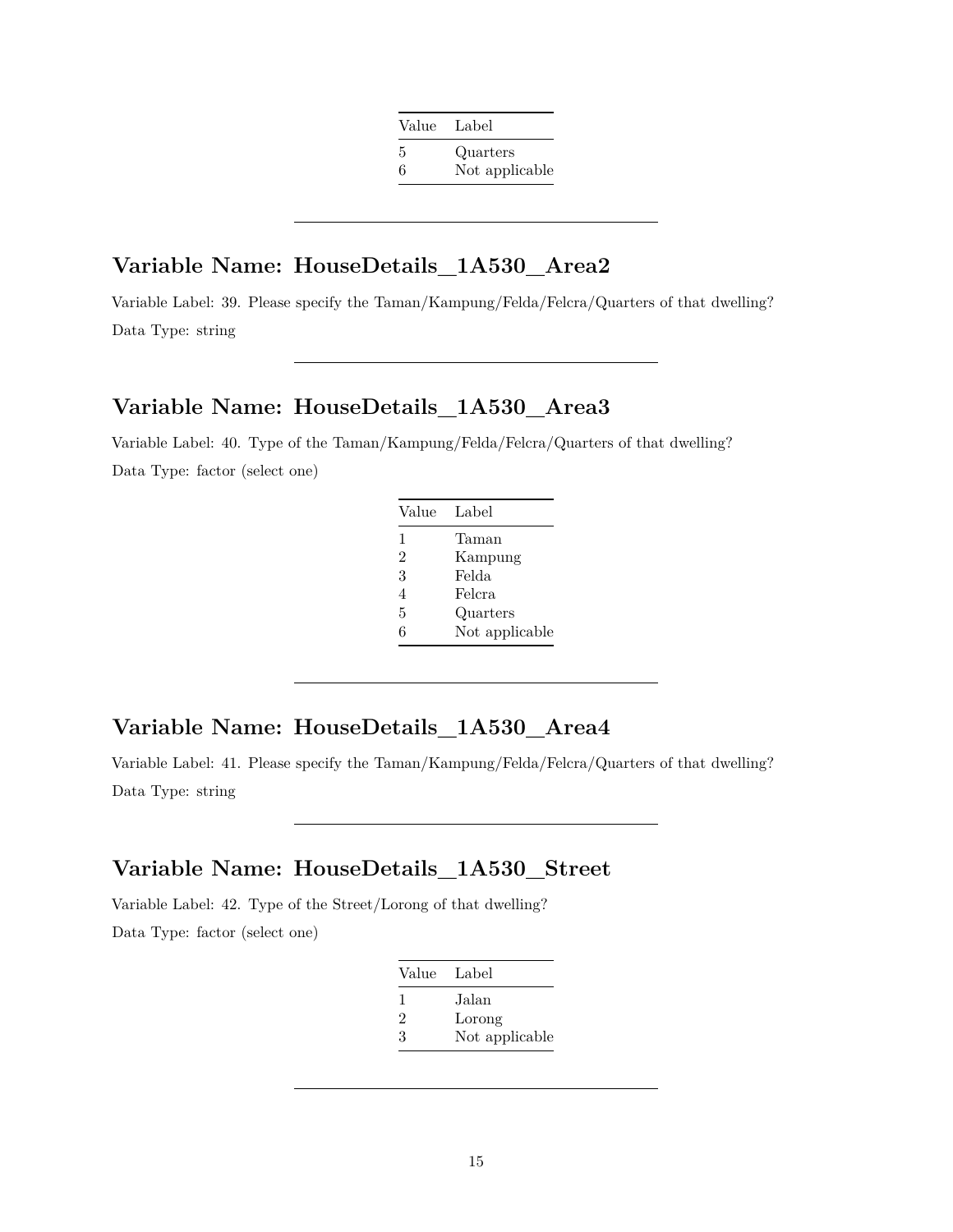| Value | Label |
|---|---|
| 5 | Quarters |
| 6 | Not applicable |

---

## Variable Name: HouseDetails_1A530_Area2

Variable Label: 39. Please specify the Taman/Kampung/Felda/Felcra/Quarters of that dwelling?

Data Type: string

---

## Variable Name: HouseDetails_1A530_Area3

Variable Label: 40. Type of the Taman/Kampung/Felda/Felcra/Quarters of that dwelling?

Data Type: factor (select one)

| Value | Label |
|---|---|
| 1 | Taman |
| 2 | Kampung |
| 3 | Felda |
| 4 | Felcra |
| 5 | Quarters |
| 6 | Not applicable |

---

## Variable Name: HouseDetails_1A530_Area4

Variable Label: 41. Please specify the Taman/Kampung/Felda/Felcra/Quarters of that dwelling?

Data Type: string

---

## Variable Name: HouseDetails_1A530_Street

Variable Label: 42. Type of the Street/Lorong of that dwelling?

Data Type: factor (select one)

| Value | Label |
|---|---|
| 1 | Jalan |
| 2 | Lorong |
| 3 | Not applicable |

---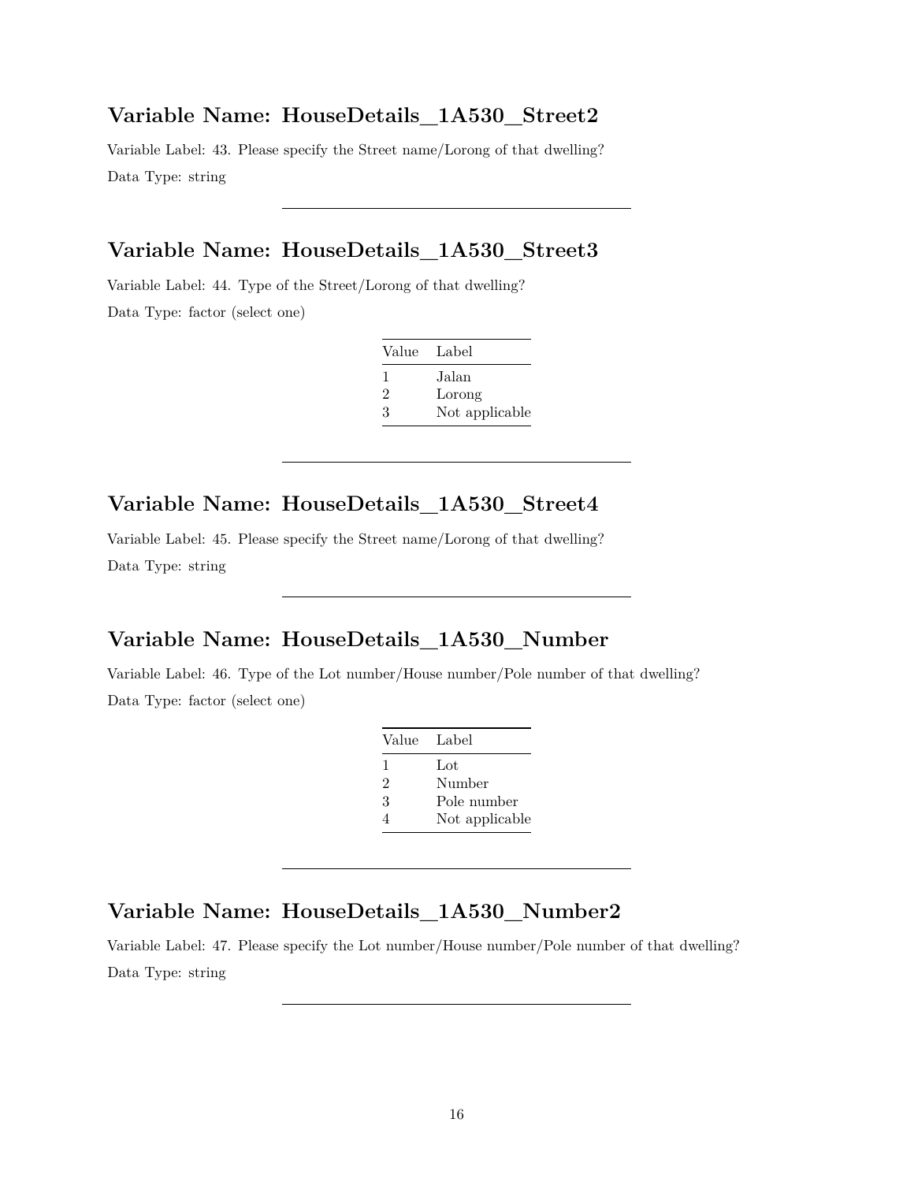## Variable Name: HouseDetails_1A530_Street2

Variable Label: 43. Please specify the Street name/Lorong of that dwelling?

Data Type: string

---

## Variable Name: HouseDetails_1A530_Street3

Variable Label: 44. Type of the Street/Lorong of that dwelling?

Data Type: factor (select one)

| Value | Label |
|---|---|
| 1 | Jalan |
| 2 | Lorong |
| 3 | Not applicable |

---

## Variable Name: HouseDetails_1A530_Street4

Variable Label: 45. Please specify the Street name/Lorong of that dwelling?

Data Type: string

---

## Variable Name: HouseDetails_1A530_Number

Variable Label: 46. Type of the Lot number/House number/Pole number of that dwelling?

Data Type: factor (select one)

| Value | Label |
|---|---|
| 1 | Lot |
| 2 | Number |
| 3 | Pole number |
| 4 | Not applicable |

---

## Variable Name: HouseDetails_1A530_Number2

Variable Label: 47. Please specify the Lot number/House number/Pole number of that dwelling?

Data Type: string

---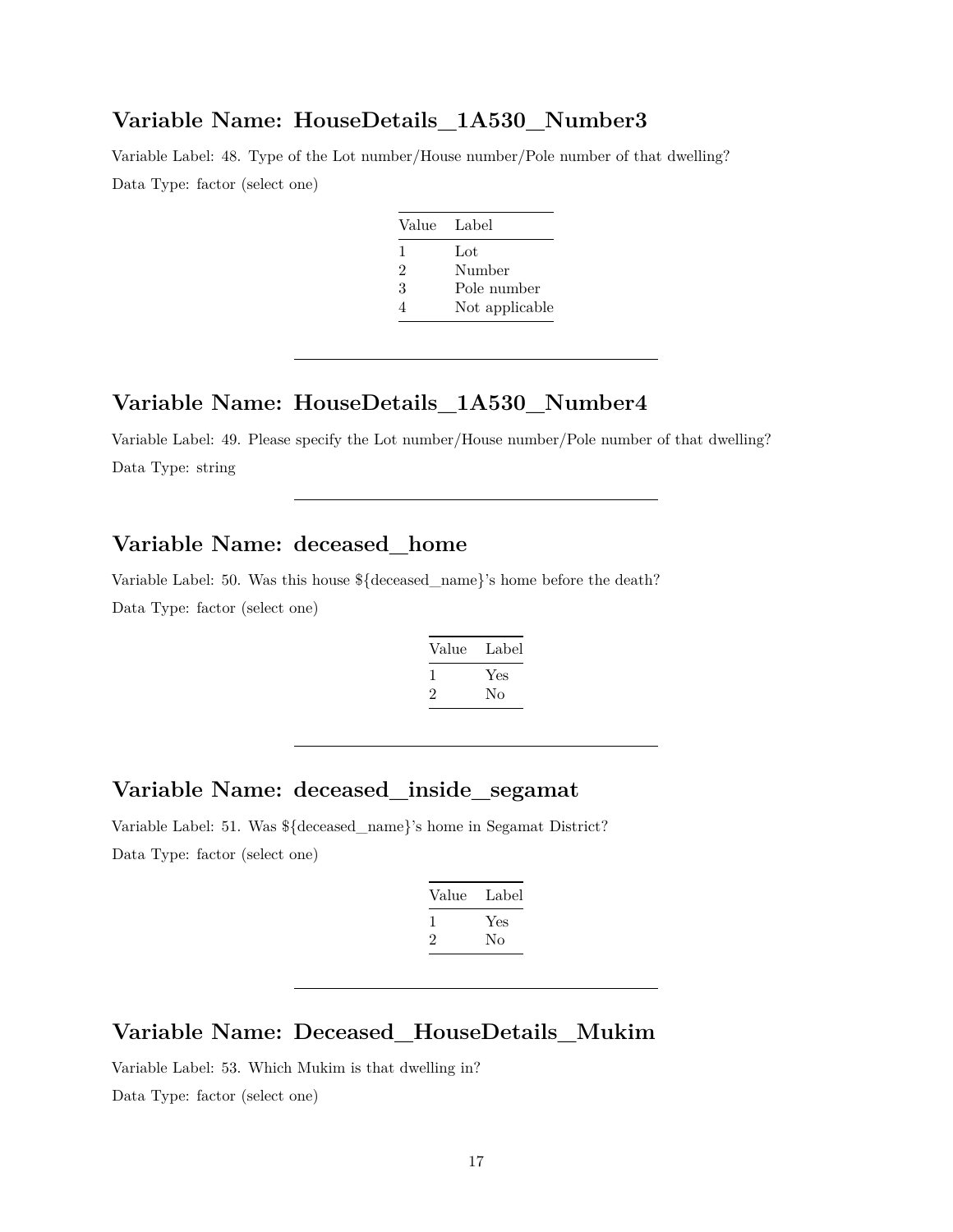## Variable Name: HouseDetails_1A530_Number3

Variable Label: 48. Type of the Lot number/House number/Pole number of that dwelling?

Data Type: factor (select one)

| Value | Label |
|---|---|
| 1 | Lot |
| 2 | Number |
| 3 | Pole number |
| 4 | Not applicable |

---

## Variable Name: HouseDetails_1A530_Number4

Variable Label: 49. Please specify the Lot number/House number/Pole number of that dwelling?

Data Type: string

---

## Variable Name: deceased_home

Variable Label: 50. Was this house ${deceased_name}'s home before the death?

Data Type: factor (select one)

| Value | Label |
|---|---|
| 1 | Yes |
| 2 | No |

---

## Variable Name: deceased_inside_segamat

Variable Label: 51. Was ${deceased_name}'s home in Segamat District?

Data Type: factor (select one)

| Value | Label |
|---|---|
| 1 | Yes |
| 2 | No |

---

## Variable Name: Deceased_HouseDetails_Mukim

Variable Label: 53. Which Mukim is that dwelling in?

Data Type: factor (select one)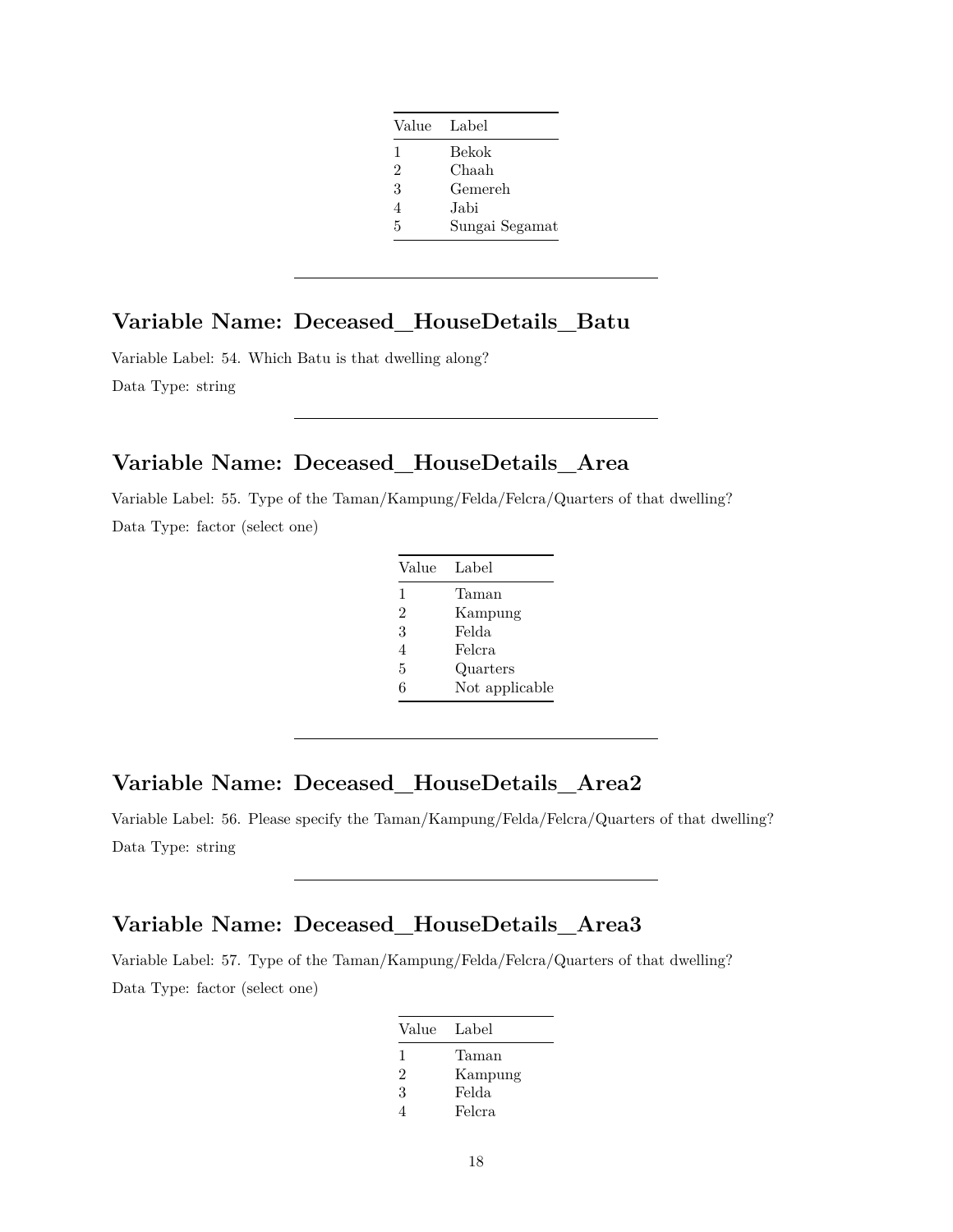| Value | Label |
|---|---|
| 1 | Bekok |
| 2 | Chaah |
| 3 | Gemereh |
| 4 | Jabi |
| 5 | Sungai Segamat |

---

## Variable Name: Deceased_HouseDetails_Batu

Variable Label: 54. Which Batu is that dwelling along?

Data Type: string

---

## Variable Name: Deceased_HouseDetails_Area

Variable Label: 55. Type of the Taman/Kampung/Felda/Felcra/Quarters of that dwelling?

Data Type: factor (select one)

| Value | Label |
|---|---|
| 1 | Taman |
| 2 | Kampung |
| 3 | Felda |
| 4 | Felcra |
| 5 | Quarters |
| 6 | Not applicable |

---

## Variable Name: Deceased_HouseDetails_Area2

Variable Label: 56. Please specify the Taman/Kampung/Felda/Felcra/Quarters of that dwelling?

Data Type: string

---

## Variable Name: Deceased_HouseDetails_Area3

Variable Label: 57. Type of the Taman/Kampung/Felda/Felcra/Quarters of that dwelling?

Data Type: factor (select one)

| Value | Label |
|---|---|
| 1 | Taman |
| 2 | Kampung |
| 3 | Felda |
| 4 | Felcra |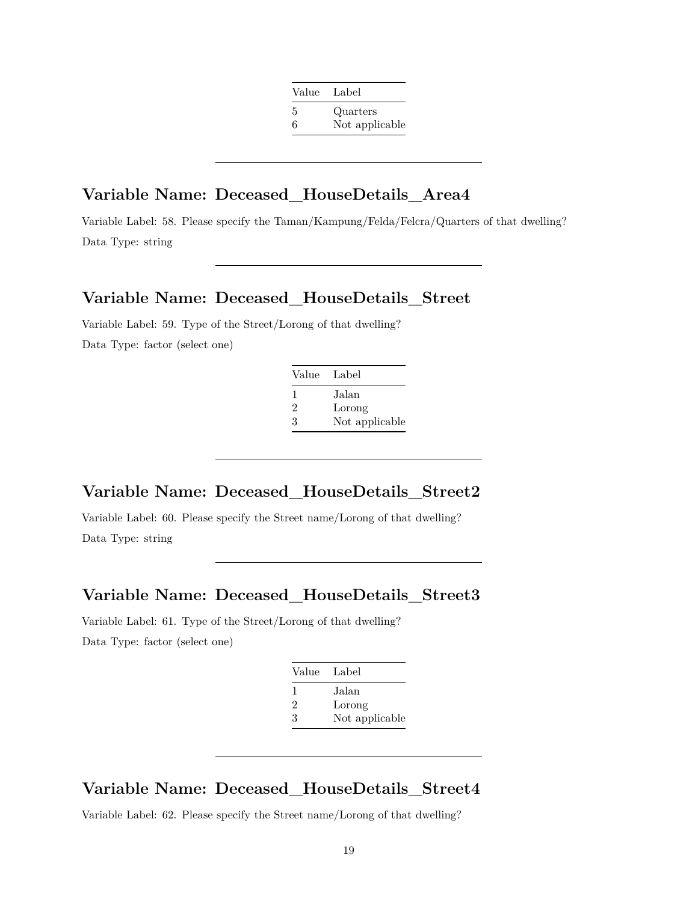| Value | Label |
|---|---|
| 5 | Quarters |
| 6 | Not applicable |

---

## Variable Name: Deceased_HouseDetails_Area4

Variable Label: 58. Please specify the Taman/Kampung/Felda/Felcra/Quarters of that dwelling?

Data Type: string

---

## Variable Name: Deceased_HouseDetails_Street

Variable Label: 59. Type of the Street/Lorong of that dwelling?

Data Type: factor (select one)

| Value | Label |
|---|---|
| 1 | Jalan |
| 2 | Lorong |
| 3 | Not applicable |

---

## Variable Name: Deceased_HouseDetails_Street2

Variable Label: 60. Please specify the Street name/Lorong of that dwelling?

Data Type: string

---

## Variable Name: Deceased_HouseDetails_Street3

Variable Label: 61. Type of the Street/Lorong of that dwelling?

Data Type: factor (select one)

| Value | Label |
|---|---|
| 1 | Jalan |
| 2 | Lorong |
| 3 | Not applicable |

---

## Variable Name: Deceased_HouseDetails_Street4

Variable Label: 62. Please specify the Street name/Lorong of that dwelling?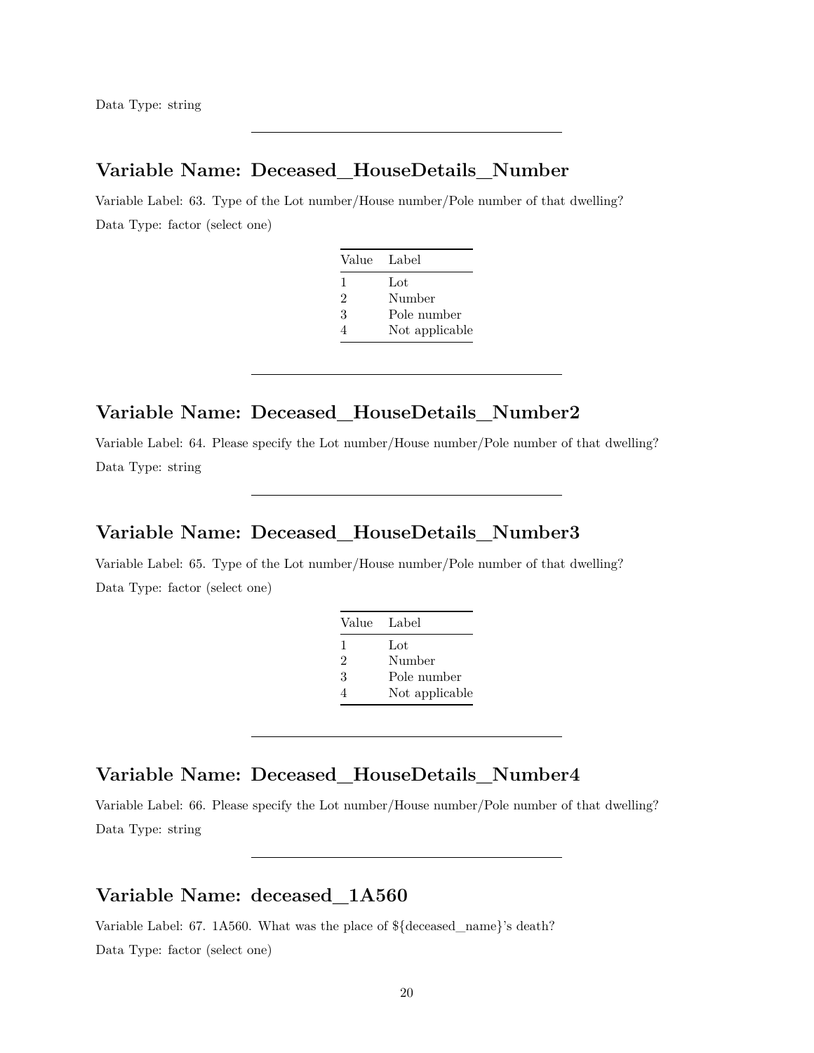Data Type: string

---

## Variable Name: Deceased_HouseDetails_Number

Variable Label: 63. Type of the Lot number/House number/Pole number of that dwelling?

Data Type: factor (select one)

| Value | Label |
|---|---|
| 1 | Lot |
| 2 | Number |
| 3 | Pole number |
| 4 | Not applicable |

---

## Variable Name: Deceased_HouseDetails_Number2

Variable Label: 64. Please specify the Lot number/House number/Pole number of that dwelling?

Data Type: string

---

## Variable Name: Deceased_HouseDetails_Number3

Variable Label: 65. Type of the Lot number/House number/Pole number of that dwelling?

Data Type: factor (select one)

| Value | Label |
|---|---|
| 1 | Lot |
| 2 | Number |
| 3 | Pole number |
| 4 | Not applicable |

---

## Variable Name: Deceased_HouseDetails_Number4

Variable Label: 66. Please specify the Lot number/House number/Pole number of that dwelling?

Data Type: string

---

## Variable Name: deceased_1A560

Variable Label: 67. 1A560. What was the place of ${deceased_name}'s death?

Data Type: factor (select one)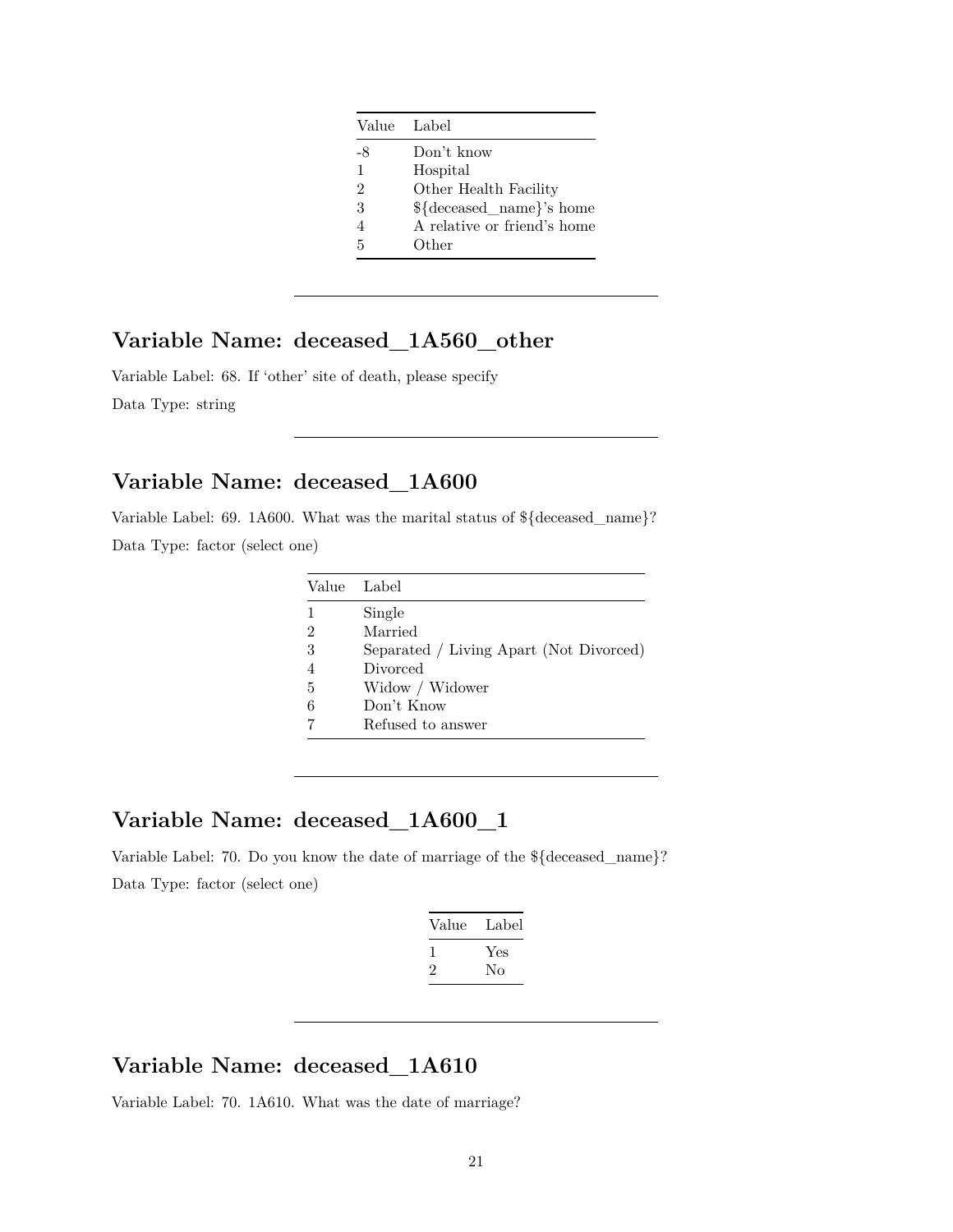| Value | Label |
|---|---|
| -8 | Don't know |
| 1 | Hospital |
| 2 | Other Health Facility |
| 3 | ${deceased_name}'s home |
| 4 | A relative or friend's home |
| 5 | Other |

---

## Variable Name: deceased_1A560_other

Variable Label: 68. If 'other' site of death, please specify

Data Type: string

---

## Variable Name: deceased_1A600

Variable Label: 69. 1A600. What was the marital status of ${deceased_name}?

Data Type: factor (select one)

| Value | Label |
|---|---|
| 1 | Single |
| 2 | Married |
| 3 | Separated / Living Apart (Not Divorced) |
| 4 | Divorced |
| 5 | Widow / Widower |
| 6 | Don't Know |
| 7 | Refused to answer |

---

## Variable Name: deceased_1A600_1

Variable Label: 70. Do you know the date of marriage of the ${deceased_name}?

Data Type: factor (select one)

| Value | Label |
|---|---|
| 1 | Yes |
| 2 | No |

---

## Variable Name: deceased_1A610

Variable Label: 70. 1A610. What was the date of marriage?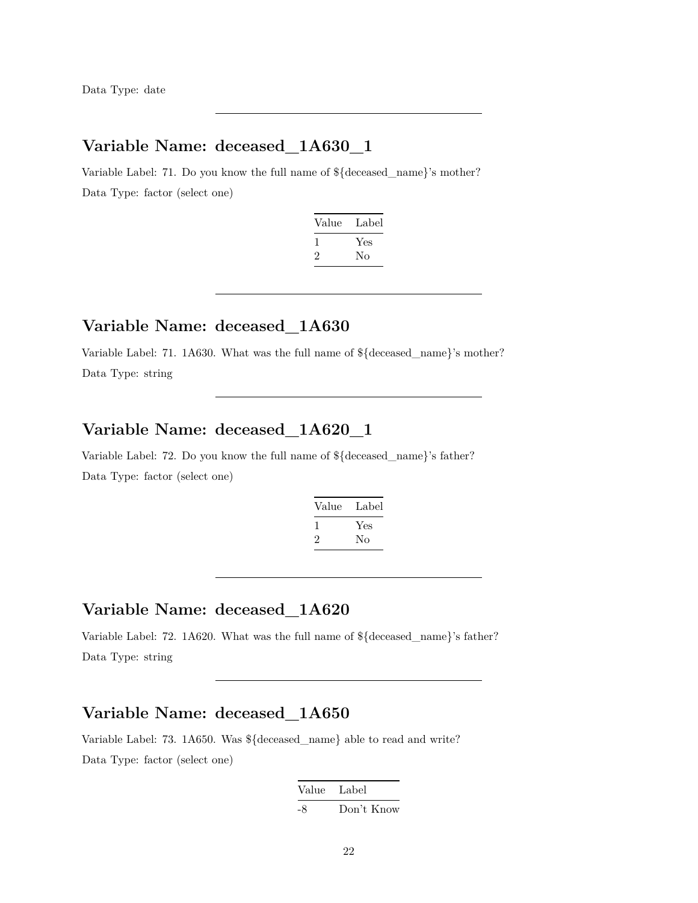Data Type: date

---

## Variable Name: deceased_1A630_1

Variable Label: 71. Do you know the full name of ${deceased_name}'s mother?

Data Type: factor (select one)

| Value | Label |
|---|---|
| 1 | Yes |
| 2 | No |

---

## Variable Name: deceased_1A630

Variable Label: 71. 1A630. What was the full name of ${deceased_name}'s mother?

Data Type: string

---

## Variable Name: deceased_1A620_1

Variable Label: 72. Do you know the full name of ${deceased_name}'s father?

Data Type: factor (select one)

| Value | Label |
|---|---|
| 1 | Yes |
| 2 | No |

---

## Variable Name: deceased_1A620

Variable Label: 72. 1A620. What was the full name of ${deceased_name}'s father?

Data Type: string

---

## Variable Name: deceased_1A650

Variable Label: 73. 1A650. Was ${deceased_name} able to read and write?

Data Type: factor (select one)

| Value | Label |
|---|---|
| -8 | Don't Know |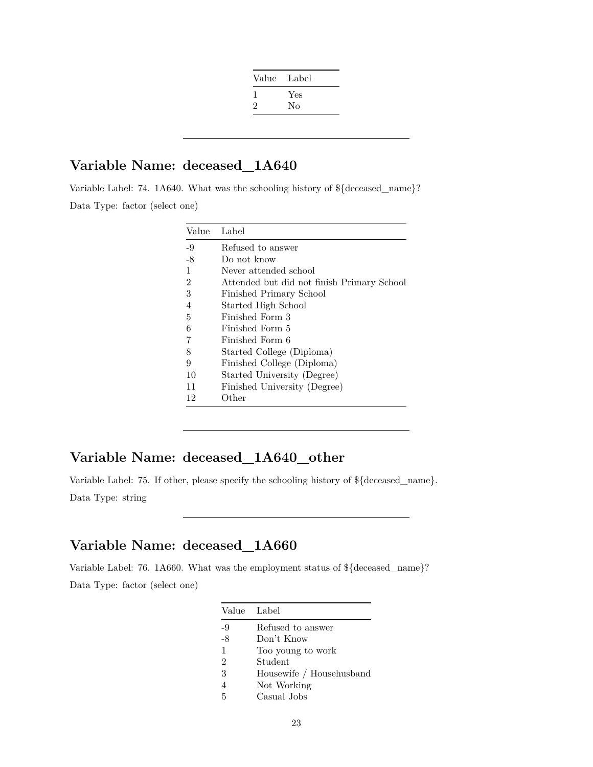| Value | Label |
|---|---|
| 1 | Yes |
| 2 | No |

---

## Variable Name: deceased_1A640

Variable Label: 74. 1A640. What was the schooling history of ${deceased_name}?

Data Type: factor (select one)

| Value | Label |
|---|---|
| -9 | Refused to answer |
| -8 | Do not know |
| 1 | Never attended school |
| 2 | Attended but did not finish Primary School |
| 3 | Finished Primary School |
| 4 | Started High School |
| 5 | Finished Form 3 |
| 6 | Finished Form 5 |
| 7 | Finished Form 6 |
| 8 | Started College (Diploma) |
| 9 | Finished College (Diploma) |
| 10 | Started University (Degree) |
| 11 | Finished University (Degree) |
| 12 | Other |

---

## Variable Name: deceased_1A640_other

Variable Label: 75. If other, please specify the schooling history of ${deceased_name}.

Data Type: string

---

## Variable Name: deceased_1A660

Variable Label: 76. 1A660. What was the employment status of ${deceased_name}?

Data Type: factor (select one)

| Value | Label |
|---|---|
| -9 | Refused to answer |
| -8 | Don't Know |
| 1 | Too young to work |
| 2 | Student |
| 3 | Housewife / Househusband |
| 4 | Not Working |
| 5 | Casual Jobs |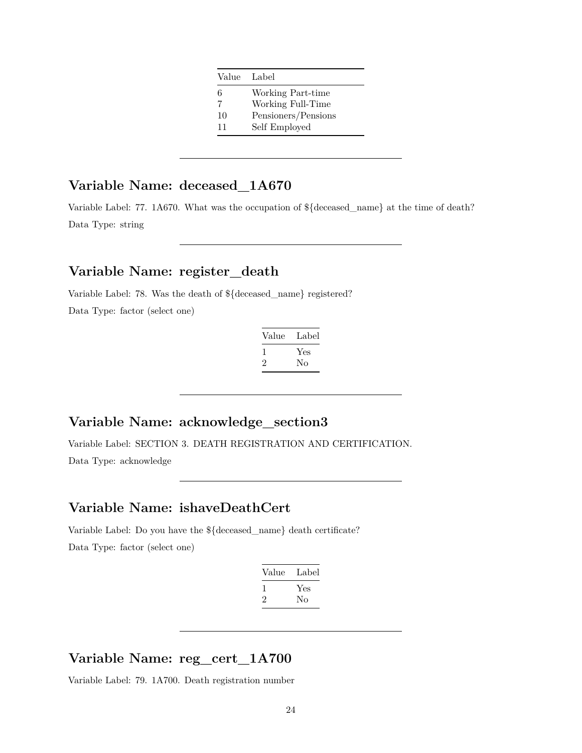| Value | Label |
|---|---|
| 6 | Working Part-time |
| 7 | Working Full-Time |
| 10 | Pensioners/Pensions |
| 11 | Self Employed |

---

## Variable Name: deceased_1A670

Variable Label: 77. 1A670. What was the occupation of ${deceased_name} at the time of death?

Data Type: string

---

## Variable Name: register_death

Variable Label: 78. Was the death of ${deceased_name} registered?

Data Type: factor (select one)

| Value | Label |
|---|---|
| 1 | Yes |
| 2 | No |

---

## Variable Name: acknowledge_section3

Variable Label: SECTION 3. DEATH REGISTRATION AND CERTIFICATION.

Data Type: acknowledge

---

## Variable Name: ishaveDeathCert

Variable Label: Do you have the ${deceased_name} death certificate?

Data Type: factor (select one)

| Value | Label |
|---|---|
| 1 | Yes |
| 2 | No |

---

## Variable Name: reg_cert_1A700

Variable Label: 79. 1A700. Death registration number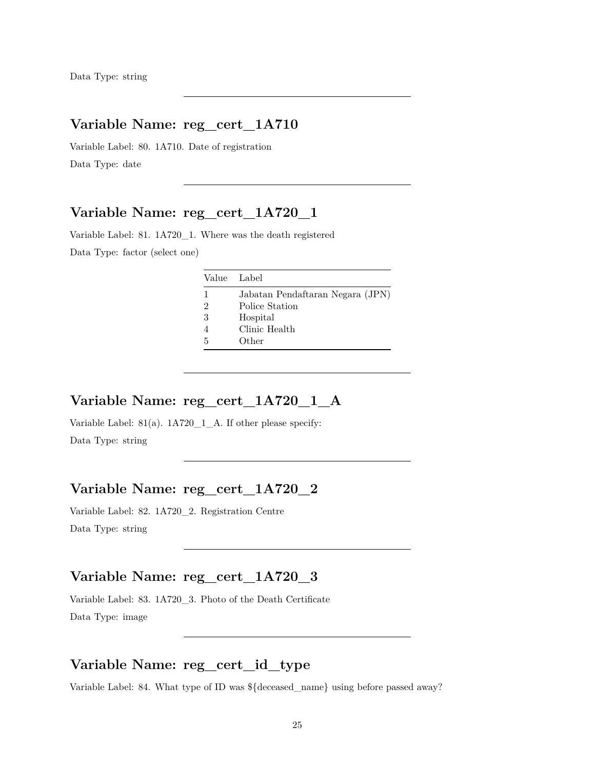Data Type: string

---

## Variable Name: reg_cert_1A710

Variable Label: 80. 1A710. Date of registration

Data Type: date

---

## Variable Name: reg_cert_1A720_1

Variable Label: 81. 1A720_1. Where was the death registered

Data Type: factor (select one)

| Value | Label |
|---|---|
| 1 | Jabatan Pendaftaran Negara (JPN) |
| 2 | Police Station |
| 3 | Hospital |
| 4 | Clinic Health |
| 5 | Other |

---

## Variable Name: reg_cert_1A720_1_A

Variable Label: 81(a). 1A720_1_A. If other please specify:

Data Type: string

---

## Variable Name: reg_cert_1A720_2

Variable Label: 82. 1A720_2. Registration Centre

Data Type: string

---

## Variable Name: reg_cert_1A720_3

Variable Label: 83. 1A720_3. Photo of the Death Certificate

Data Type: image

---

## Variable Name: reg_cert_id_type

Variable Label: 84. What type of ID was ${deceased_name} using before passed away?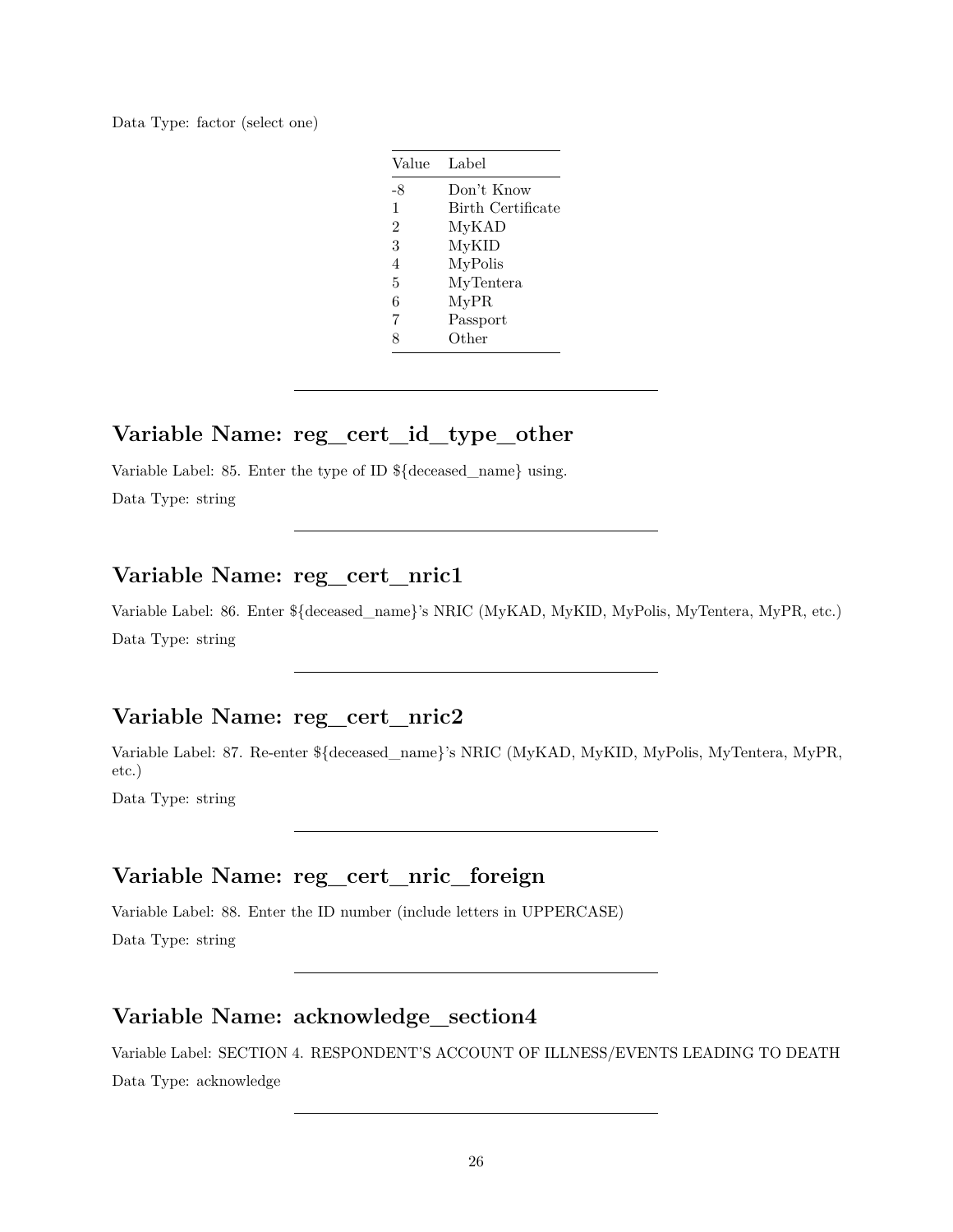Data Type: factor (select one)

| Value | Label |
|---|---|
| -8 | Don't Know |
| 1 | Birth Certificate |
| 2 | MyKAD |
| 3 | MyKID |
| 4 | MyPolis |
| 5 | MyTentera |
| 6 | MyPR |
| 7 | Passport |
| 8 | Other |

---

## Variable Name: reg_cert_id_type_other

Variable Label: 85. Enter the type of ID ${deceased_name} using.

Data Type: string

---

## Variable Name: reg_cert_nric1

Variable Label: 86. Enter ${deceased_name}'s NRIC (MyKAD, MyKID, MyPolis, MyTentera, MyPR, etc.)

Data Type: string

---

## Variable Name: reg_cert_nric2

Variable Label: 87. Re-enter ${deceased_name}'s NRIC (MyKAD, MyKID, MyPolis, MyTentera, MyPR, etc.)

Data Type: string

---

## Variable Name: reg_cert_nric_foreign

Variable Label: 88. Enter the ID number (include letters in UPPERCASE)

Data Type: string

---

## Variable Name: acknowledge_section4

Variable Label: SECTION 4. RESPONDENT'S ACCOUNT OF ILLNESS/EVENTS LEADING TO DEATH

Data Type: acknowledge

---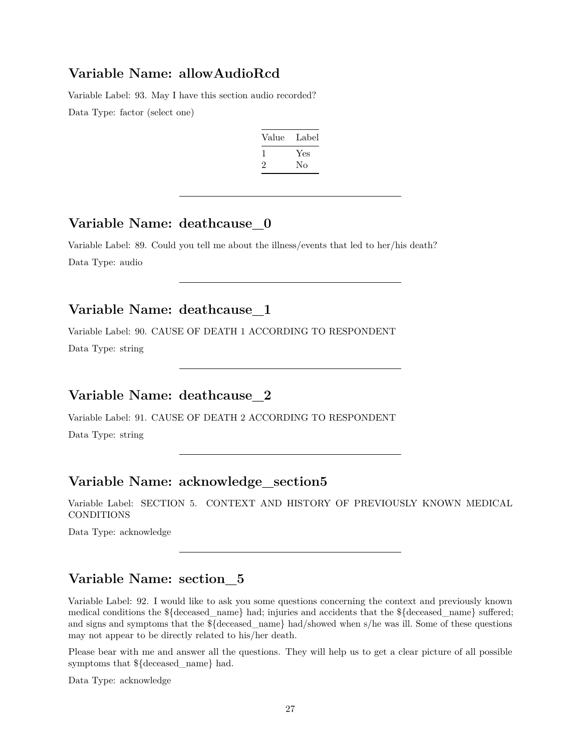## Variable Name: allowAudioRcd

Variable Label: 93. May I have this section audio recorded?

Data Type: factor (select one)

| Value | Label |
|---|---|
| 1 | Yes |
| 2 | No |

---

## Variable Name: deathcause_0

Variable Label: 89. Could you tell me about the illness/events that led to her/his death?

Data Type: audio

---

## Variable Name: deathcause_1

Variable Label: 90. CAUSE OF DEATH 1 ACCORDING TO RESPONDENT

Data Type: string

---

## Variable Name: deathcause_2

Variable Label: 91. CAUSE OF DEATH 2 ACCORDING TO RESPONDENT

Data Type: string

---

## Variable Name: acknowledge_section5

Variable Label: SECTION 5. CONTEXT AND HISTORY OF PREVIOUSLY KNOWN MEDICAL CONDITIONS

Data Type: acknowledge

---

## Variable Name: section_5

Variable Label: 92. I would like to ask you some questions concerning the context and previously known medical conditions the ${deceased_name} had; injuries and accidents that the ${deceased_name} suffered; and signs and symptoms that the ${deceased_name} had/showed when s/he was ill. Some of these questions may not appear to be directly related to his/her death.

Please bear with me and answer all the questions. They will help us to get a clear picture of all possible symptoms that ${deceased_name} had.

Data Type: acknowledge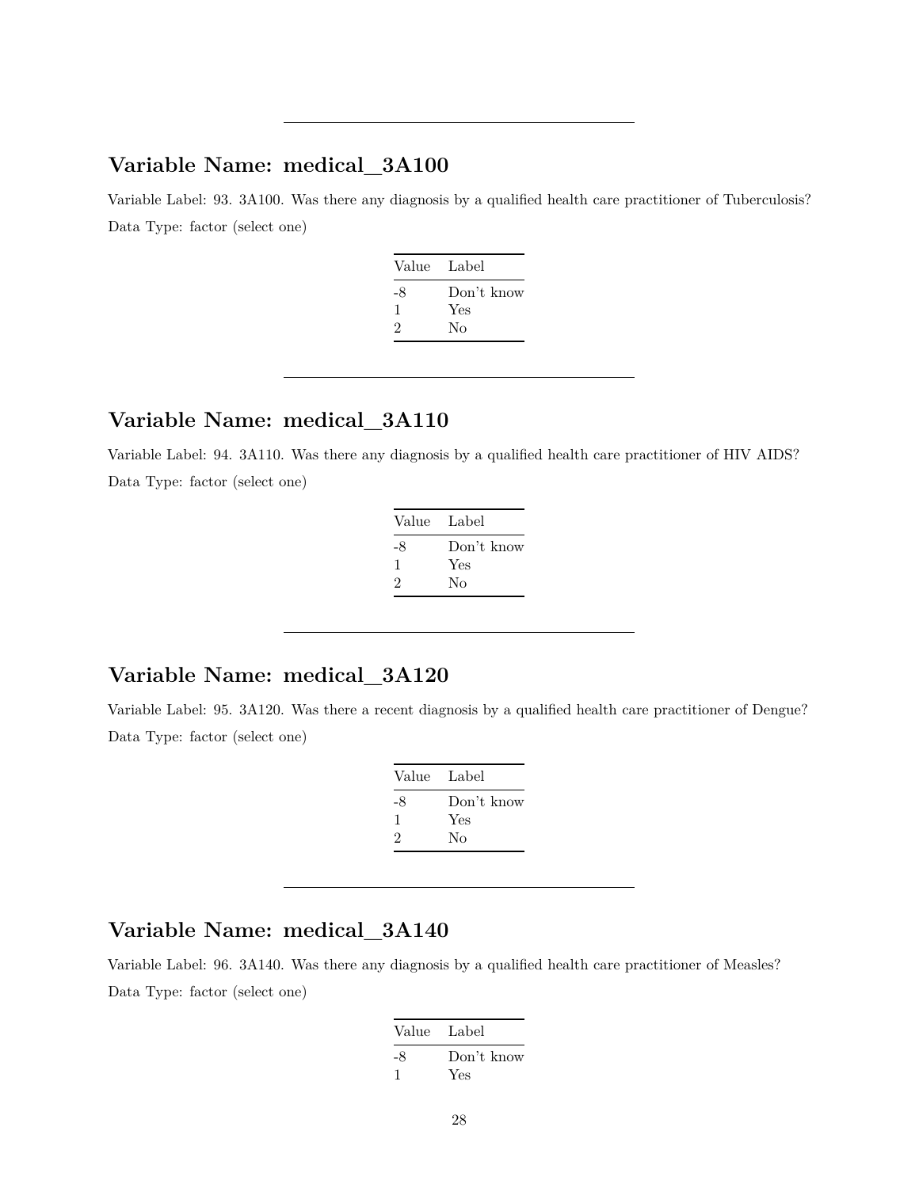---

## Variable Name: medical_3A100

Variable Label: 93. 3A100. Was there any diagnosis by a qualified health care practitioner of Tuberculosis?

Data Type: factor (select one)

| Value | Label |
|---|---|
| -8 | Don't know |
| 1 | Yes |
| 2 | No |

---

## Variable Name: medical_3A110

Variable Label: 94. 3A110. Was there any diagnosis by a qualified health care practitioner of HIV AIDS?

Data Type: factor (select one)

| Value | Label |
|---|---|
| -8 | Don't know |
| 1 | Yes |
| 2 | No |

---

## Variable Name: medical_3A120

Variable Label: 95. 3A120. Was there a recent diagnosis by a qualified health care practitioner of Dengue?

Data Type: factor (select one)

| Value | Label |
|---|---|
| -8 | Don't know |
| 1 | Yes |
| 2 | No |

---

## Variable Name: medical_3A140

Variable Label: 96. 3A140. Was there any diagnosis by a qualified health care practitioner of Measles?

Data Type: factor (select one)

| Value | Label |
|---|---|
| -8 | Don't know |
| 1 | Yes |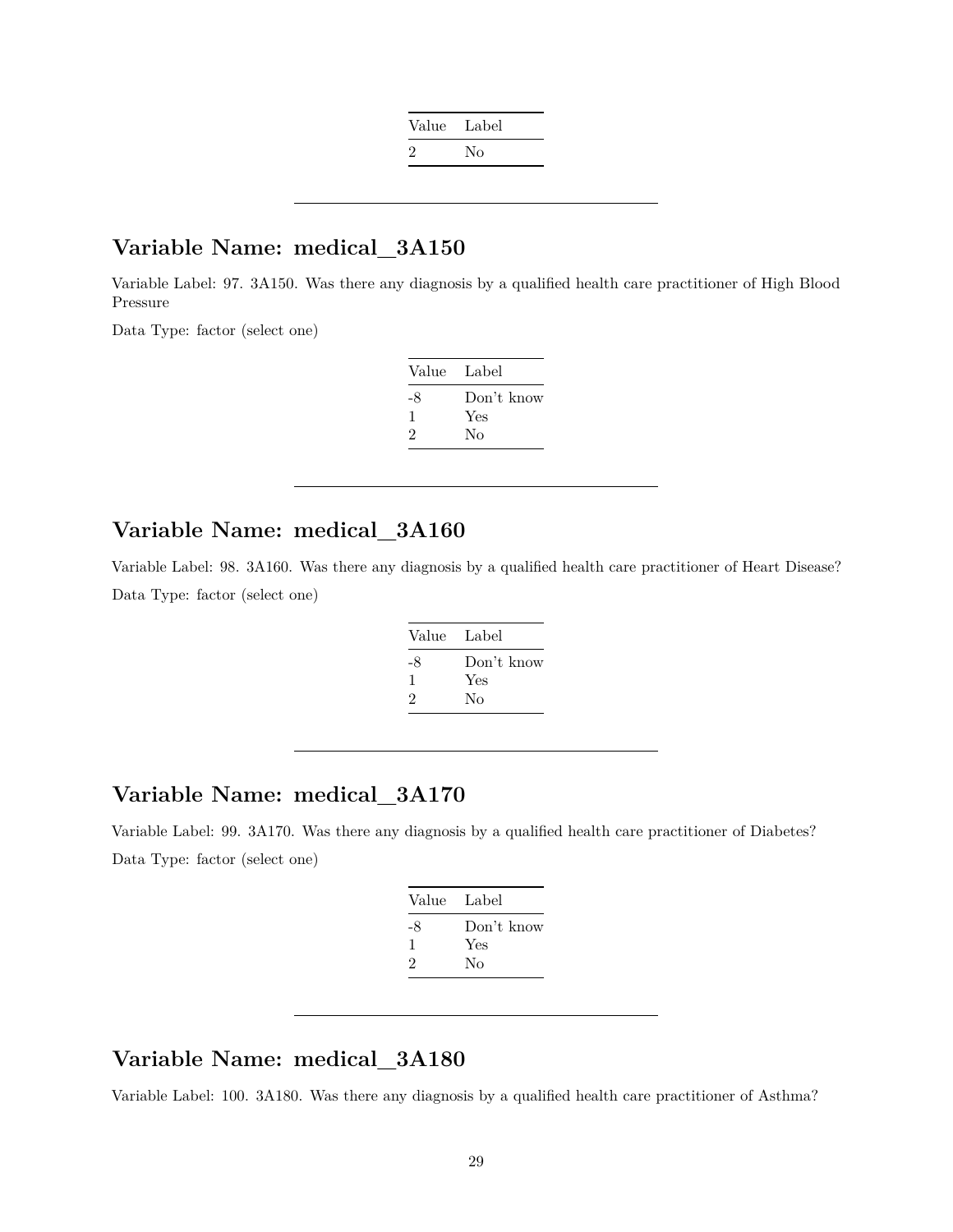| Value | Label |
|---|---|
| 2 | No |

---

## Variable Name: medical_3A150

Variable Label: 97. 3A150. Was there any diagnosis by a qualified health care practitioner of High Blood Pressure

Data Type: factor (select one)

| Value | Label |
|---|---|
| -8 | Don't know |
| 1 | Yes |
| 2 | No |

---

## Variable Name: medical_3A160

Variable Label: 98. 3A160. Was there any diagnosis by a qualified health care practitioner of Heart Disease?

Data Type: factor (select one)

| Value | Label |
|---|---|
| -8 | Don't know |
| 1 | Yes |
| 2 | No |

---

## Variable Name: medical_3A170

Variable Label: 99. 3A170. Was there any diagnosis by a qualified health care practitioner of Diabetes?

Data Type: factor (select one)

| Value | Label |
|---|---|
| -8 | Don't know |
| 1 | Yes |
| 2 | No |

---

## Variable Name: medical_3A180

Variable Label: 100. 3A180. Was there any diagnosis by a qualified health care practitioner of Asthma?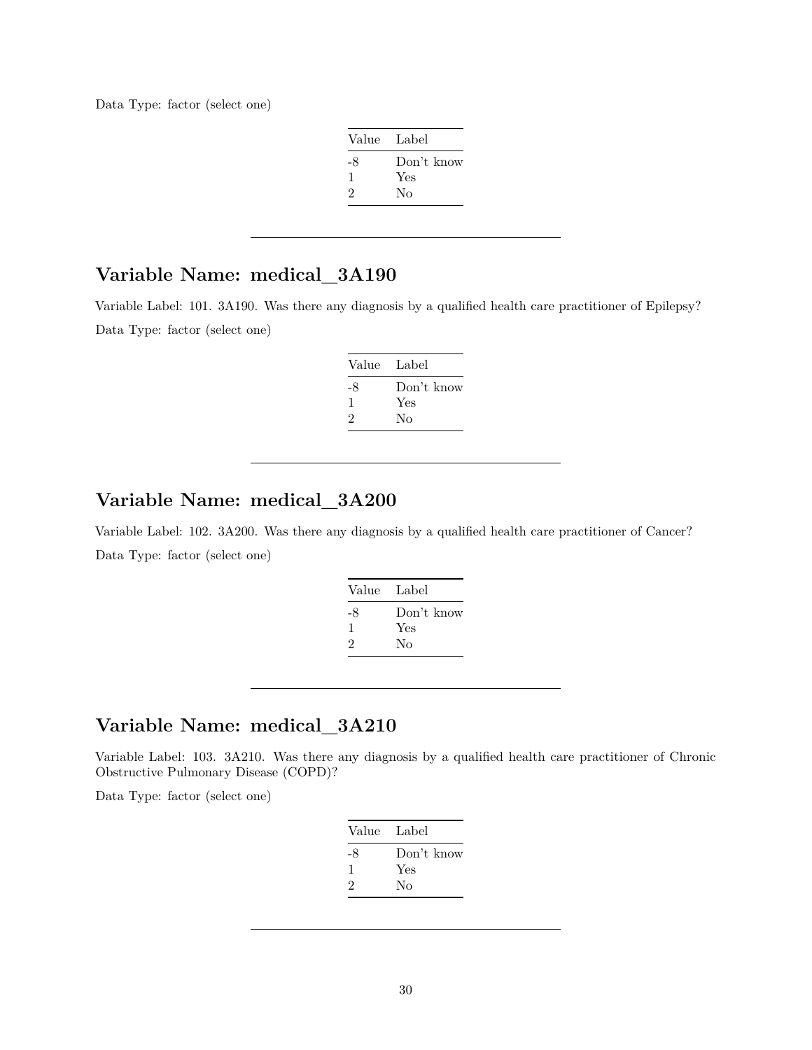Data Type: factor (select one)

| Value | Label |
|---|---|
| -8 | Don't know |
| 1 | Yes |
| 2 | No |

---

## Variable Name: medical_3A190

Variable Label: 101. 3A190. Was there any diagnosis by a qualified health care practitioner of Epilepsy?

Data Type: factor (select one)

| Value | Label |
|---|---|
| -8 | Don't know |
| 1 | Yes |
| 2 | No |

---

## Variable Name: medical_3A200

Variable Label: 102. 3A200. Was there any diagnosis by a qualified health care practitioner of Cancer?

Data Type: factor (select one)

| Value | Label |
|---|---|
| -8 | Don't know |
| 1 | Yes |
| 2 | No |

---

## Variable Name: medical_3A210

Variable Label: 103. 3A210. Was there any diagnosis by a qualified health care practitioner of Chronic Obstructive Pulmonary Disease (COPD)?

Data Type: factor (select one)

| Value | Label |
|---|---|
| -8 | Don't know |
| 1 | Yes |
| 2 | No |

---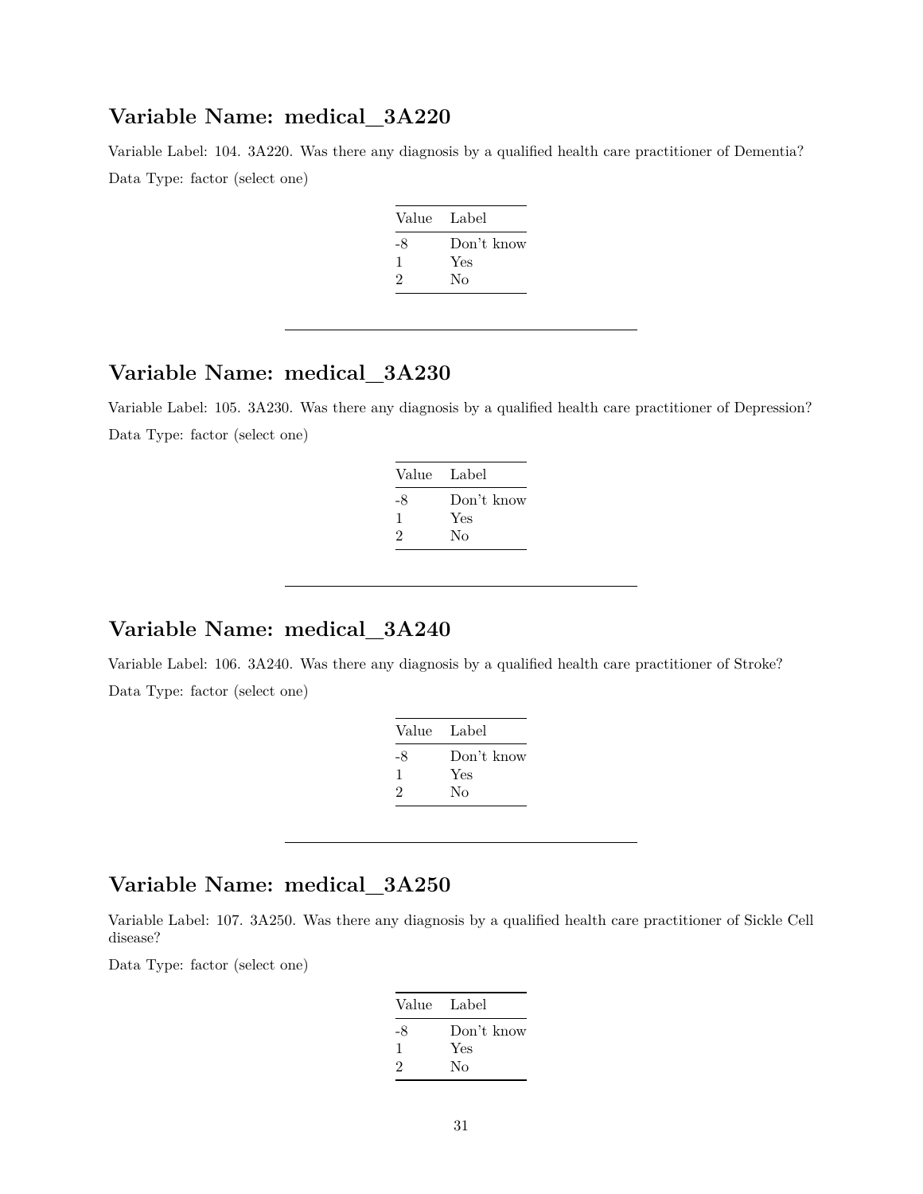## Variable Name: medical_3A220

Variable Label: 104. 3A220. Was there any diagnosis by a qualified health care practitioner of Dementia?

Data Type: factor (select one)

| Value | Label |
|---|---|
| -8 | Don't know |
| 1 | Yes |
| 2 | No |

---

## Variable Name: medical_3A230

Variable Label: 105. 3A230. Was there any diagnosis by a qualified health care practitioner of Depression?

Data Type: factor (select one)

| Value | Label |
|---|---|
| -8 | Don't know |
| 1 | Yes |
| 2 | No |

---

## Variable Name: medical_3A240

Variable Label: 106. 3A240. Was there any diagnosis by a qualified health care practitioner of Stroke?

Data Type: factor (select one)

| Value | Label |
|---|---|
| -8 | Don't know |
| 1 | Yes |
| 2 | No |

---

## Variable Name: medical_3A250

Variable Label: 107. 3A250. Was there any diagnosis by a qualified health care practitioner of Sickle Cell disease?

Data Type: factor (select one)

| Value | Label |
|---|---|
| -8 | Don't know |
| 1 | Yes |
| 2 | No |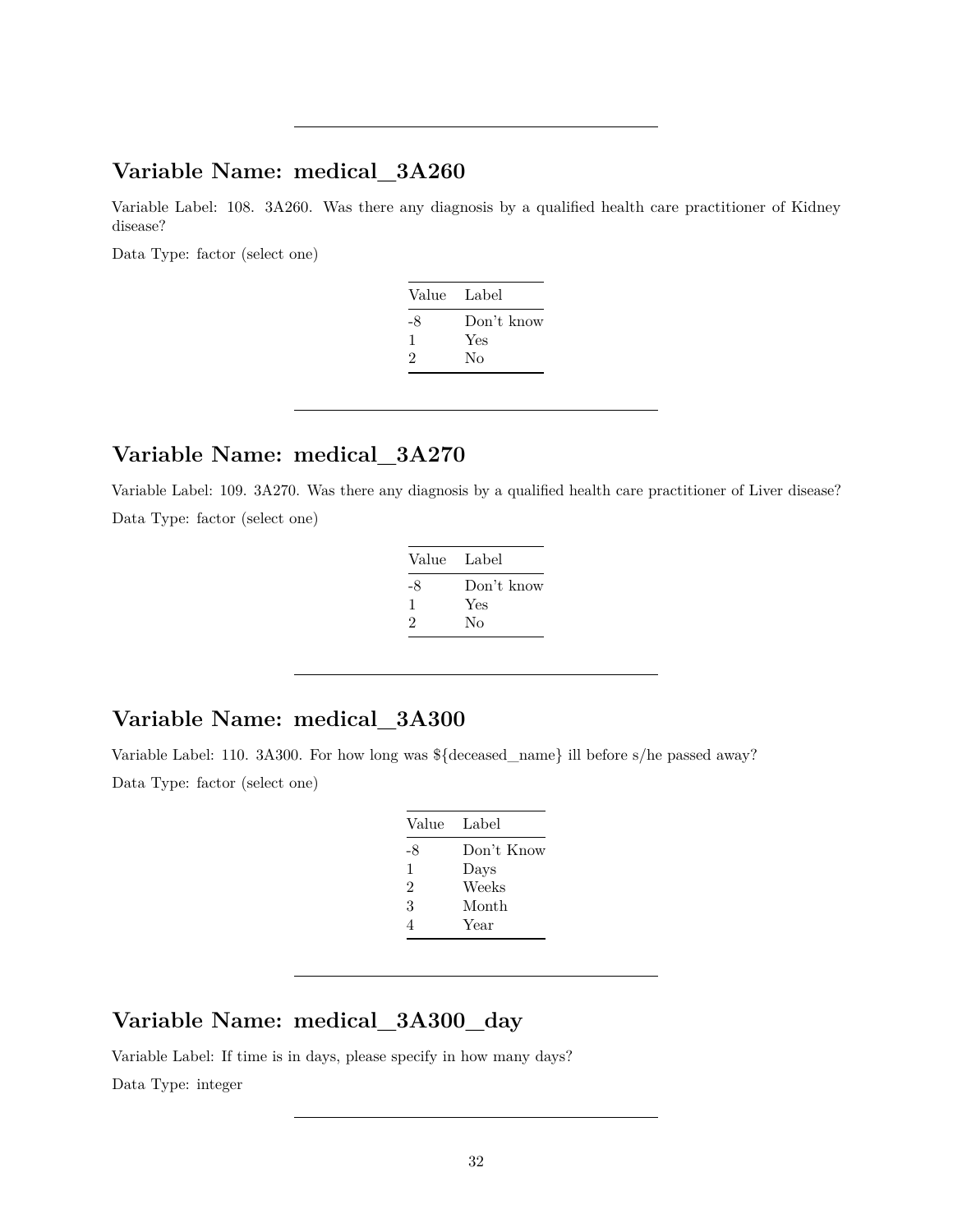---

## Variable Name: medical_3A260

Variable Label: 108. 3A260. Was there any diagnosis by a qualified health care practitioner of Kidney disease?

Data Type: factor (select one)

| Value | Label |
|---|---|
| -8 | Don't know |
| 1 | Yes |
| 2 | No |

---

## Variable Name: medical_3A270

Variable Label: 109. 3A270. Was there any diagnosis by a qualified health care practitioner of Liver disease?

Data Type: factor (select one)

| Value | Label |
|---|---|
| -8 | Don't know |
| 1 | Yes |
| 2 | No |

---

## Variable Name: medical_3A300

Variable Label: 110. 3A300. For how long was ${deceased_name} ill before s/he passed away?

Data Type: factor (select one)

| Value | Label |
|---|---|
| -8 | Don't Know |
| 1 | Days |
| 2 | Weeks |
| 3 | Month |
| 4 | Year |

---

## Variable Name: medical_3A300_day

Variable Label: If time is in days, please specify in how many days?

Data Type: integer

---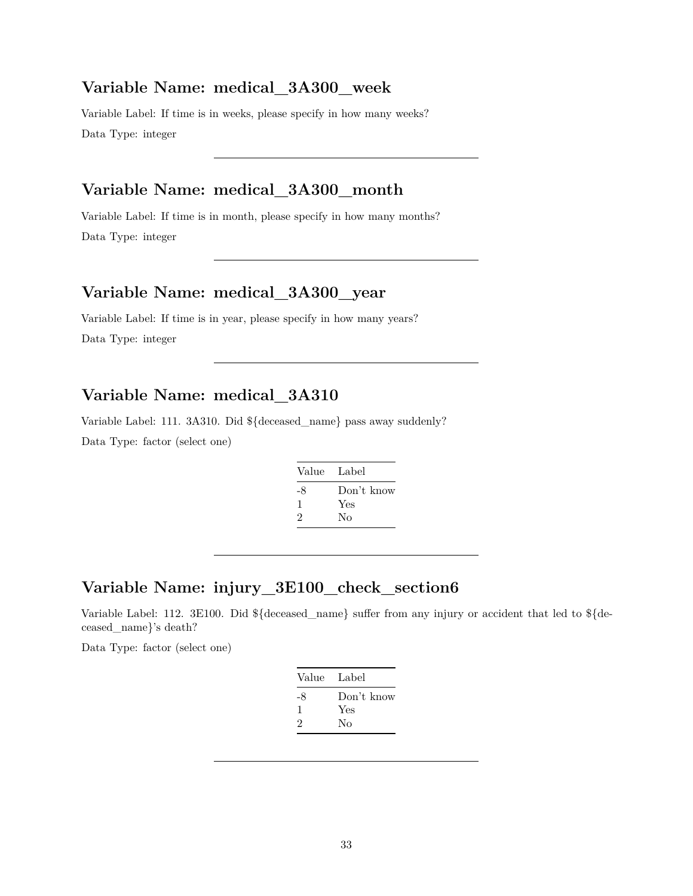## Variable Name: medical_3A300_week

Variable Label: If time is in weeks, please specify in how many weeks?

Data Type: integer

---

## Variable Name: medical_3A300_month

Variable Label: If time is in month, please specify in how many months?

Data Type: integer

---

## Variable Name: medical_3A300_year

Variable Label: If time is in year, please specify in how many years?

Data Type: integer

---

## Variable Name: medical_3A310

Variable Label: 111. 3A310. Did ${deceased_name} pass away suddenly?

Data Type: factor (select one)

| Value | Label |
|---|---|
| -8 | Don't know |
| 1 | Yes |
| 2 | No |

---

## Variable Name: injury_3E100_check_section6

Variable Label: 112. 3E100. Did ${deceased_name} suffer from any injury or accident that led to ${deceased_name}'s death?

Data Type: factor (select one)

| Value | Label |
|---|---|
| -8 | Don't know |
| 1 | Yes |
| 2 | No |

---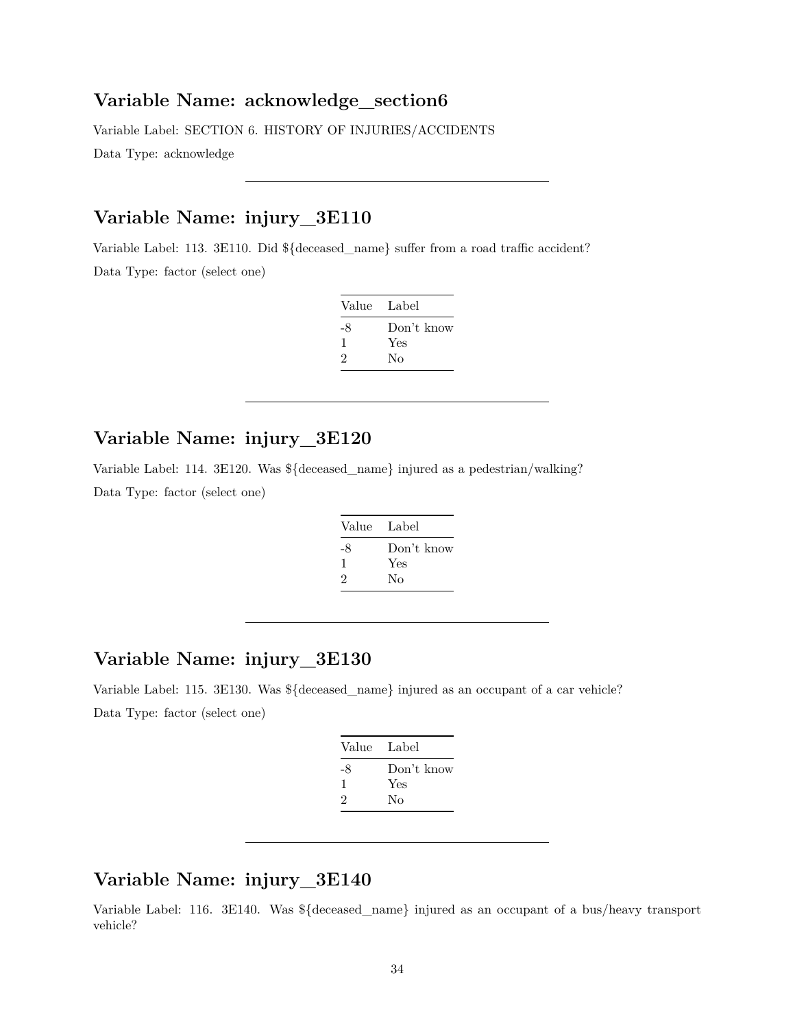## Variable Name: acknowledge_section6

Variable Label: SECTION 6. HISTORY OF INJURIES/ACCIDENTS

Data Type: acknowledge

---

## Variable Name: injury_3E110

Variable Label: 113. 3E110. Did ${deceased_name} suffer from a road traffic accident?

Data Type: factor (select one)

| Value | Label |
|---|---|
| -8 | Don't know |
| 1 | Yes |
| 2 | No |

---

## Variable Name: injury_3E120

Variable Label: 114. 3E120. Was ${deceased_name} injured as a pedestrian/walking?

Data Type: factor (select one)

| Value | Label |
|---|---|
| -8 | Don't know |
| 1 | Yes |
| 2 | No |

---

## Variable Name: injury_3E130

Variable Label: 115. 3E130. Was ${deceased_name} injured as an occupant of a car vehicle?

Data Type: factor (select one)

| Value | Label |
|---|---|
| -8 | Don't know |
| 1 | Yes |
| 2 | No |

---

## Variable Name: injury_3E140

Variable Label: 116. 3E140. Was ${deceased_name} injured as an occupant of a bus/heavy transport vehicle?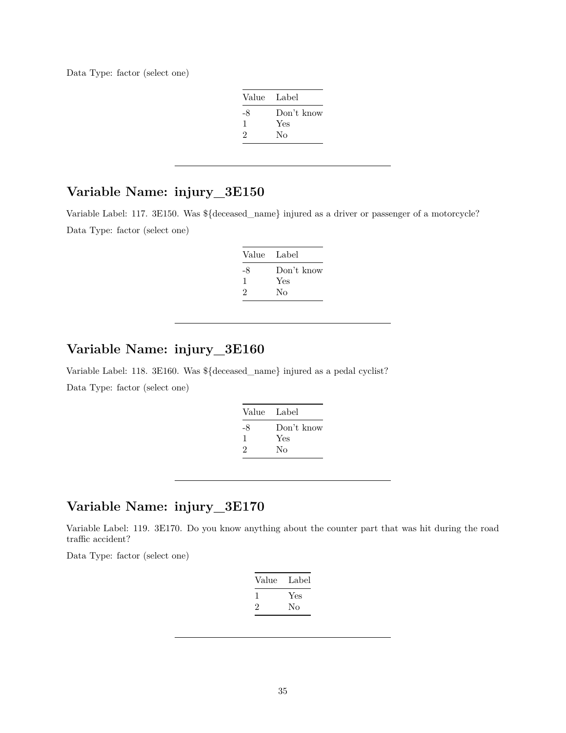Data Type: factor (select one)

| Value | Label |
|---|---|
| -8 | Don't know |
| 1 | Yes |
| 2 | No |

---

## Variable Name: injury_3E150

Variable Label: 117. 3E150. Was ${deceased_name} injured as a driver or passenger of a motorcycle?

Data Type: factor (select one)

| Value | Label |
|---|---|
| -8 | Don't know |
| 1 | Yes |
| 2 | No |

---

## Variable Name: injury_3E160

Variable Label: 118. 3E160. Was ${deceased_name} injured as a pedal cyclist?

Data Type: factor (select one)

| Value | Label |
|---|---|
| -8 | Don't know |
| 1 | Yes |
| 2 | No |

---

## Variable Name: injury_3E170

Variable Label: 119. 3E170. Do you know anything about the counter part that was hit during the road traffic accident?

Data Type: factor (select one)

| Value | Label |
|---|---|
| 1 | Yes |
| 2 | No |

---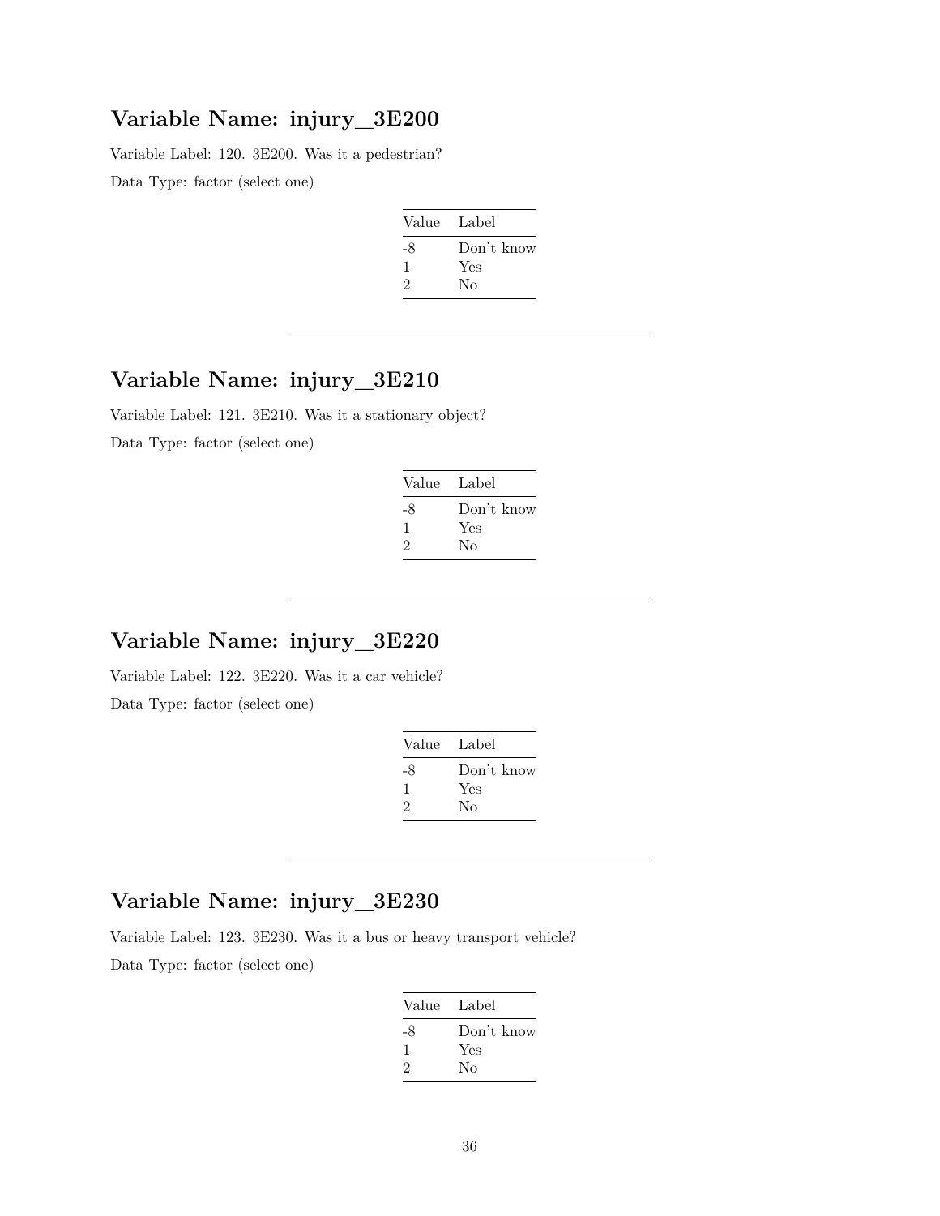## Variable Name: injury_3E200

Variable Label: 120. 3E200. Was it a pedestrian?

Data Type: factor (select one)

| Value | Label |
|---|---|
| -8 | Don't know |
| 1 | Yes |
| 2 | No |

---

## Variable Name: injury_3E210

Variable Label: 121. 3E210. Was it a stationary object?

Data Type: factor (select one)

| Value | Label |
|---|---|
| -8 | Don't know |
| 1 | Yes |
| 2 | No |

---

## Variable Name: injury_3E220

Variable Label: 122. 3E220. Was it a car vehicle?

Data Type: factor (select one)

| Value | Label |
|---|---|
| -8 | Don't know |
| 1 | Yes |
| 2 | No |

---

## Variable Name: injury_3E230

Variable Label: 123. 3E230. Was it a bus or heavy transport vehicle?

Data Type: factor (select one)

| Value | Label |
|---|---|
| -8 | Don't know |
| 1 | Yes |
| 2 | No |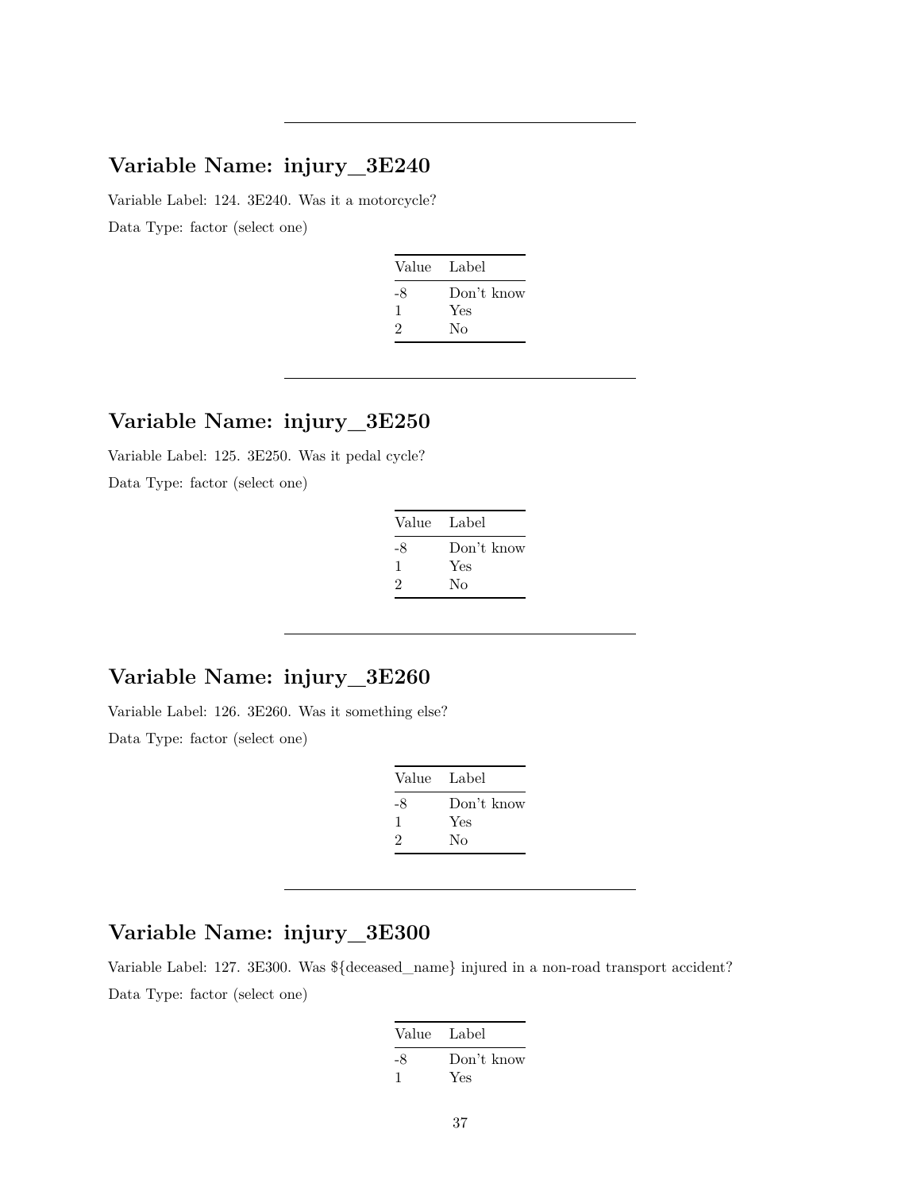---

## Variable Name: injury_3E240

Variable Label: 124. 3E240. Was it a motorcycle?

Data Type: factor (select one)

| Value | Label |
|---|---|
| -8 | Don't know |
| 1 | Yes |
| 2 | No |

---

## Variable Name: injury_3E250

Variable Label: 125. 3E250. Was it pedal cycle?

Data Type: factor (select one)

| Value | Label |
|---|---|
| -8 | Don't know |
| 1 | Yes |
| 2 | No |

---

## Variable Name: injury_3E260

Variable Label: 126. 3E260. Was it something else?

Data Type: factor (select one)

| Value | Label |
|---|---|
| -8 | Don't know |
| 1 | Yes |
| 2 | No |

---

## Variable Name: injury_3E300

Variable Label: 127. 3E300. Was ${deceased_name} injured in a non-road transport accident?

Data Type: factor (select one)

| Value | Label |
|---|---|
| -8 | Don't know |
| 1 | Yes |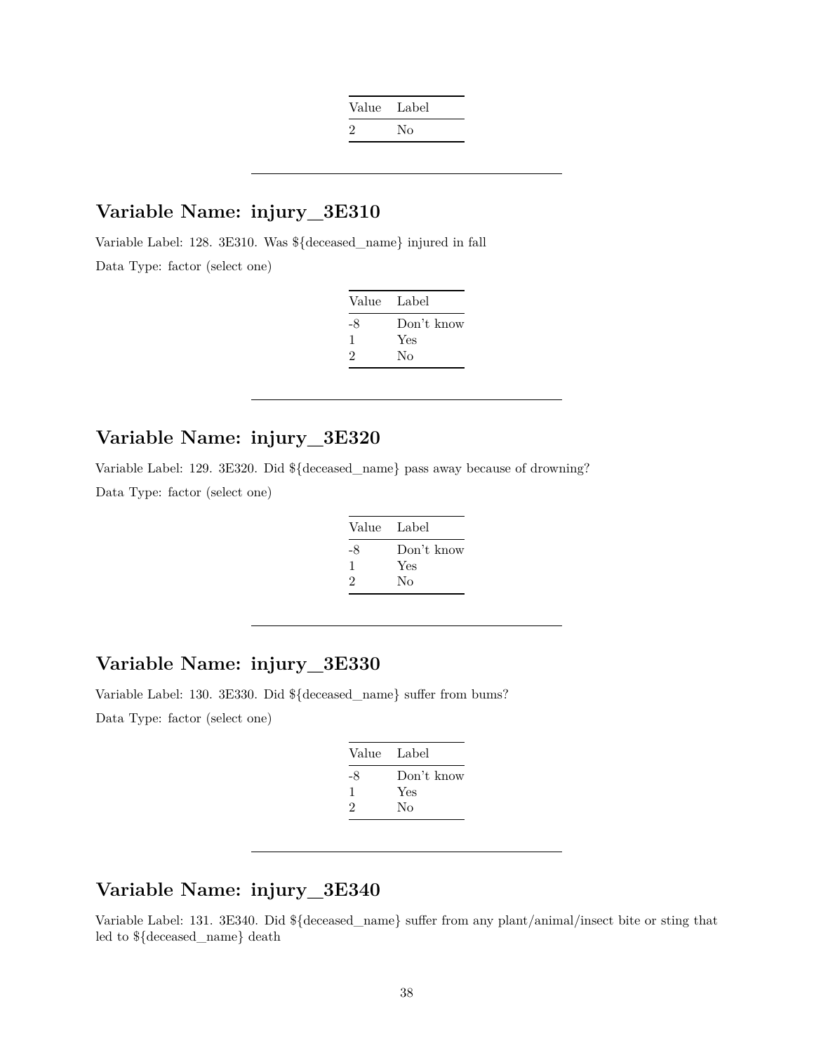| Value | Label |
|---|---|
| 2 | No |

---

## Variable Name: injury_3E310

Variable Label: 128. 3E310. Was ${deceased_name} injured in fall

Data Type: factor (select one)

| Value | Label |
|---|---|
| -8 | Don't know |
| 1 | Yes |
| 2 | No |

---

## Variable Name: injury_3E320

Variable Label: 129. 3E320. Did ${deceased_name} pass away because of drowning?

Data Type: factor (select one)

| Value | Label |
|---|---|
| -8 | Don't know |
| 1 | Yes |
| 2 | No |

---

## Variable Name: injury_3E330

Variable Label: 130. 3E330. Did ${deceased_name} suffer from bums?

Data Type: factor (select one)

| Value | Label |
|---|---|
| -8 | Don't know |
| 1 | Yes |
| 2 | No |

---

## Variable Name: injury_3E340

Variable Label: 131. 3E340. Did ${deceased_name} suffer from any plant/animal/insect bite or sting that led to ${deceased_name} death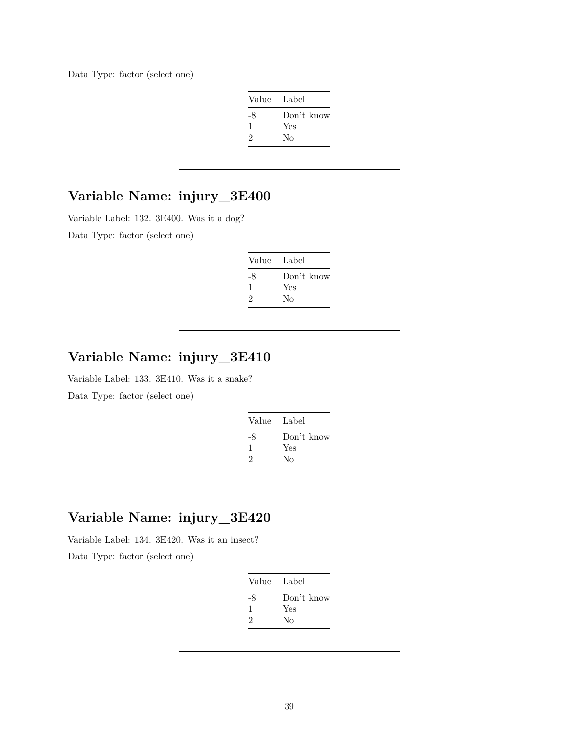Data Type: factor (select one)

| Value | Label |
|---|---|
| -8 | Don't know |
| 1 | Yes |
| 2 | No |

---

## Variable Name: injury_3E400

Variable Label: 132. 3E400. Was it a dog?

Data Type: factor (select one)

| Value | Label |
|---|---|
| -8 | Don't know |
| 1 | Yes |
| 2 | No |

---

## Variable Name: injury_3E410

Variable Label: 133. 3E410. Was it a snake?

Data Type: factor (select one)

| Value | Label |
|---|---|
| -8 | Don't know |
| 1 | Yes |
| 2 | No |

---

## Variable Name: injury_3E420

Variable Label: 134. 3E420. Was it an insect?

Data Type: factor (select one)

| Value | Label |
|---|---|
| -8 | Don't know |
| 1 | Yes |
| 2 | No |

---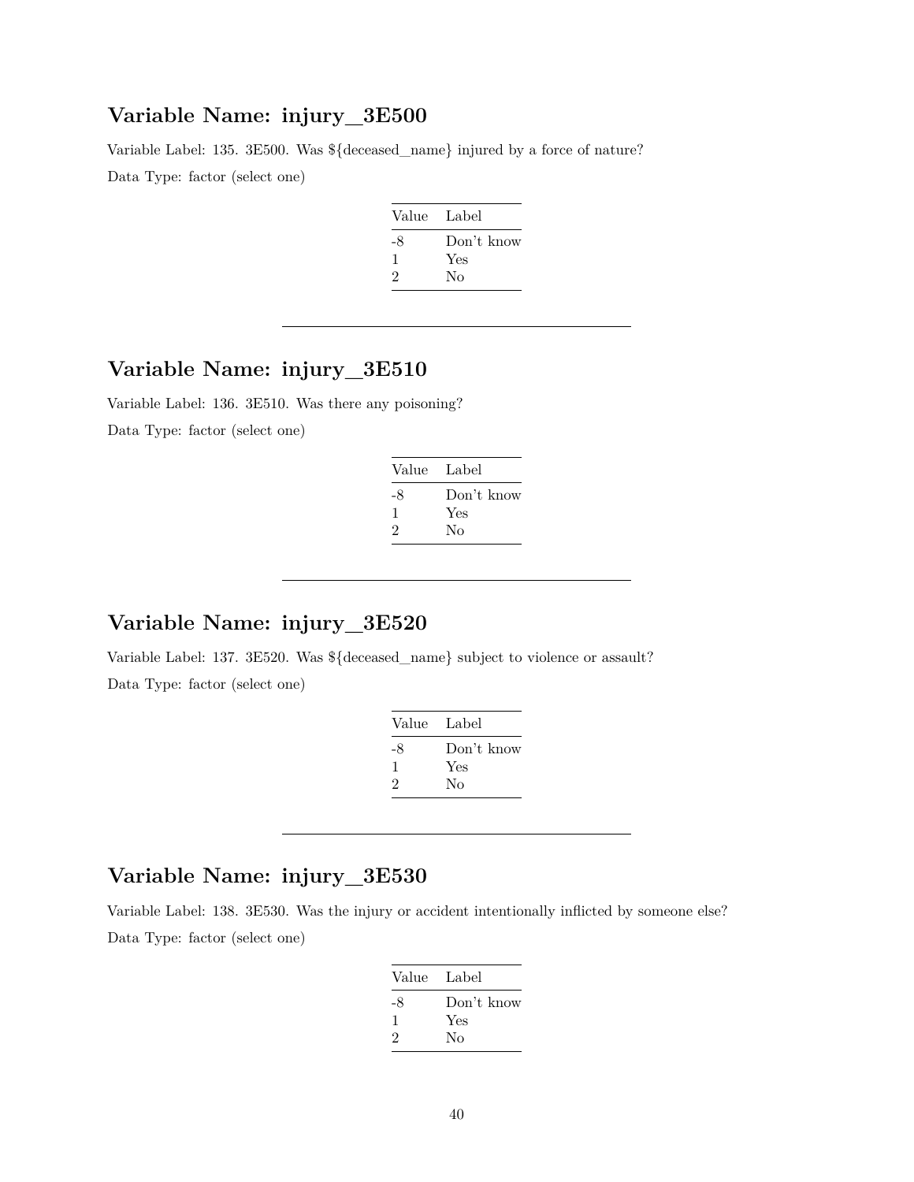## Variable Name: injury__3E500

Variable Label: 135. 3E500. Was ${deceased_name} injured by a force of nature?

Data Type: factor (select one)

| Value | Label |
|---|---|
| -8 | Don't know |
| 1 | Yes |
| 2 | No |

---

## Variable Name: injury__3E510

Variable Label: 136. 3E510. Was there any poisoning?

Data Type: factor (select one)

| Value | Label |
|---|---|
| -8 | Don't know |
| 1 | Yes |
| 2 | No |

---

## Variable Name: injury__3E520

Variable Label: 137. 3E520. Was ${deceased_name} subject to violence or assault?

Data Type: factor (select one)

| Value | Label |
|---|---|
| -8 | Don't know |
| 1 | Yes |
| 2 | No |

---

## Variable Name: injury__3E530

Variable Label: 138. 3E530. Was the injury or accident intentionally inflicted by someone else?

Data Type: factor (select one)

| Value | Label |
|---|---|
| -8 | Don't know |
| 1 | Yes |
| 2 | No |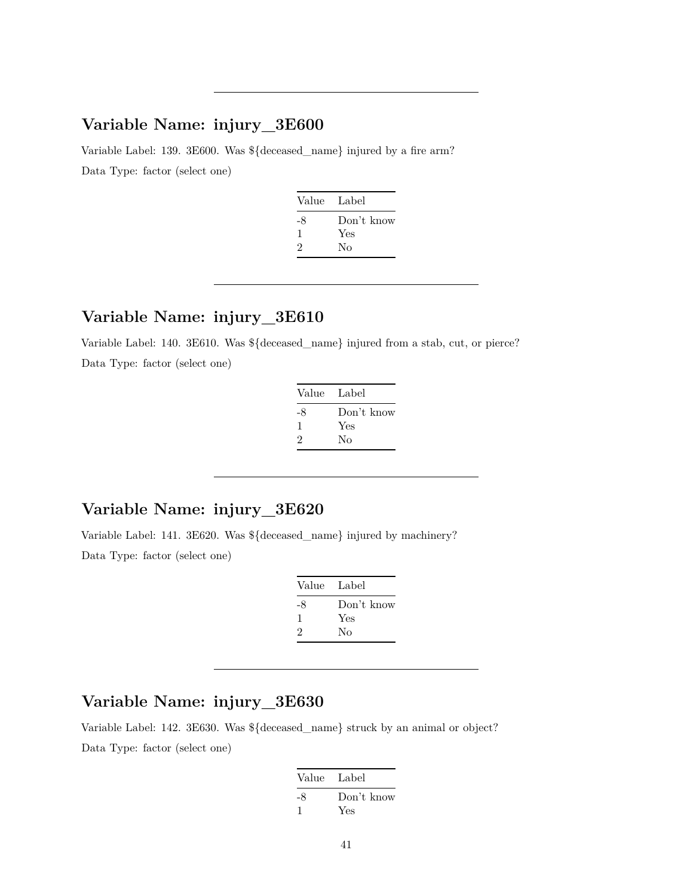---

## Variable Name: injury_3E600

Variable Label: 139. 3E600. Was ${deceased_name} injured by a fire arm?

Data Type: factor (select one)

| Value | Label |
|---|---|
| -8 | Don't know |
| 1 | Yes |
| 2 | No |

---

## Variable Name: injury_3E610

Variable Label: 140. 3E610. Was ${deceased_name} injured from a stab, cut, or pierce?

Data Type: factor (select one)

| Value | Label |
|---|---|
| -8 | Don't know |
| 1 | Yes |
| 2 | No |

---

## Variable Name: injury_3E620

Variable Label: 141. 3E620. Was ${deceased_name} injured by machinery?

Data Type: factor (select one)

| Value | Label |
|---|---|
| -8 | Don't know |
| 1 | Yes |
| 2 | No |

---

## Variable Name: injury_3E630

Variable Label: 142. 3E630. Was ${deceased_name} struck by an animal or object?

Data Type: factor (select one)

| Value | Label |
|---|---|
| -8 | Don't know |
| 1 | Yes |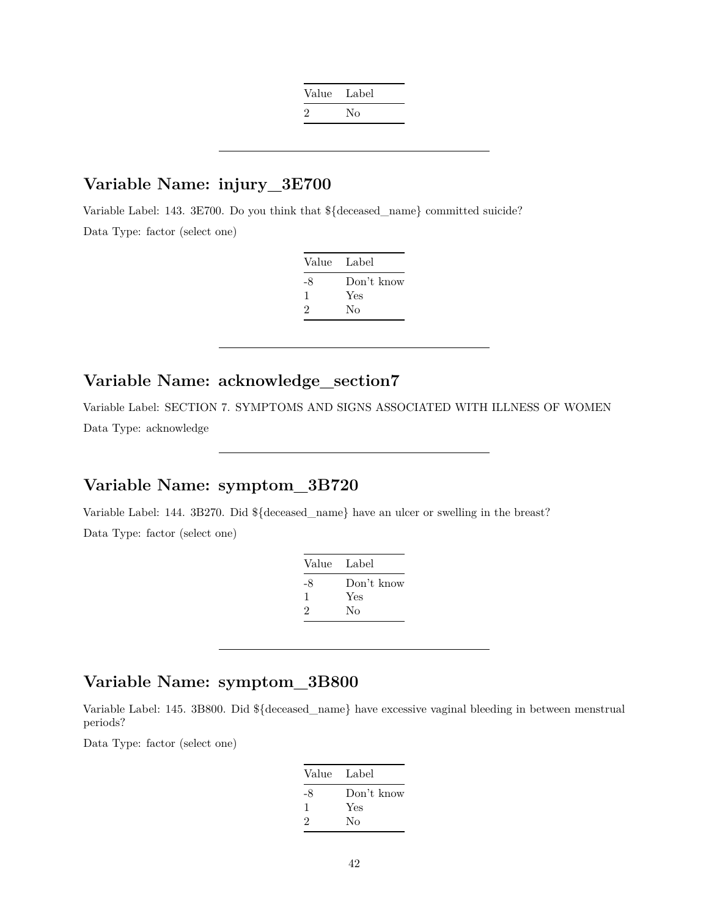| Value | Label |
| --- | --- |
| 2 | No |

---

## Variable Name: injury_3E700

Variable Label: 143. 3E700. Do you think that ${deceased_name} committed suicide?

Data Type: factor (select one)

| Value | Label |
| --- | --- |
| -8 | Don't know |
| 1 | Yes |
| 2 | No |

---

## Variable Name: acknowledge_section7

Variable Label: SECTION 7. SYMPTOMS AND SIGNS ASSOCIATED WITH ILLNESS OF WOMEN

Data Type: acknowledge

---

## Variable Name: symptom_3B720

Variable Label: 144. 3B270. Did ${deceased_name} have an ulcer or swelling in the breast?

Data Type: factor (select one)

| Value | Label |
| --- | --- |
| -8 | Don't know |
| 1 | Yes |
| 2 | No |

---

## Variable Name: symptom_3B800

Variable Label: 145. 3B800. Did ${deceased_name} have excessive vaginal bleeding in between menstrual periods?

Data Type: factor (select one)

| Value | Label |
| --- | --- |
| -8 | Don't know |
| 1 | Yes |
| 2 | No |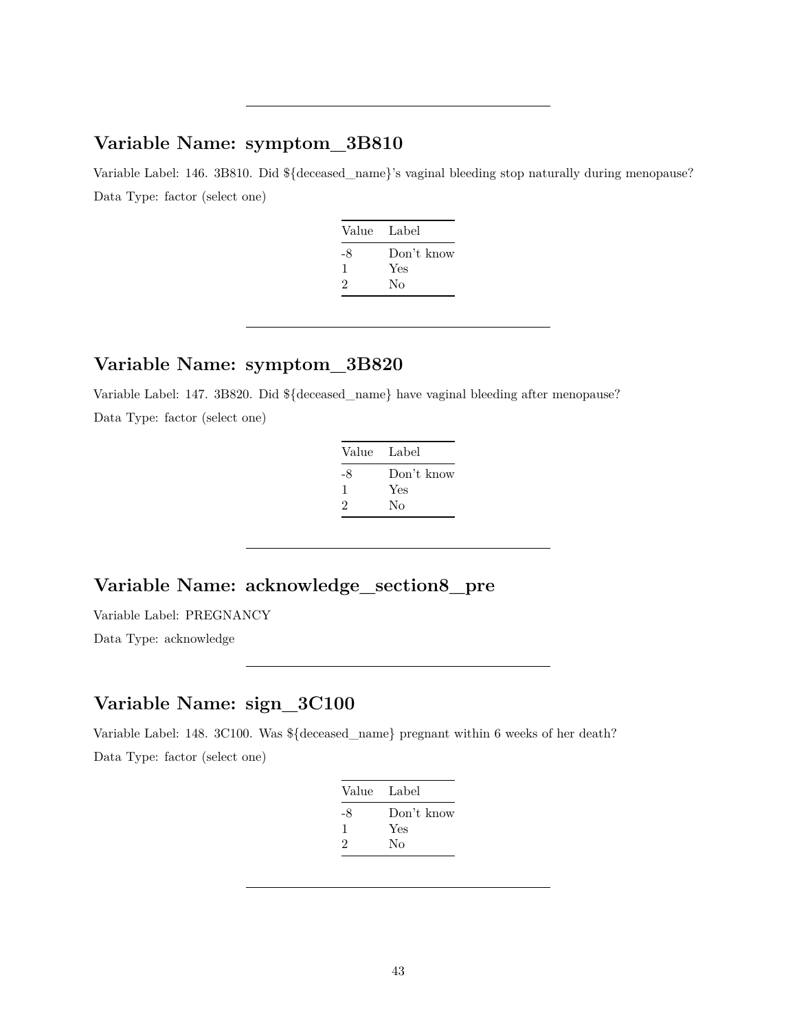---

## Variable Name: symptom_3B810

Variable Label: 146. 3B810. Did ${deceased_name}'s vaginal bleeding stop naturally during menopause?

Data Type: factor (select one)

| Value | Label |
|---|---|
| -8 | Don't know |
| 1 | Yes |
| 2 | No |

---

## Variable Name: symptom_3B820

Variable Label: 147. 3B820. Did ${deceased_name} have vaginal bleeding after menopause?

Data Type: factor (select one)

| Value | Label |
|---|---|
| -8 | Don't know |
| 1 | Yes |
| 2 | No |

---

## Variable Name: acknowledge_section8_pre

Variable Label: PREGNANCY

Data Type: acknowledge

---

## Variable Name: sign_3C100

Variable Label: 148. 3C100. Was ${deceased_name} pregnant within 6 weeks of her death?

Data Type: factor (select one)

| Value | Label |
|---|---|
| -8 | Don't know |
| 1 | Yes |
| 2 | No |

---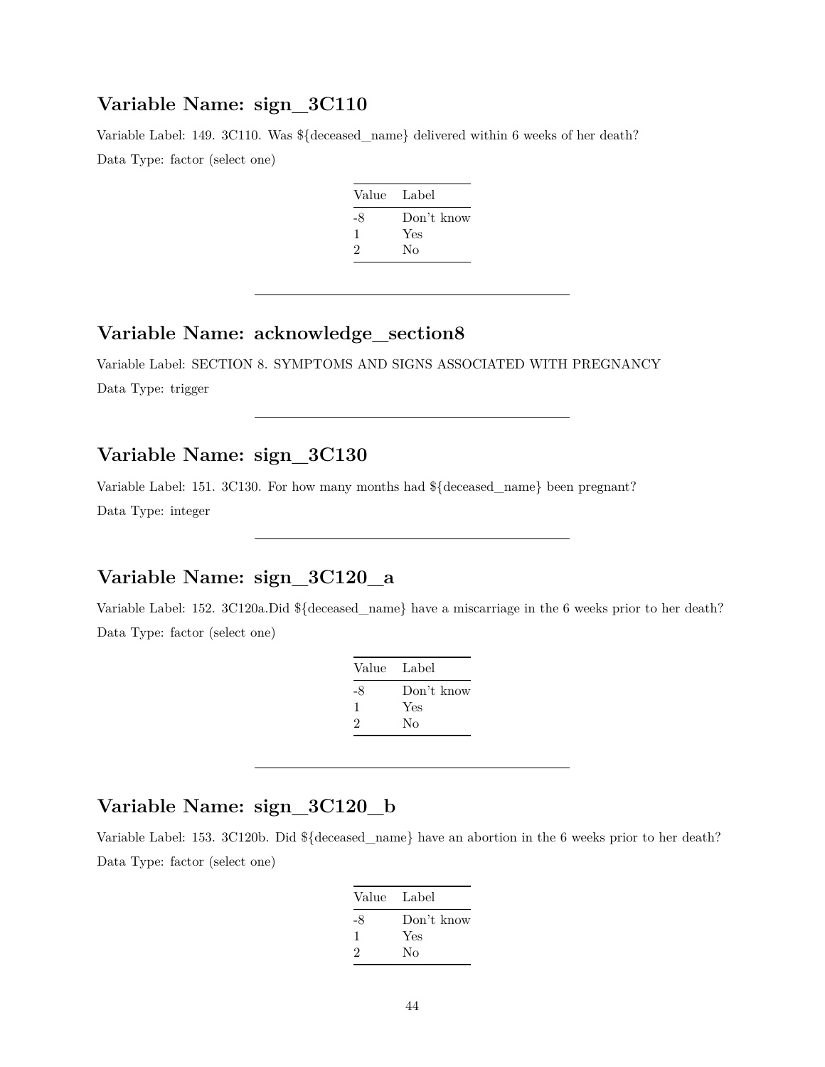## Variable Name: sign_3C110

Variable Label: 149. 3C110. Was ${deceased_name} delivered within 6 weeks of her death?

Data Type: factor (select one)

| Value | Label |
|---|---|
| -8 | Don't know |
| 1 | Yes |
| 2 | No |

---

## Variable Name: acknowledge_section8

Variable Label: SECTION 8. SYMPTOMS AND SIGNS ASSOCIATED WITH PREGNANCY

Data Type: trigger

---

## Variable Name: sign_3C130

Variable Label: 151. 3C130. For how many months had ${deceased_name} been pregnant?

Data Type: integer

---

## Variable Name: sign_3C120_a

Variable Label: 152. 3C120a.Did ${deceased_name} have a miscarriage in the 6 weeks prior to her death?

Data Type: factor (select one)

| Value | Label |
|---|---|
| -8 | Don't know |
| 1 | Yes |
| 2 | No |

---

## Variable Name: sign_3C120_b

Variable Label: 153. 3C120b. Did ${deceased_name} have an abortion in the 6 weeks prior to her death?

Data Type: factor (select one)

| Value | Label |
|---|---|
| -8 | Don't know |
| 1 | Yes |
| 2 | No |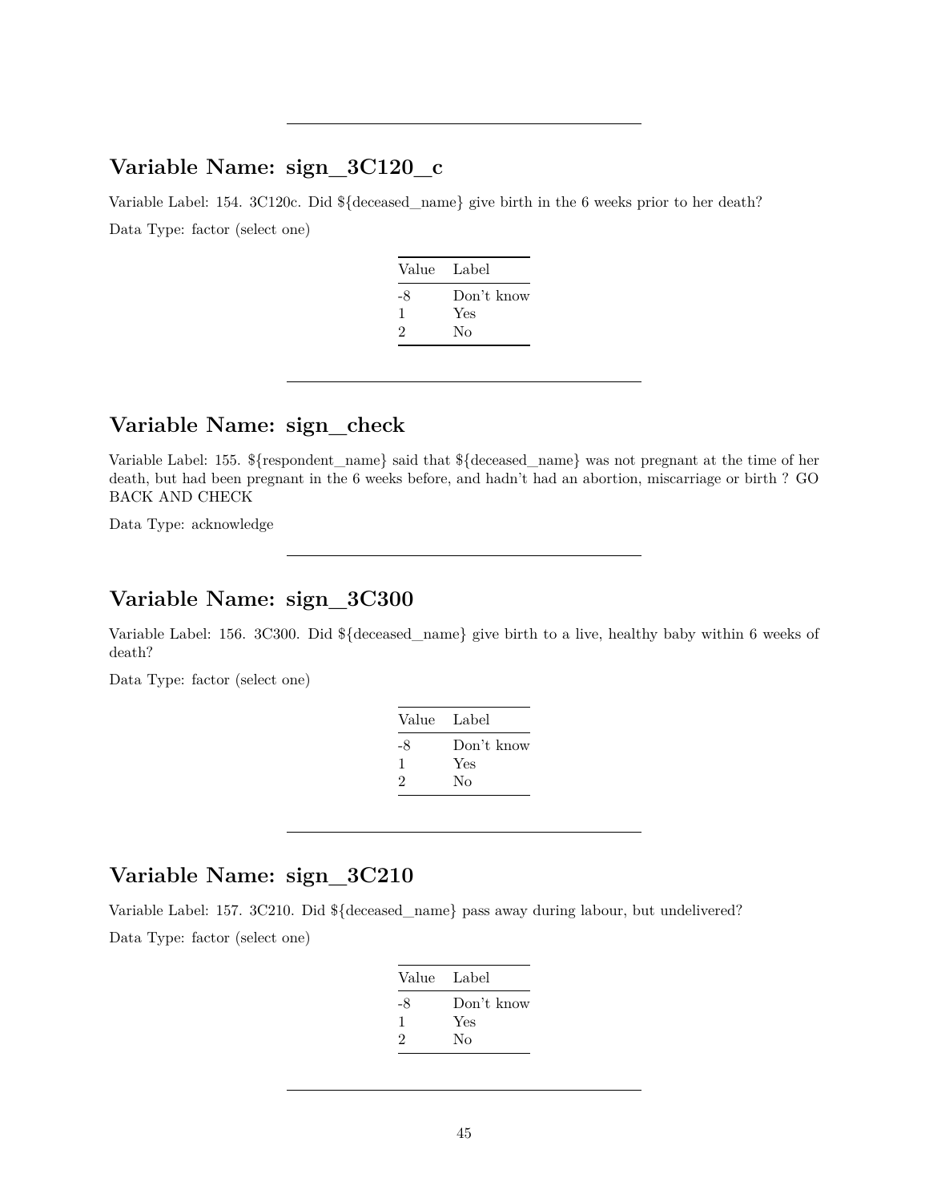---

## Variable Name: sign_3C120_c

Variable Label: 154. 3C120c. Did ${deceased_name} give birth in the 6 weeks prior to her death?

Data Type: factor (select one)

| Value | Label |
|---|---|
| -8 | Don't know |
| 1 | Yes |
| 2 | No |

---

## Variable Name: sign_check

Variable Label: 155. ${respondent_name} said that ${deceased_name} was not pregnant at the time of her death, but had been pregnant in the 6 weeks before, and hadn't had an abortion, miscarriage or birth ? GO BACK AND CHECK

Data Type: acknowledge

---

## Variable Name: sign_3C300

Variable Label: 156. 3C300. Did ${deceased_name} give birth to a live, healthy baby within 6 weeks of death?

Data Type: factor (select one)

| Value | Label |
|---|---|
| -8 | Don't know |
| 1 | Yes |
| 2 | No |

---

## Variable Name: sign_3C210

Variable Label: 157. 3C210. Did ${deceased_name} pass away during labour, but undelivered?

Data Type: factor (select one)

| Value | Label |
|---|---|
| -8 | Don't know |
| 1 | Yes |
| 2 | No |

---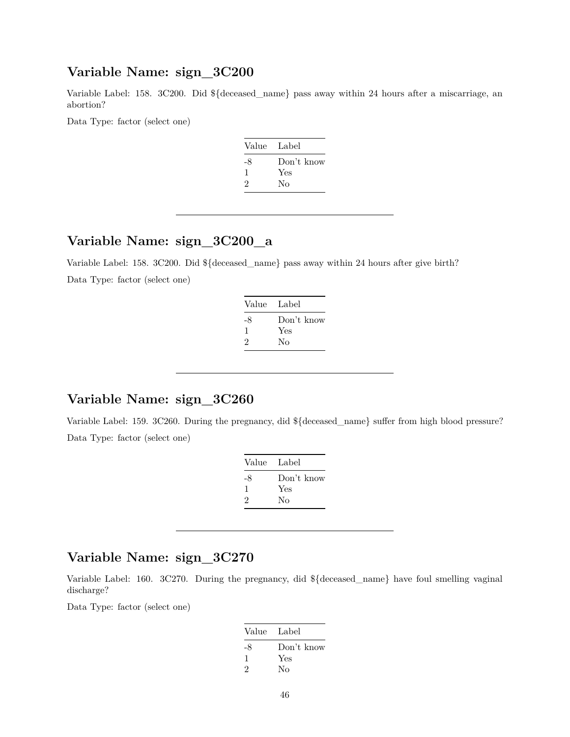## Variable Name: sign_3C200

Variable Label: 158. 3C200. Did ${deceased_name} pass away within 24 hours after a miscarriage, an abortion?

Data Type: factor (select one)

| Value | Label |
|---|---|
| -8 | Don't know |
| 1 | Yes |
| 2 | No |

---

## Variable Name: sign_3C200_a

Variable Label: 158. 3C200. Did ${deceased_name} pass away within 24 hours after give birth?

Data Type: factor (select one)

| Value | Label |
|---|---|
| -8 | Don't know |
| 1 | Yes |
| 2 | No |

---

## Variable Name: sign_3C260

Variable Label: 159. 3C260. During the pregnancy, did ${deceased_name} suffer from high blood pressure?

Data Type: factor (select one)

| Value | Label |
|---|---|
| -8 | Don't know |
| 1 | Yes |
| 2 | No |

---

## Variable Name: sign_3C270

Variable Label: 160. 3C270. During the pregnancy, did ${deceased_name} have foul smelling vaginal discharge?

Data Type: factor (select one)

| Value | Label |
|---|---|
| -8 | Don't know |
| 1 | Yes |
| 2 | No |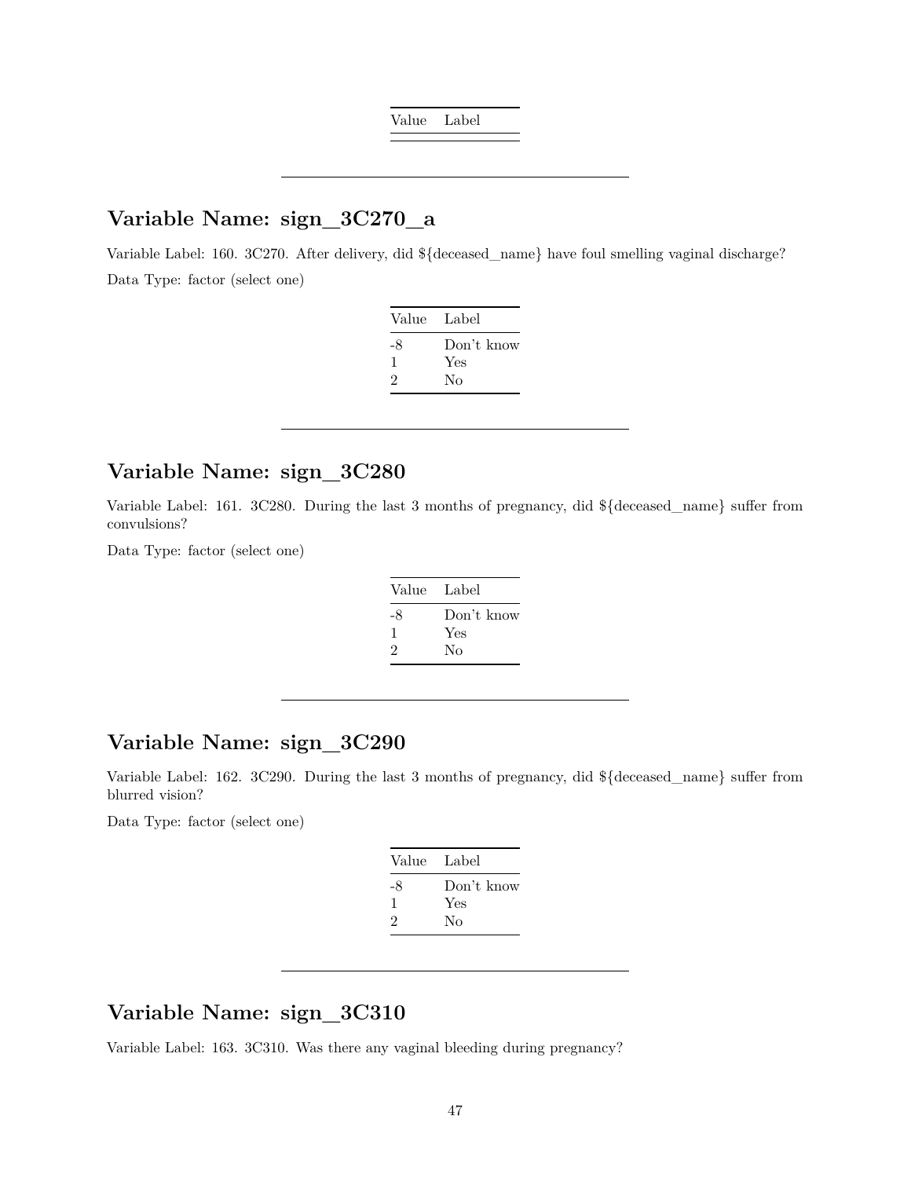| Value | Label |
|---|---|

---

## Variable Name: sign_3C270_a

Variable Label: 160. 3C270. After delivery, did ${deceased_name} have foul smelling vaginal discharge?

Data Type: factor (select one)

| Value | Label |
|---|---|
| -8 | Don't know |
| 1 | Yes |
| 2 | No |

---

## Variable Name: sign_3C280

Variable Label: 161. 3C280. During the last 3 months of pregnancy, did ${deceased_name} suffer from convulsions?

Data Type: factor (select one)

| Value | Label |
|---|---|
| -8 | Don't know |
| 1 | Yes |
| 2 | No |

---

## Variable Name: sign_3C290

Variable Label: 162. 3C290. During the last 3 months of pregnancy, did ${deceased_name} suffer from blurred vision?

Data Type: factor (select one)

| Value | Label |
|---|---|
| -8 | Don't know |
| 1 | Yes |
| 2 | No |

---

## Variable Name: sign_3C310

Variable Label: 163. 3C310. Was there any vaginal bleeding during pregnancy?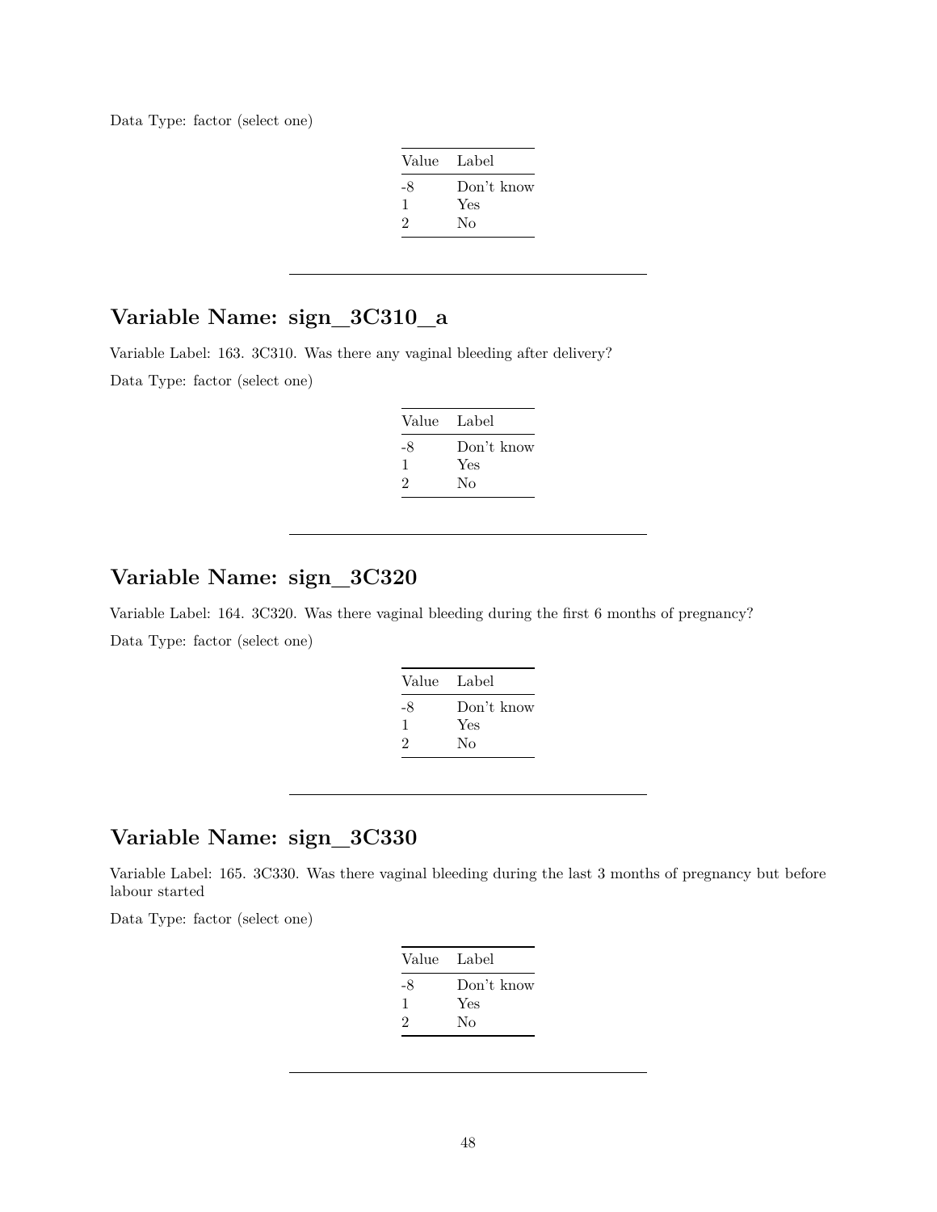Data Type: factor (select one)

| Value | Label |
|---|---|
| -8 | Don't know |
| 1 | Yes |
| 2 | No |

---

## Variable Name: sign_3C310_a

Variable Label: 163. 3C310. Was there any vaginal bleeding after delivery?

Data Type: factor (select one)

| Value | Label |
|---|---|
| -8 | Don't know |
| 1 | Yes |
| 2 | No |

---

## Variable Name: sign_3C320

Variable Label: 164. 3C320. Was there vaginal bleeding during the first 6 months of pregnancy?

Data Type: factor (select one)

| Value | Label |
|---|---|
| -8 | Don't know |
| 1 | Yes |
| 2 | No |

---

## Variable Name: sign_3C330

Variable Label: 165. 3C330. Was there vaginal bleeding during the last 3 months of pregnancy but before labour started

Data Type: factor (select one)

| Value | Label |
|---|---|
| -8 | Don't know |
| 1 | Yes |
| 2 | No |

---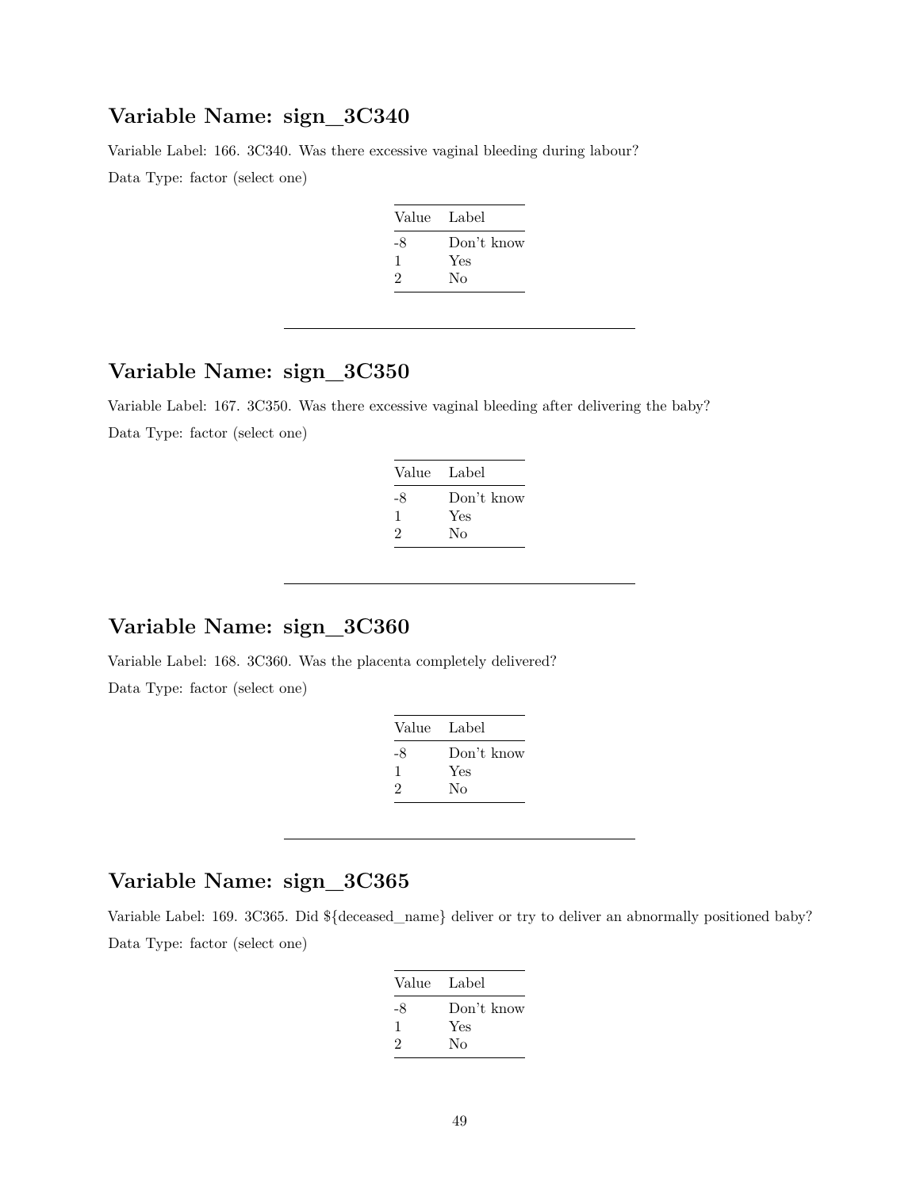## Variable Name: sign_3C340

Variable Label: 166. 3C340. Was there excessive vaginal bleeding during labour?

Data Type: factor (select one)

| Value | Label |
|---|---|
| -8 | Don't know |
| 1 | Yes |
| 2 | No |

---

## Variable Name: sign_3C350

Variable Label: 167. 3C350. Was there excessive vaginal bleeding after delivering the baby?

Data Type: factor (select one)

| Value | Label |
|---|---|
| -8 | Don't know |
| 1 | Yes |
| 2 | No |

---

## Variable Name: sign_3C360

Variable Label: 168. 3C360. Was the placenta completely delivered?

Data Type: factor (select one)

| Value | Label |
|---|---|
| -8 | Don't know |
| 1 | Yes |
| 2 | No |

---

## Variable Name: sign_3C365

Variable Label: 169. 3C365. Did ${deceased_name} deliver or try to deliver an abnormally positioned baby?

Data Type: factor (select one)

| Value | Label |
|---|---|
| -8 | Don't know |
| 1 | Yes |
| 2 | No |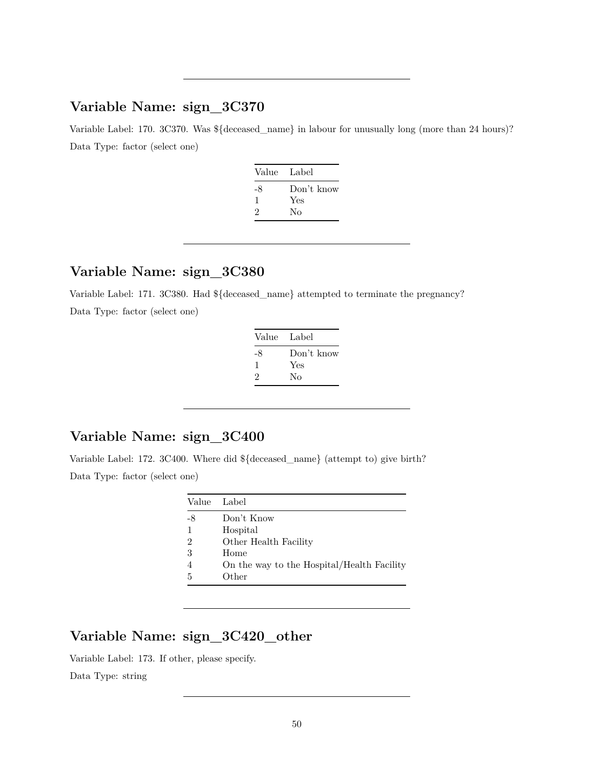---

## Variable Name: sign_3C370

Variable Label: 170. 3C370. Was ${deceased_name} in labour for unusually long (more than 24 hours)?

Data Type: factor (select one)

| Value | Label |
|---|---|
| -8 | Don't know |
| 1 | Yes |
| 2 | No |

---

## Variable Name: sign_3C380

Variable Label: 171. 3C380. Had ${deceased_name} attempted to terminate the pregnancy?

Data Type: factor (select one)

| Value | Label |
|---|---|
| -8 | Don't know |
| 1 | Yes |
| 2 | No |

---

## Variable Name: sign_3C400

Variable Label: 172. 3C400. Where did ${deceased_name} (attempt to) give birth?

Data Type: factor (select one)

| Value | Label |
|---|---|
| -8 | Don't Know |
| 1 | Hospital |
| 2 | Other Health Facility |
| 3 | Home |
| 4 | On the way to the Hospital/Health Facility |
| 5 | Other |

---

## Variable Name: sign_3C420_other

Variable Label: 173. If other, please specify.

Data Type: string

---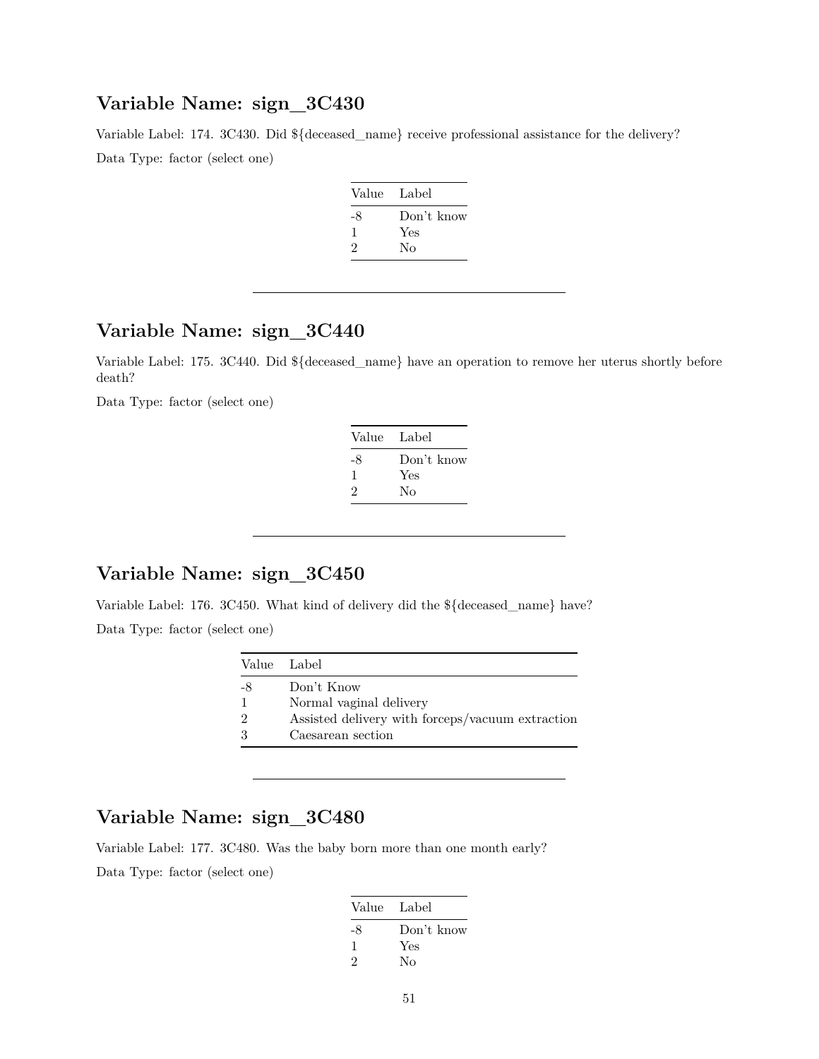## Variable Name: sign_3C430

Variable Label: 174. 3C430. Did ${deceased_name} receive professional assistance for the delivery?

Data Type: factor (select one)

| Value | Label |
|---|---|
| -8 | Don't know |
| 1 | Yes |
| 2 | No |

---

## Variable Name: sign_3C440

Variable Label: 175. 3C440. Did ${deceased_name} have an operation to remove her uterus shortly before death?

Data Type: factor (select one)

| Value | Label |
|---|---|
| -8 | Don't know |
| 1 | Yes |
| 2 | No |

---

## Variable Name: sign_3C450

Variable Label: 176. 3C450. What kind of delivery did the ${deceased_name} have?

Data Type: factor (select one)

| Value | Label |
|---|---|
| -8 | Don't Know |
| 1 | Normal vaginal delivery |
| 2 | Assisted delivery with forceps/vacuum extraction |
| 3 | Caesarean section |

---

## Variable Name: sign_3C480

Variable Label: 177. 3C480. Was the baby born more than one month early?

Data Type: factor (select one)

| Value | Label |
|---|---|
| -8 | Don't know |
| 1 | Yes |
| 2 | No |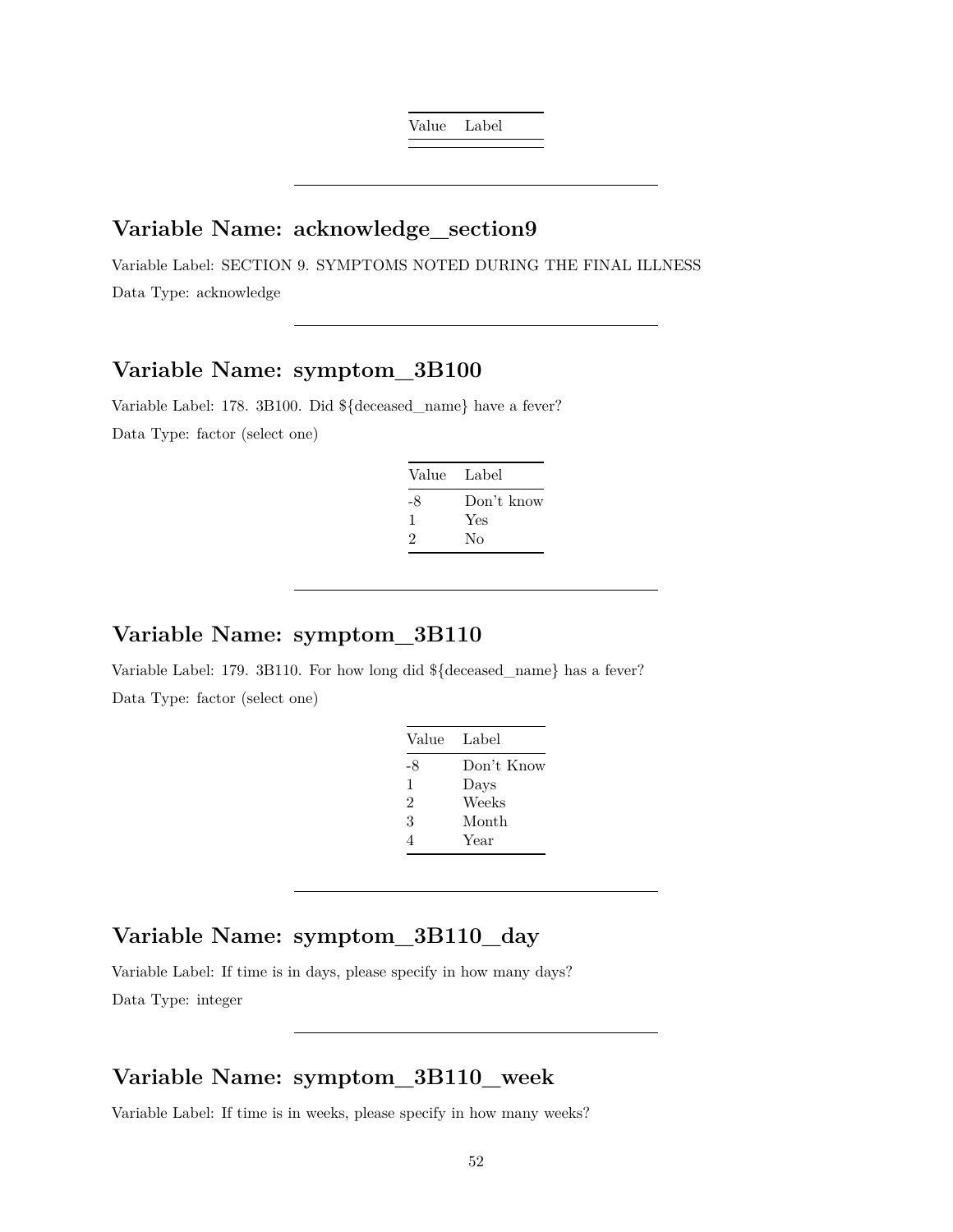| Value | Label |
|---|---|

---

## Variable Name: acknowledge_section9

Variable Label: SECTION 9. SYMPTOMS NOTED DURING THE FINAL ILLNESS

Data Type: acknowledge

---

## Variable Name: symptom_3B100

Variable Label: 178. 3B100. Did ${deceased_name} have a fever?

Data Type: factor (select one)

| Value | Label |
|---|---|
| -8 | Don't know |
| 1 | Yes |
| 2 | No |

---

## Variable Name: symptom_3B110

Variable Label: 179. 3B110. For how long did ${deceased_name} has a fever?

Data Type: factor (select one)

| Value | Label |
|---|---|
| -8 | Don't Know |
| 1 | Days |
| 2 | Weeks |
| 3 | Month |
| 4 | Year |

---

## Variable Name: symptom_3B110_day

Variable Label: If time is in days, please specify in how many days?

Data Type: integer

---

## Variable Name: symptom_3B110_week

Variable Label: If time is in weeks, please specify in how many weeks?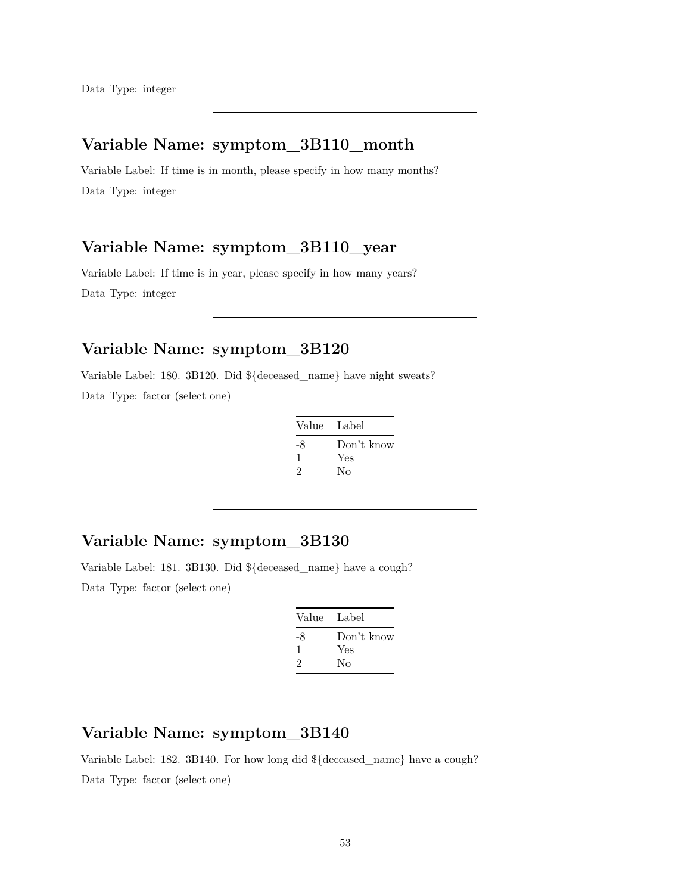Data Type: integer

---

## Variable Name: symptom_3B110_month

Variable Label: If time is in month, please specify in how many months?

Data Type: integer

---

## Variable Name: symptom_3B110_year

Variable Label: If time is in year, please specify in how many years?

Data Type: integer

---

## Variable Name: symptom_3B120

Variable Label: 180. 3B120. Did ${deceased_name} have night sweats?

Data Type: factor (select one)

| Value | Label |
|---|---|
| -8 | Don't know |
| 1 | Yes |
| 2 | No |

---

## Variable Name: symptom_3B130

Variable Label: 181. 3B130. Did ${deceased_name} have a cough?

Data Type: factor (select one)

| Value | Label |
|---|---|
| -8 | Don't know |
| 1 | Yes |
| 2 | No |

---

## Variable Name: symptom_3B140

Variable Label: 182. 3B140. For how long did ${deceased_name} have a cough?

Data Type: factor (select one)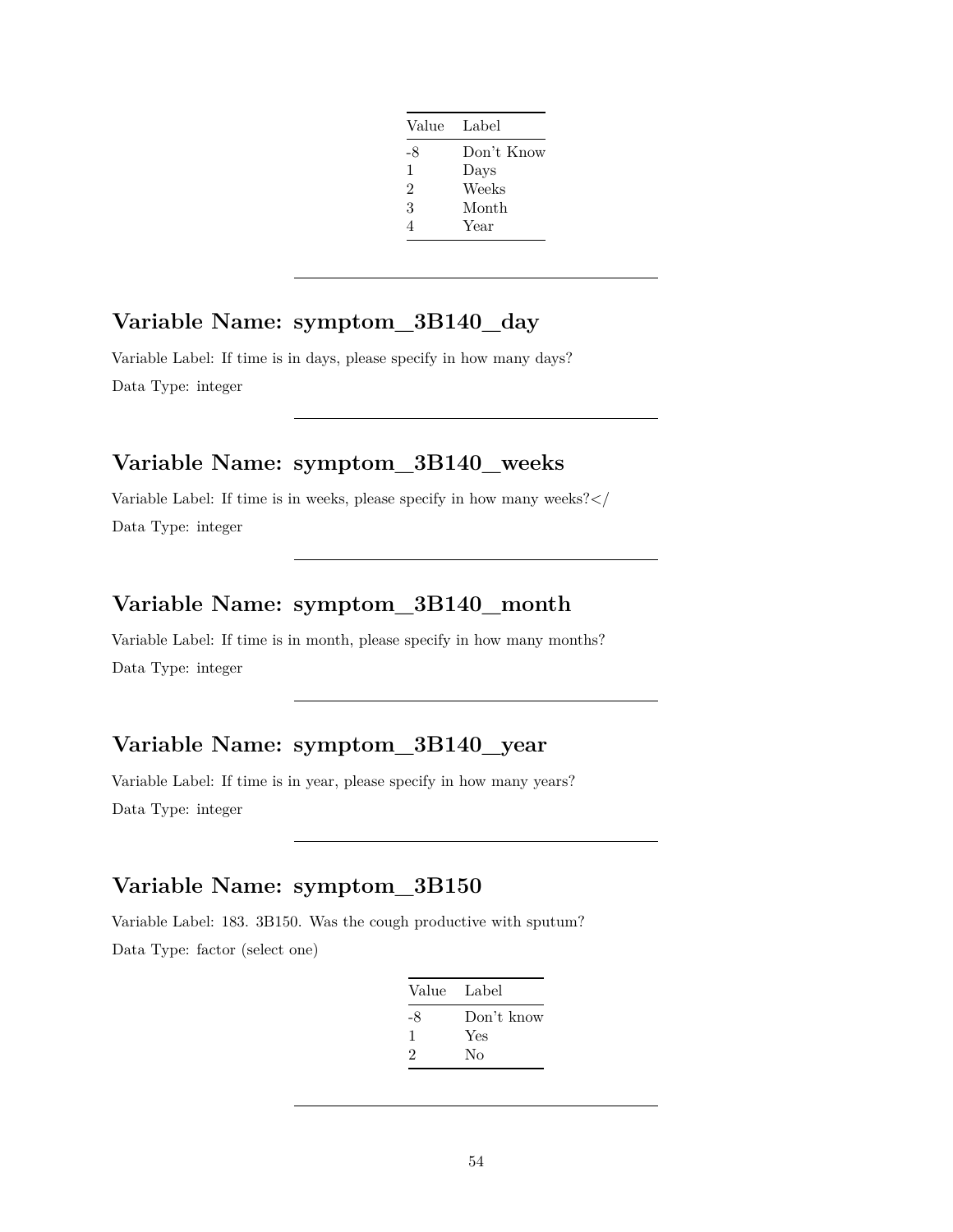| Value | Label |
|---|---|
| -8 | Don't Know |
| 1 | Days |
| 2 | Weeks |
| 3 | Month |
| 4 | Year |

---

## Variable Name: symptom_3B140_day

Variable Label: If time is in days, please specify in how many days?

Data Type: integer

---

## Variable Name: symptom_3B140_weeks

Variable Label: If time is in weeks, please specify in how many weeks?</

Data Type: integer

---

## Variable Name: symptom_3B140_month

Variable Label: If time is in month, please specify in how many months?

Data Type: integer

---

## Variable Name: symptom_3B140_year

Variable Label: If time is in year, please specify in how many years?

Data Type: integer

---

## Variable Name: symptom_3B150

Variable Label: 183. 3B150. Was the cough productive with sputum?

Data Type: factor (select one)

| Value | Label |
|---|---|
| -8 | Don't know |
| 1 | Yes |
| 2 | No |

---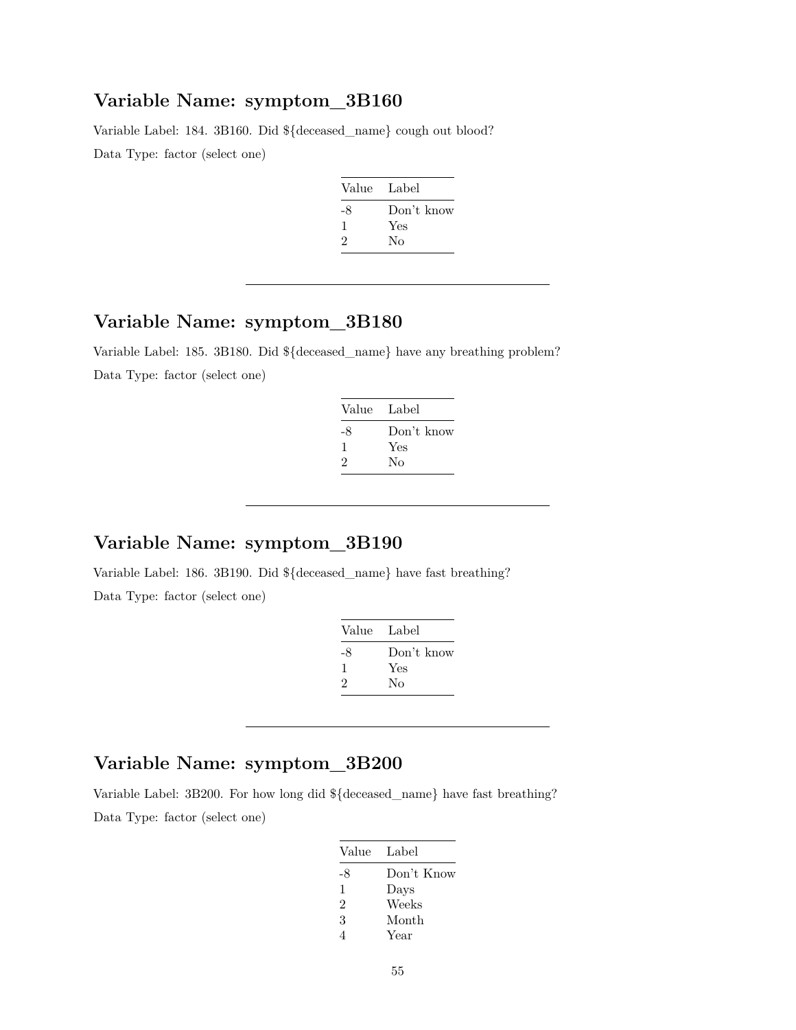## Variable Name: symptom_3B160

Variable Label: 184. 3B160. Did ${deceased_name} cough out blood?

Data Type: factor (select one)

| Value | Label |
|---|---|
| -8 | Don't know |
| 1 | Yes |
| 2 | No |

---

## Variable Name: symptom_3B180

Variable Label: 185. 3B180. Did ${deceased_name} have any breathing problem?

Data Type: factor (select one)

| Value | Label |
|---|---|
| -8 | Don't know |
| 1 | Yes |
| 2 | No |

---

## Variable Name: symptom_3B190

Variable Label: 186. 3B190. Did ${deceased_name} have fast breathing?

Data Type: factor (select one)

| Value | Label |
|---|---|
| -8 | Don't know |
| 1 | Yes |
| 2 | No |

---

## Variable Name: symptom_3B200

Variable Label: 3B200. For how long did ${deceased_name} have fast breathing?

Data Type: factor (select one)

| Value | Label |
|---|---|
| -8 | Don't Know |
| 1 | Days |
| 2 | Weeks |
| 3 | Month |
| 4 | Year |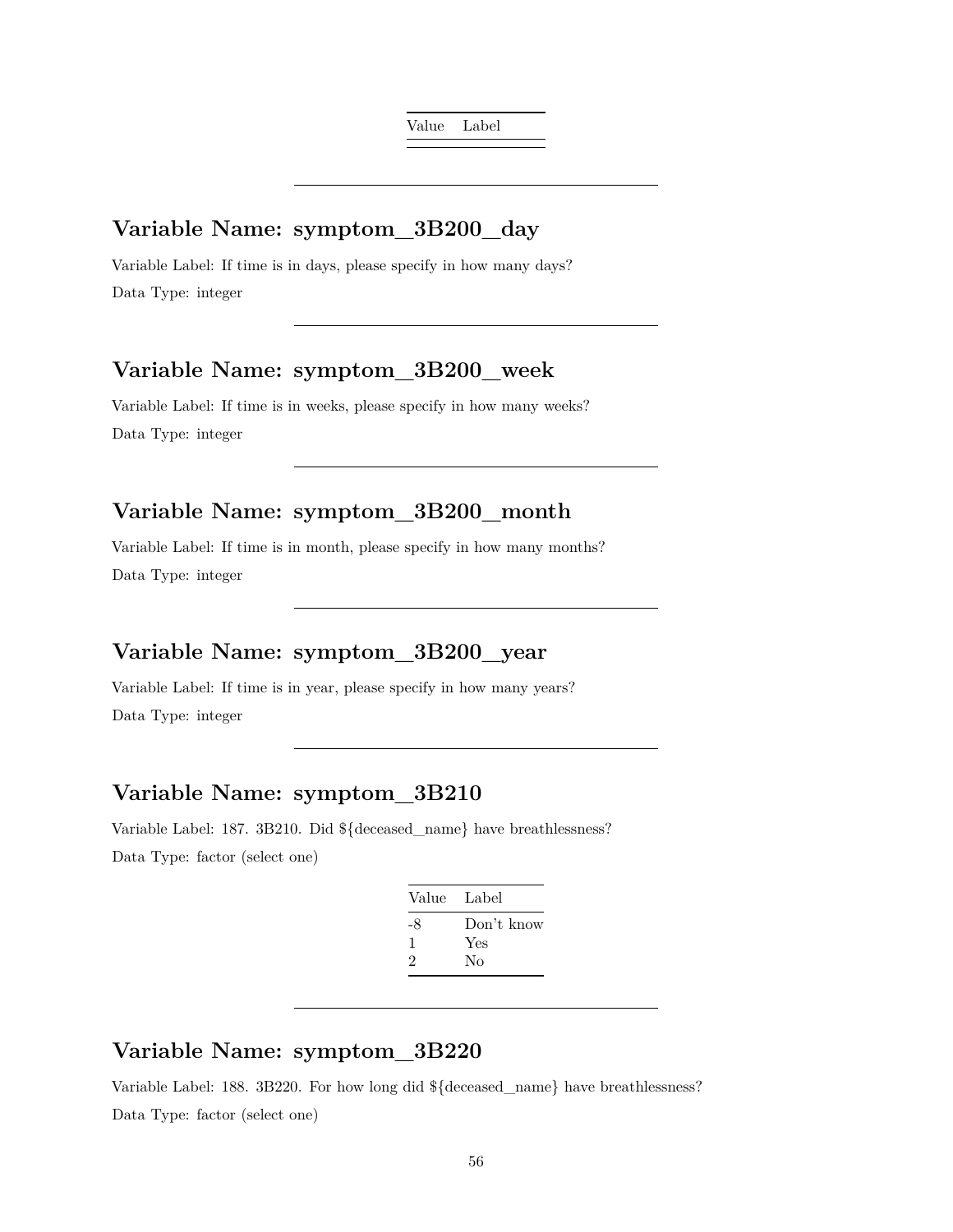| Value | Label |
|---|---|

---

## Variable Name: symptom_3B200_day

Variable Label: If time is in days, please specify in how many days?

Data Type: integer

---

## Variable Name: symptom_3B200_week

Variable Label: If time is in weeks, please specify in how many weeks?

Data Type: integer

---

## Variable Name: symptom_3B200_month

Variable Label: If time is in month, please specify in how many months?

Data Type: integer

---

## Variable Name: symptom_3B200_year

Variable Label: If time is in year, please specify in how many years?

Data Type: integer

---

## Variable Name: symptom_3B210

Variable Label: 187. 3B210. Did ${deceased_name} have breathlessness?

Data Type: factor (select one)

| Value | Label |
|---|---|
| -8 | Don't know |
| 1 | Yes |
| 2 | No |

---

## Variable Name: symptom_3B220

Variable Label: 188. 3B220. For how long did ${deceased_name} have breathlessness?

Data Type: factor (select one)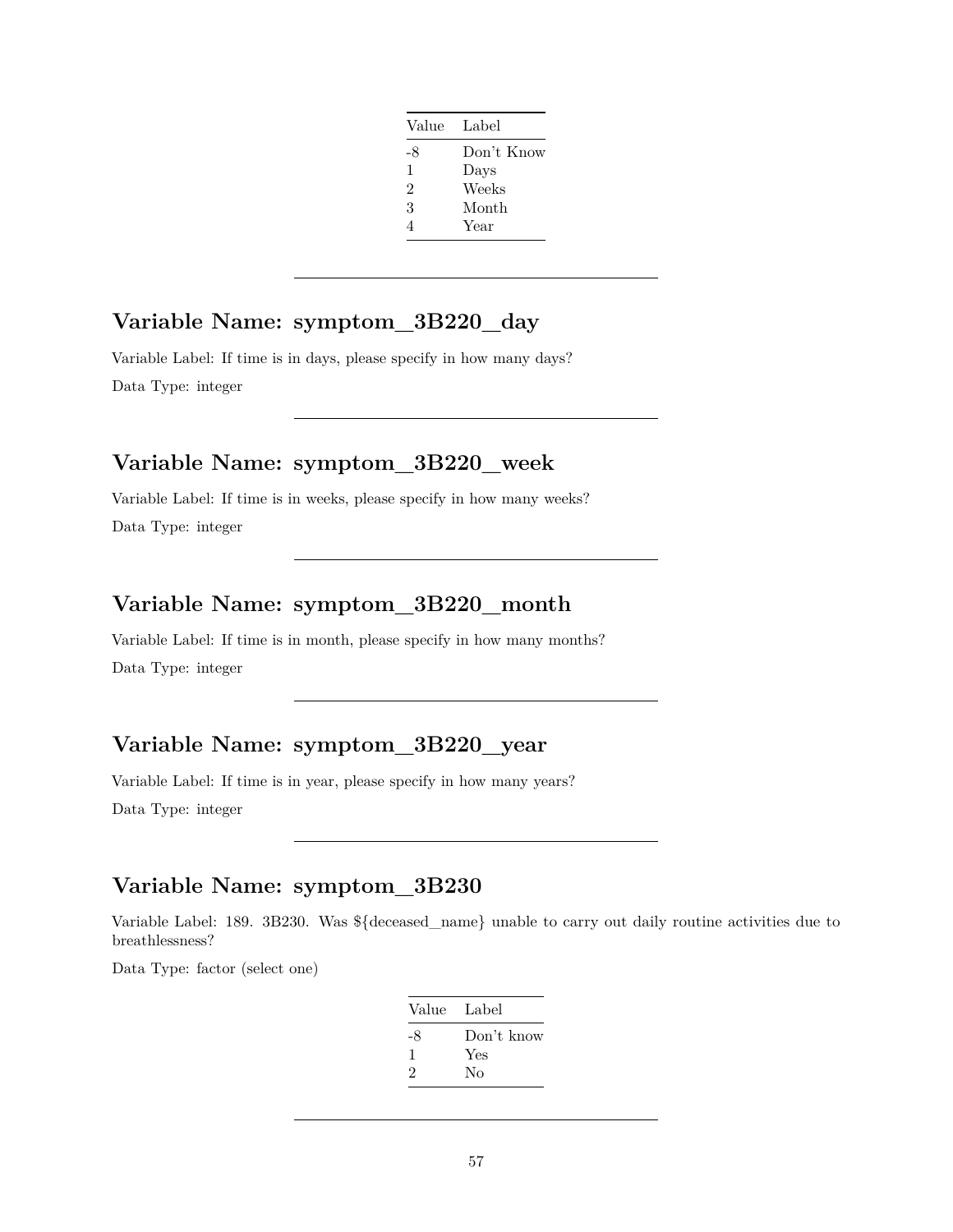| Value | Label |
| --- | --- |
| -8 | Don't Know |
| 1 | Days |
| 2 | Weeks |
| 3 | Month |
| 4 | Year |

---

## Variable Name: symptom_3B220_day

Variable Label: If time is in days, please specify in how many days?

Data Type: integer

---

## Variable Name: symptom_3B220_week

Variable Label: If time is in weeks, please specify in how many weeks?

Data Type: integer

---

## Variable Name: symptom_3B220_month

Variable Label: If time is in month, please specify in how many months?

Data Type: integer

---

## Variable Name: symptom_3B220_year

Variable Label: If time is in year, please specify in how many years?

Data Type: integer

---

## Variable Name: symptom_3B230

Variable Label: 189. 3B230. Was ${deceased_name} unable to carry out daily routine activities due to breathlessness?

Data Type: factor (select one)

| Value | Label |
| --- | --- |
| -8 | Don't know |
| 1 | Yes |
| 2 | No |

---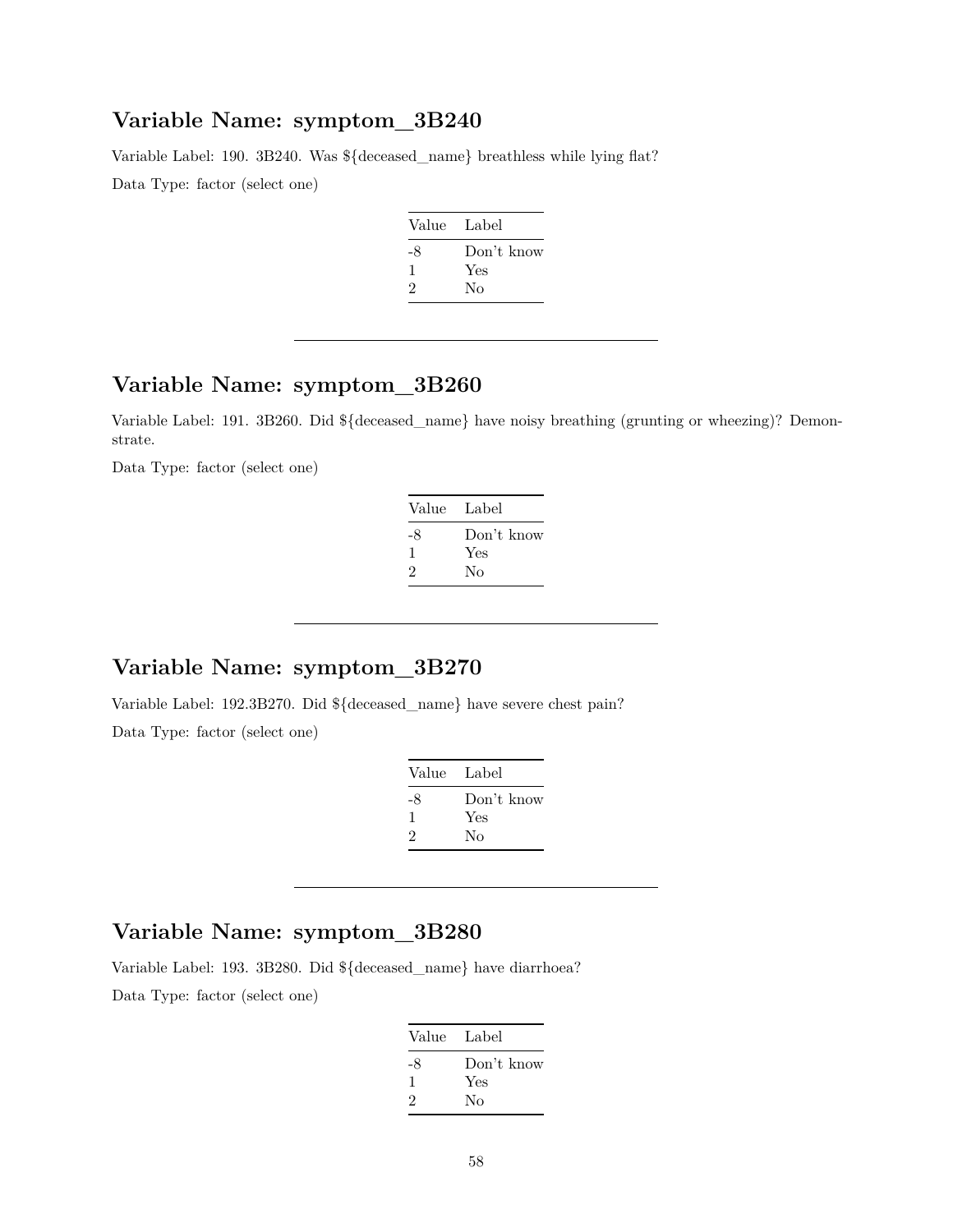## Variable Name: symptom_3B240

Variable Label: 190. 3B240. Was ${deceased_name} breathless while lying flat?

Data Type: factor (select one)

| Value | Label |
|---|---|
| -8 | Don't know |
| 1 | Yes |
| 2 | No |

---

## Variable Name: symptom_3B260

Variable Label: 191. 3B260. Did ${deceased_name} have noisy breathing (grunting or wheezing)? Demonstrate.

Data Type: factor (select one)

| Value | Label |
|---|---|
| -8 | Don't know |
| 1 | Yes |
| 2 | No |

---

## Variable Name: symptom_3B270

Variable Label: 192.3B270. Did ${deceased_name} have severe chest pain?

Data Type: factor (select one)

| Value | Label |
|---|---|
| -8 | Don't know |
| 1 | Yes |
| 2 | No |

---

## Variable Name: symptom_3B280

Variable Label: 193. 3B280. Did ${deceased_name} have diarrhoea?

Data Type: factor (select one)

| Value | Label |
|---|---|
| -8 | Don't know |
| 1 | Yes |
| 2 | No |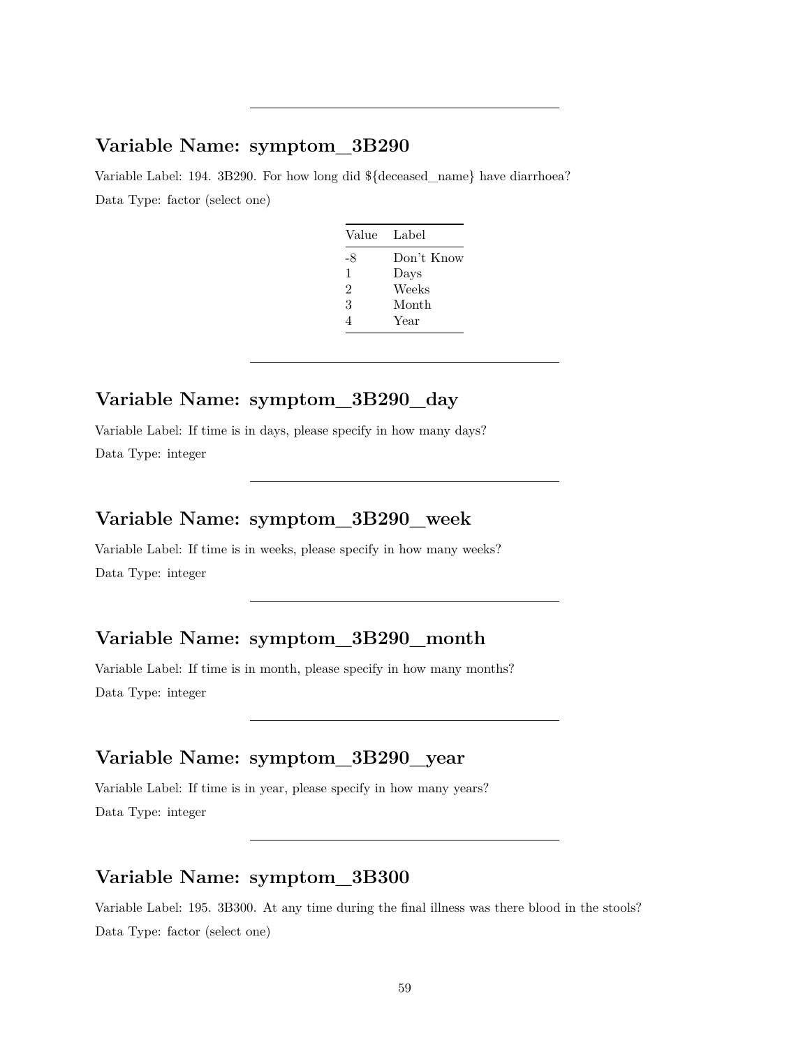---

## Variable Name: symptom_3B290

Variable Label: 194. 3B290. For how long did ${deceased_name} have diarrhoea?

Data Type: factor (select one)

| Value | Label |
|---|---|
| -8 | Don't Know |
| 1 | Days |
| 2 | Weeks |
| 3 | Month |
| 4 | Year |

---

## Variable Name: symptom_3B290_day

Variable Label: If time is in days, please specify in how many days?

Data Type: integer

---

## Variable Name: symptom_3B290_week

Variable Label: If time is in weeks, please specify in how many weeks?

Data Type: integer

---

## Variable Name: symptom_3B290_month

Variable Label: If time is in month, please specify in how many months?

Data Type: integer

---

## Variable Name: symptom_3B290_year

Variable Label: If time is in year, please specify in how many years?

Data Type: integer

---

## Variable Name: symptom_3B300

Variable Label: 195. 3B300. At any time during the final illness was there blood in the stools?

Data Type: factor (select one)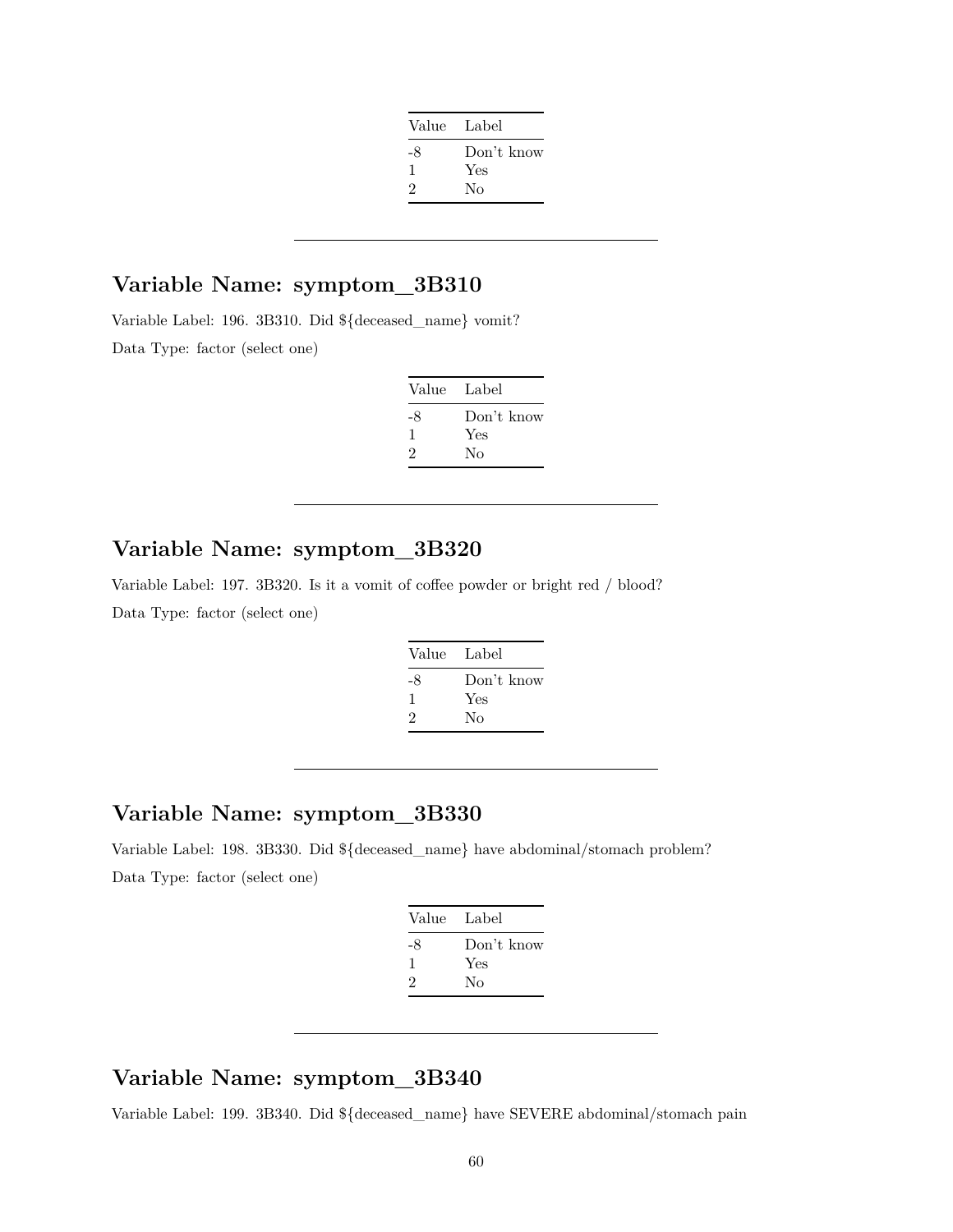| Value | Label |
|---|---|
| -8 | Don't know |
| 1 | Yes |
| 2 | No |

---

## Variable Name: symptom_3B310

Variable Label: 196. 3B310. Did ${deceased_name} vomit?

Data Type: factor (select one)

| Value | Label |
|---|---|
| -8 | Don't know |
| 1 | Yes |
| 2 | No |

---

## Variable Name: symptom_3B320

Variable Label: 197. 3B320. Is it a vomit of coffee powder or bright red / blood?

Data Type: factor (select one)

| Value | Label |
|---|---|
| -8 | Don't know |
| 1 | Yes |
| 2 | No |

---

## Variable Name: symptom_3B330

Variable Label: 198. 3B330. Did ${deceased_name} have abdominal/stomach problem?

Data Type: factor (select one)

| Value | Label |
|---|---|
| -8 | Don't know |
| 1 | Yes |
| 2 | No |

---

## Variable Name: symptom_3B340

Variable Label: 199. 3B340. Did ${deceased_name} have SEVERE abdominal/stomach pain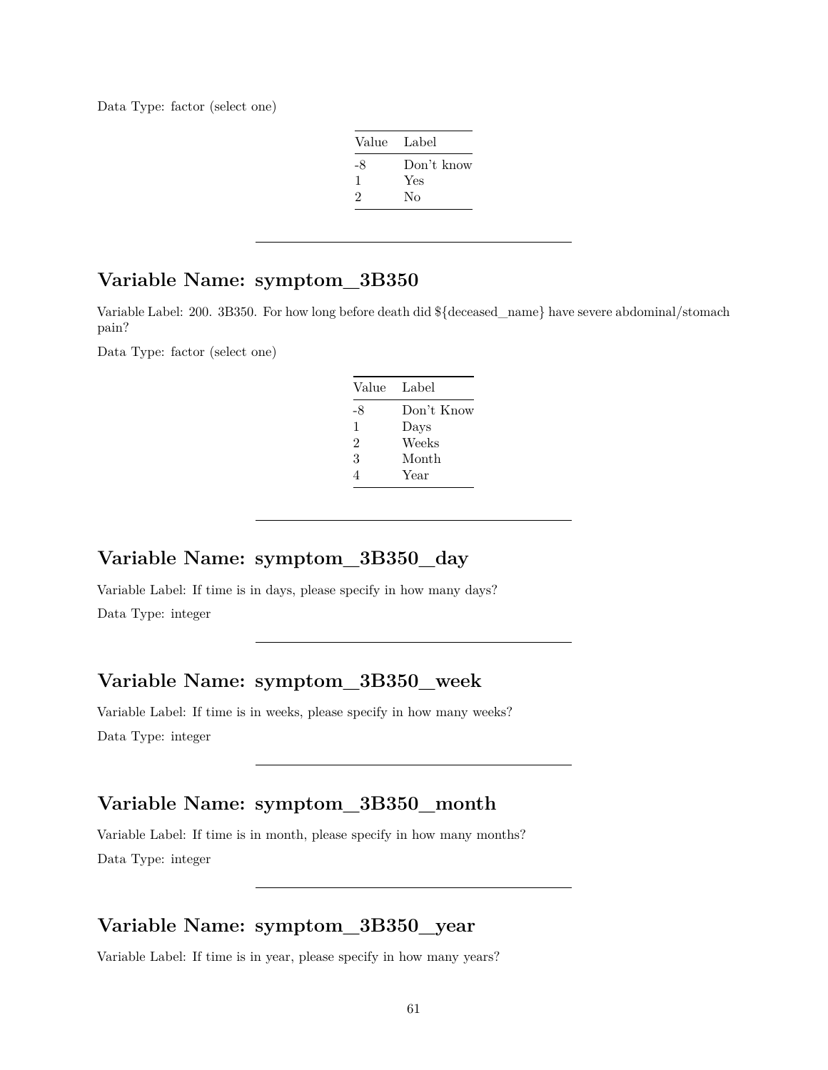Data Type: factor (select one)

| Value | Label |
| --- | --- |
| -8 | Don't know |
| 1 | Yes |
| 2 | No |

---

## Variable Name: symptom_3B350

Variable Label: 200. 3B350. For how long before death did ${deceased_name} have severe abdominal/stomach pain?

Data Type: factor (select one)

| Value | Label |
| --- | --- |
| -8 | Don't Know |
| 1 | Days |
| 2 | Weeks |
| 3 | Month |
| 4 | Year |

---

## Variable Name: symptom_3B350_day

Variable Label: If time is in days, please specify in how many days?

Data Type: integer

---

## Variable Name: symptom_3B350_week

Variable Label: If time is in weeks, please specify in how many weeks?

Data Type: integer

---

## Variable Name: symptom_3B350_month

Variable Label: If time is in month, please specify in how many months?

Data Type: integer

---

## Variable Name: symptom_3B350_year

Variable Label: If time is in year, please specify in how many years?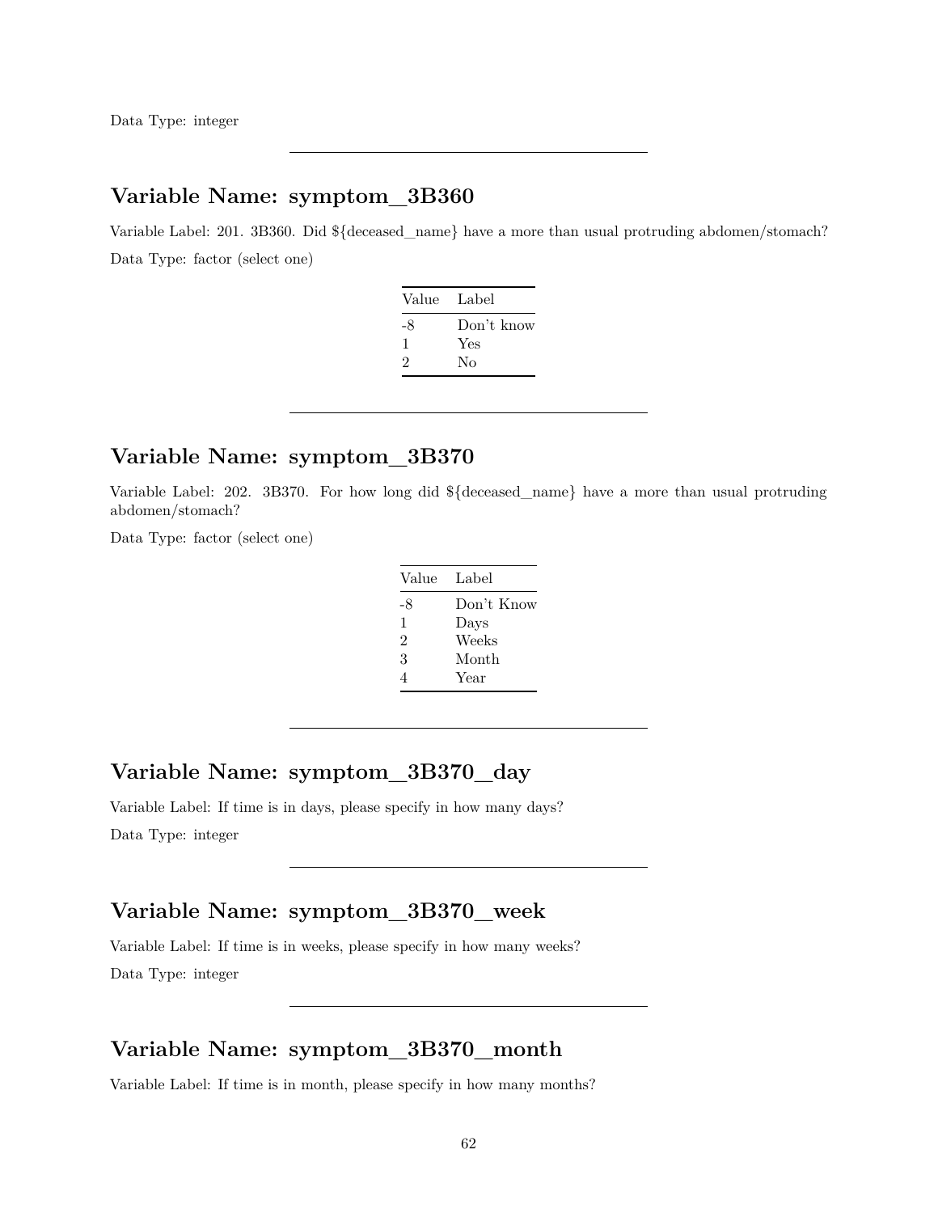Data Type: integer

---

## Variable Name: symptom_3B360

Variable Label: 201. 3B360. Did ${deceased_name} have a more than usual protruding abdomen/stomach?

Data Type: factor (select one)

| Value | Label |
|---|---|
| -8 | Don't know |
| 1 | Yes |
| 2 | No |

---

## Variable Name: symptom_3B370

Variable Label: 202. 3B370. For how long did ${deceased_name} have a more than usual protruding abdomen/stomach?

Data Type: factor (select one)

| Value | Label |
|---|---|
| -8 | Don't Know |
| 1 | Days |
| 2 | Weeks |
| 3 | Month |
| 4 | Year |

---

## Variable Name: symptom_3B370_day

Variable Label: If time is in days, please specify in how many days?

Data Type: integer

---

## Variable Name: symptom_3B370_week

Variable Label: If time is in weeks, please specify in how many weeks?

Data Type: integer

---

## Variable Name: symptom_3B370_month

Variable Label: If time is in month, please specify in how many months?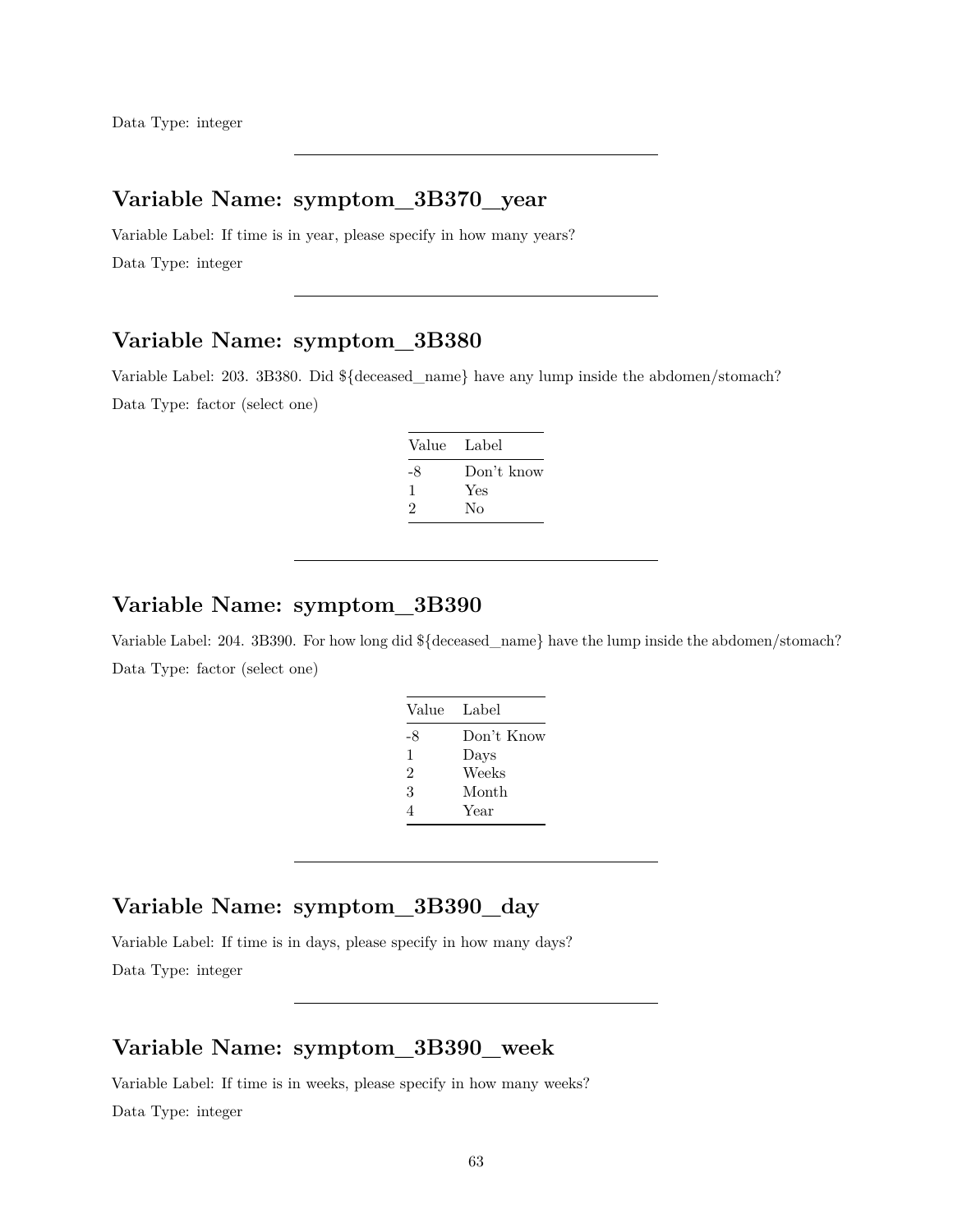Data Type: integer

---

## Variable Name: symptom_3B370_year

Variable Label: If time is in year, please specify in how many years?

Data Type: integer

---

## Variable Name: symptom_3B380

Variable Label: 203. 3B380. Did ${deceased_name} have any lump inside the abdomen/stomach?

Data Type: factor (select one)

| Value | Label |
|---|---|
| -8 | Don't know |
| 1 | Yes |
| 2 | No |

---

## Variable Name: symptom_3B390

Variable Label: 204. 3B390. For how long did ${deceased_name} have the lump inside the abdomen/stomach?

Data Type: factor (select one)

| Value | Label |
|---|---|
| -8 | Don't Know |
| 1 | Days |
| 2 | Weeks |
| 3 | Month |
| 4 | Year |

---

## Variable Name: symptom_3B390_day

Variable Label: If time is in days, please specify in how many days?

Data Type: integer

---

## Variable Name: symptom_3B390_week

Variable Label: If time is in weeks, please specify in how many weeks?

Data Type: integer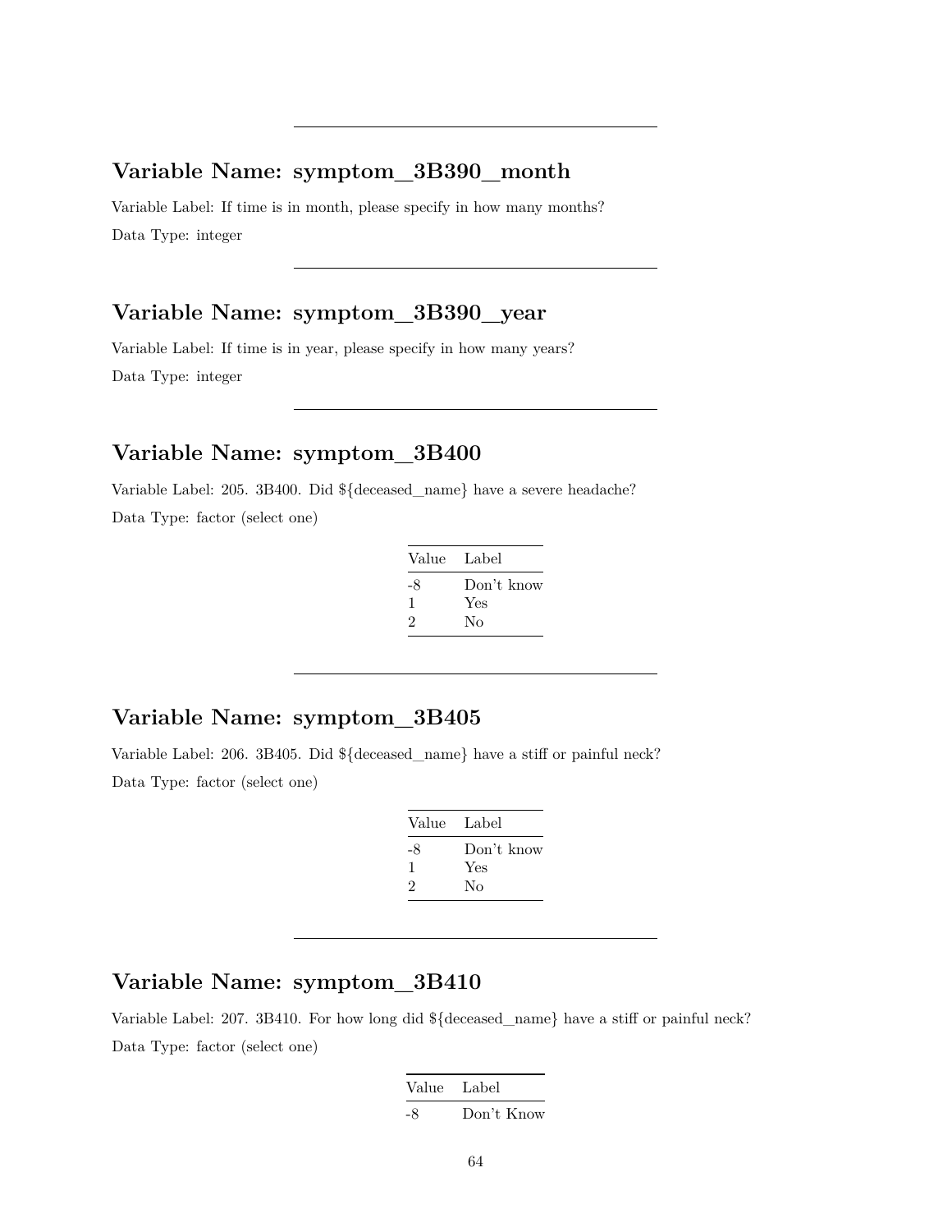---

## Variable Name: symptom_3B390_month

Variable Label: If time is in month, please specify in how many months?

Data Type: integer

---

## Variable Name: symptom_3B390_year

Variable Label: If time is in year, please specify in how many years?

Data Type: integer

---

## Variable Name: symptom_3B400

Variable Label: 205. 3B400. Did ${deceased_name} have a severe headache?

Data Type: factor (select one)

| Value | Label |
|---|---|
| -8 | Don't know |
| 1 | Yes |
| 2 | No |

---

## Variable Name: symptom_3B405

Variable Label: 206. 3B405. Did ${deceased_name} have a stiff or painful neck?

Data Type: factor (select one)

| Value | Label |
|---|---|
| -8 | Don't know |
| 1 | Yes |
| 2 | No |

---

## Variable Name: symptom_3B410

Variable Label: 207. 3B410. For how long did ${deceased_name} have a stiff or painful neck?

Data Type: factor (select one)

| Value | Label |
|---|---|
| -8 | Don't Know |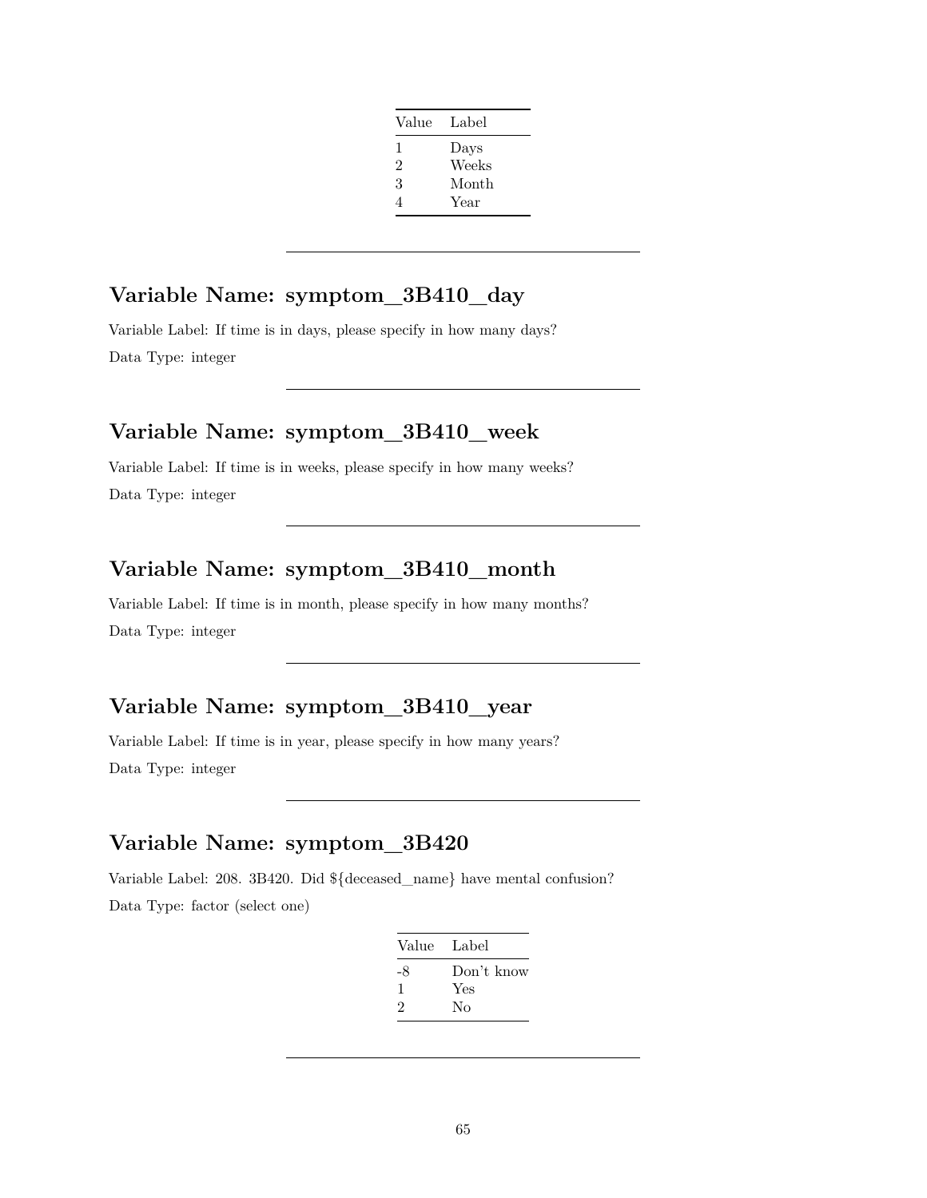| Value | Label |
|---|---|
| 1 | Days |
| 2 | Weeks |
| 3 | Month |
| 4 | Year |

---

## Variable Name: symptom_3B410_day

Variable Label: If time is in days, please specify in how many days?

Data Type: integer

---

## Variable Name: symptom_3B410_week

Variable Label: If time is in weeks, please specify in how many weeks?

Data Type: integer

---

## Variable Name: symptom_3B410_month

Variable Label: If time is in month, please specify in how many months?

Data Type: integer

---

## Variable Name: symptom_3B410_year

Variable Label: If time is in year, please specify in how many years?

Data Type: integer

---

## Variable Name: symptom_3B420

Variable Label: 208. 3B420. Did ${deceased_name} have mental confusion?

Data Type: factor (select one)

| Value | Label |
|---|---|
| -8 | Don't know |
| 1 | Yes |
| 2 | No |

---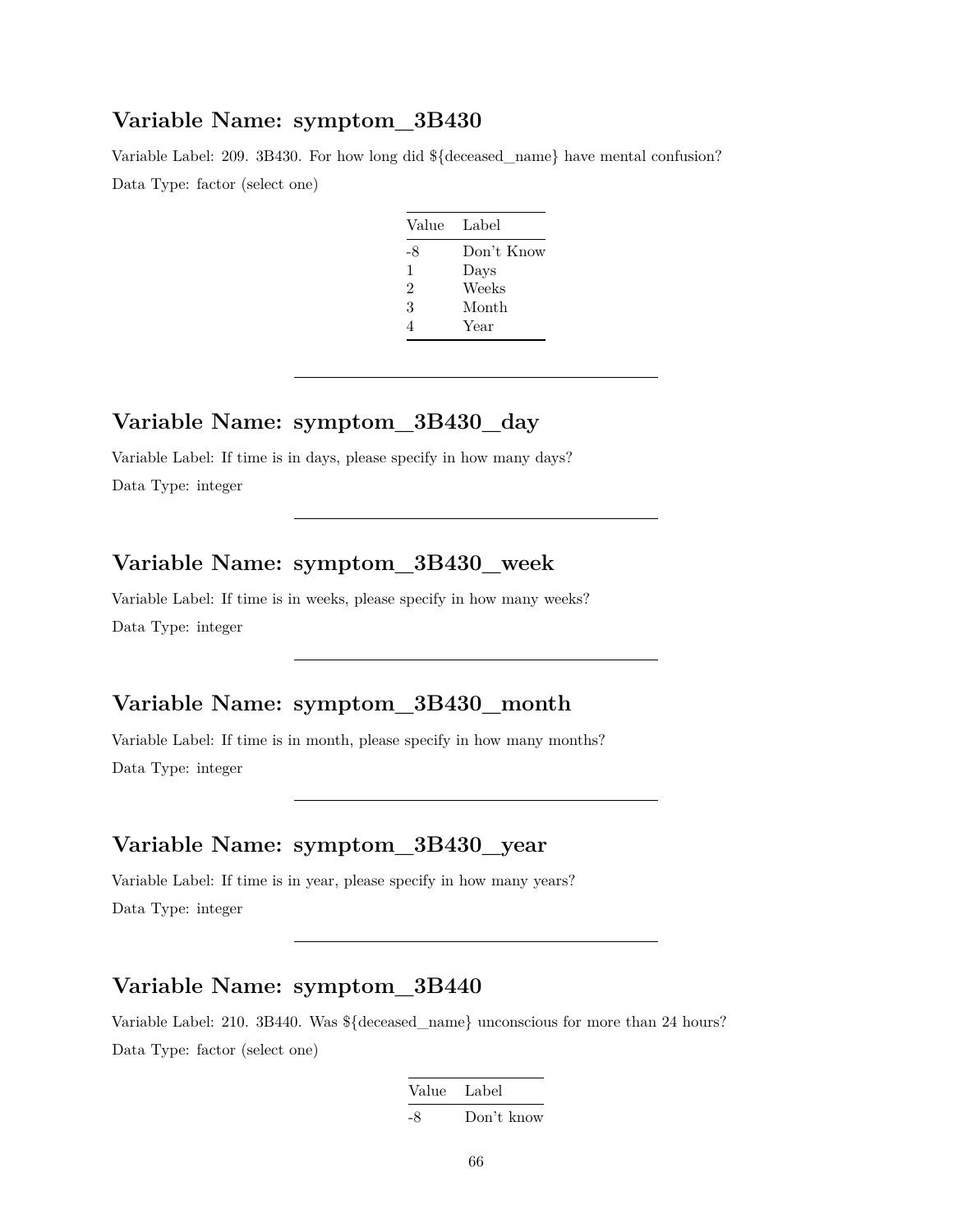## Variable Name: symptom_3B430

Variable Label: 209. 3B430. For how long did ${deceased_name} have mental confusion?

Data Type: factor (select one)

| Value | Label |
|---|---|
| -8 | Don't Know |
| 1 | Days |
| 2 | Weeks |
| 3 | Month |
| 4 | Year |

---

## Variable Name: symptom_3B430_day

Variable Label: If time is in days, please specify in how many days?

Data Type: integer

---

## Variable Name: symptom_3B430_week

Variable Label: If time is in weeks, please specify in how many weeks?

Data Type: integer

---

## Variable Name: symptom_3B430_month

Variable Label: If time is in month, please specify in how many months?

Data Type: integer

---

## Variable Name: symptom_3B430_year

Variable Label: If time is in year, please specify in how many years?

Data Type: integer

---

## Variable Name: symptom_3B440

Variable Label: 210. 3B440. Was ${deceased_name} unconscious for more than 24 hours?

Data Type: factor (select one)

| Value | Label |
|---|---|
| -8 | Don't know |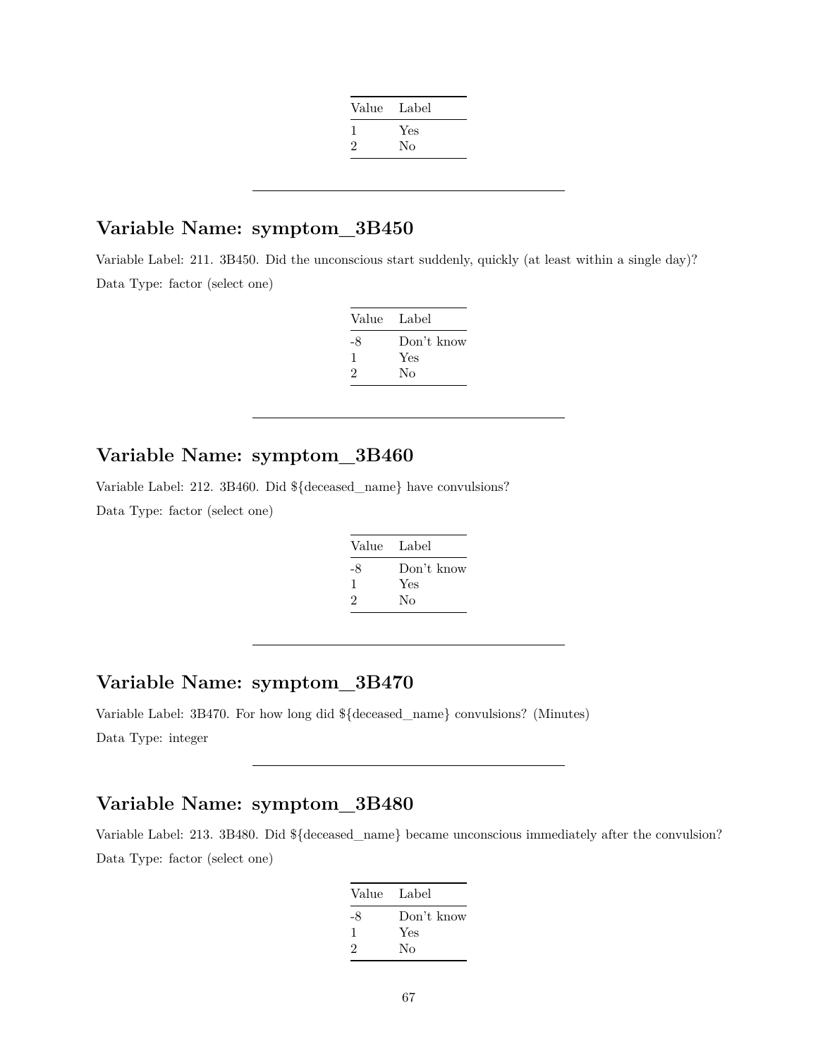| Value | Label |
|---|---|
| 1 | Yes |
| 2 | No |

---

## Variable Name: symptom_3B450

Variable Label: 211. 3B450. Did the unconscious start suddenly, quickly (at least within a single day)?

Data Type: factor (select one)

| Value | Label |
|---|---|
| -8 | Don't know |
| 1 | Yes |
| 2 | No |

---

## Variable Name: symptom_3B460

Variable Label: 212. 3B460. Did ${deceased_name} have convulsions?

Data Type: factor (select one)

| Value | Label |
|---|---|
| -8 | Don't know |
| 1 | Yes |
| 2 | No |

---

## Variable Name: symptom_3B470

Variable Label: 3B470. For how long did ${deceased_name} convulsions? (Minutes)

Data Type: integer

---

## Variable Name: symptom_3B480

Variable Label: 213. 3B480. Did ${deceased_name} became unconscious immediately after the convulsion?

Data Type: factor (select one)

| Value | Label |
|---|---|
| -8 | Don't know |
| 1 | Yes |
| 2 | No |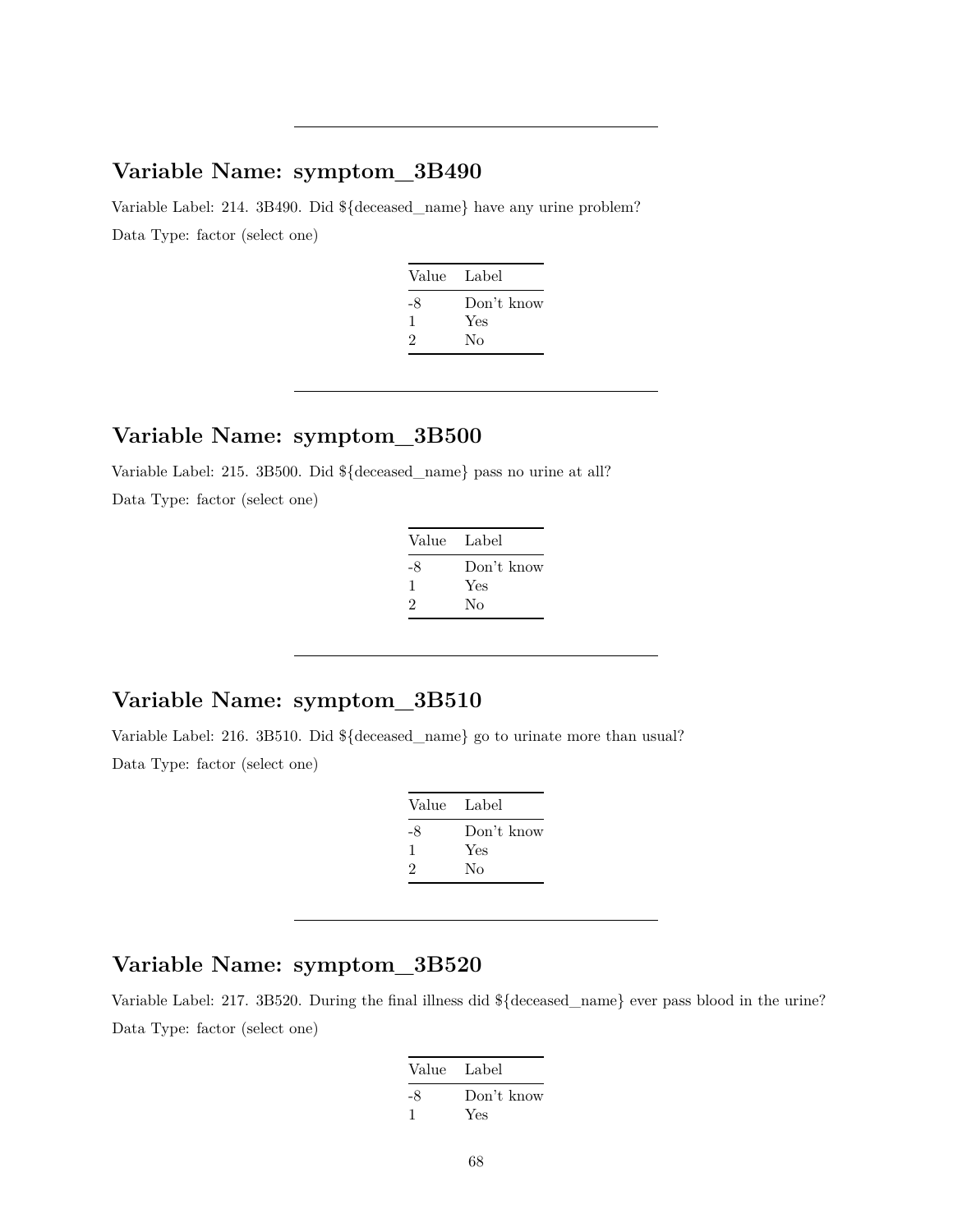---

## Variable Name: symptom_3B490

Variable Label: 214. 3B490. Did ${deceased_name} have any urine problem?

Data Type: factor (select one)

| Value | Label |
|---|---|
| -8 | Don't know |
| 1 | Yes |
| 2 | No |

---

## Variable Name: symptom_3B500

Variable Label: 215. 3B500. Did ${deceased_name} pass no urine at all?

Data Type: factor (select one)

| Value | Label |
|---|---|
| -8 | Don't know |
| 1 | Yes |
| 2 | No |

---

## Variable Name: symptom_3B510

Variable Label: 216. 3B510. Did ${deceased_name} go to urinate more than usual?

Data Type: factor (select one)

| Value | Label |
|---|---|
| -8 | Don't know |
| 1 | Yes |
| 2 | No |

---

## Variable Name: symptom_3B520

Variable Label: 217. 3B520. During the final illness did ${deceased_name} ever pass blood in the urine?

Data Type: factor (select one)

| Value | Label |
|---|---|
| -8 | Don't know |
| 1 | Yes |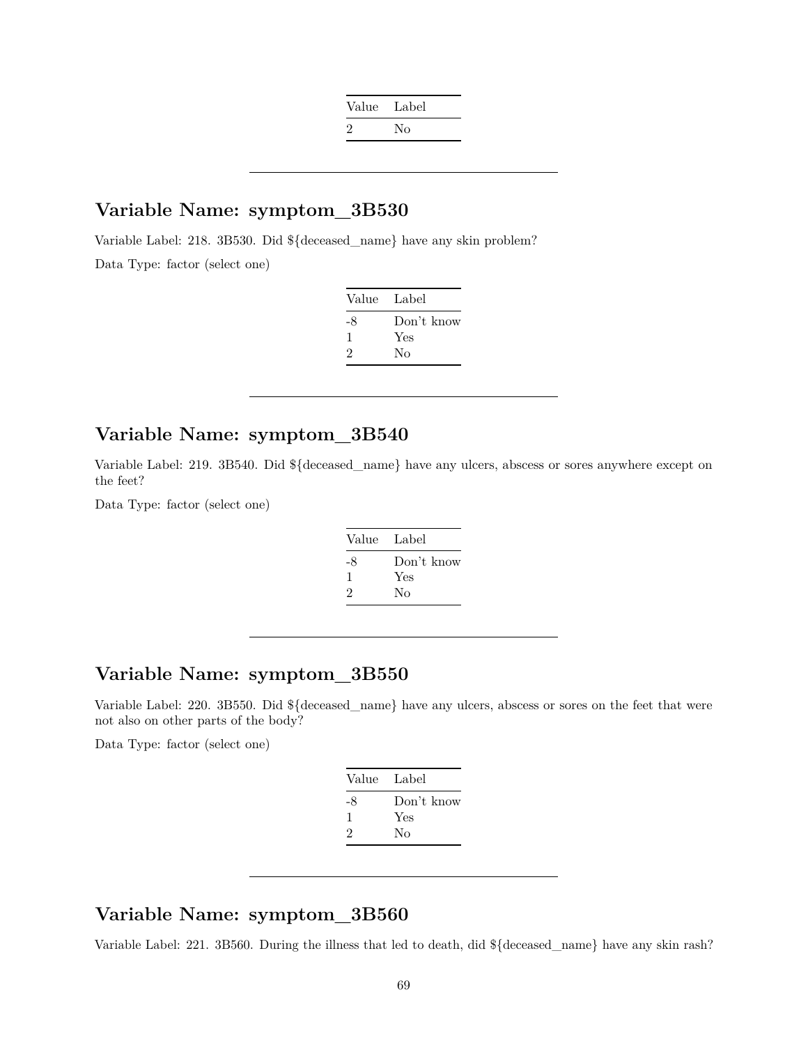| Value | Label |
|---|---|
| 2 | No |

---

## Variable Name: symptom_3B530

Variable Label: 218. 3B530. Did ${deceased_name} have any skin problem?

Data Type: factor (select one)

| Value | Label |
|---|---|
| -8 | Don't know |
| 1 | Yes |
| 2 | No |

---

## Variable Name: symptom_3B540

Variable Label: 219. 3B540. Did ${deceased_name} have any ulcers, abscess or sores anywhere except on the feet?

Data Type: factor (select one)

| Value | Label |
|---|---|
| -8 | Don't know |
| 1 | Yes |
| 2 | No |

---

## Variable Name: symptom_3B550

Variable Label: 220. 3B550. Did ${deceased_name} have any ulcers, abscess or sores on the feet that were not also on other parts of the body?

Data Type: factor (select one)

| Value | Label |
|---|---|
| -8 | Don't know |
| 1 | Yes |
| 2 | No |

---

## Variable Name: symptom_3B560

Variable Label: 221. 3B560. During the illness that led to death, did ${deceased_name} have any skin rash?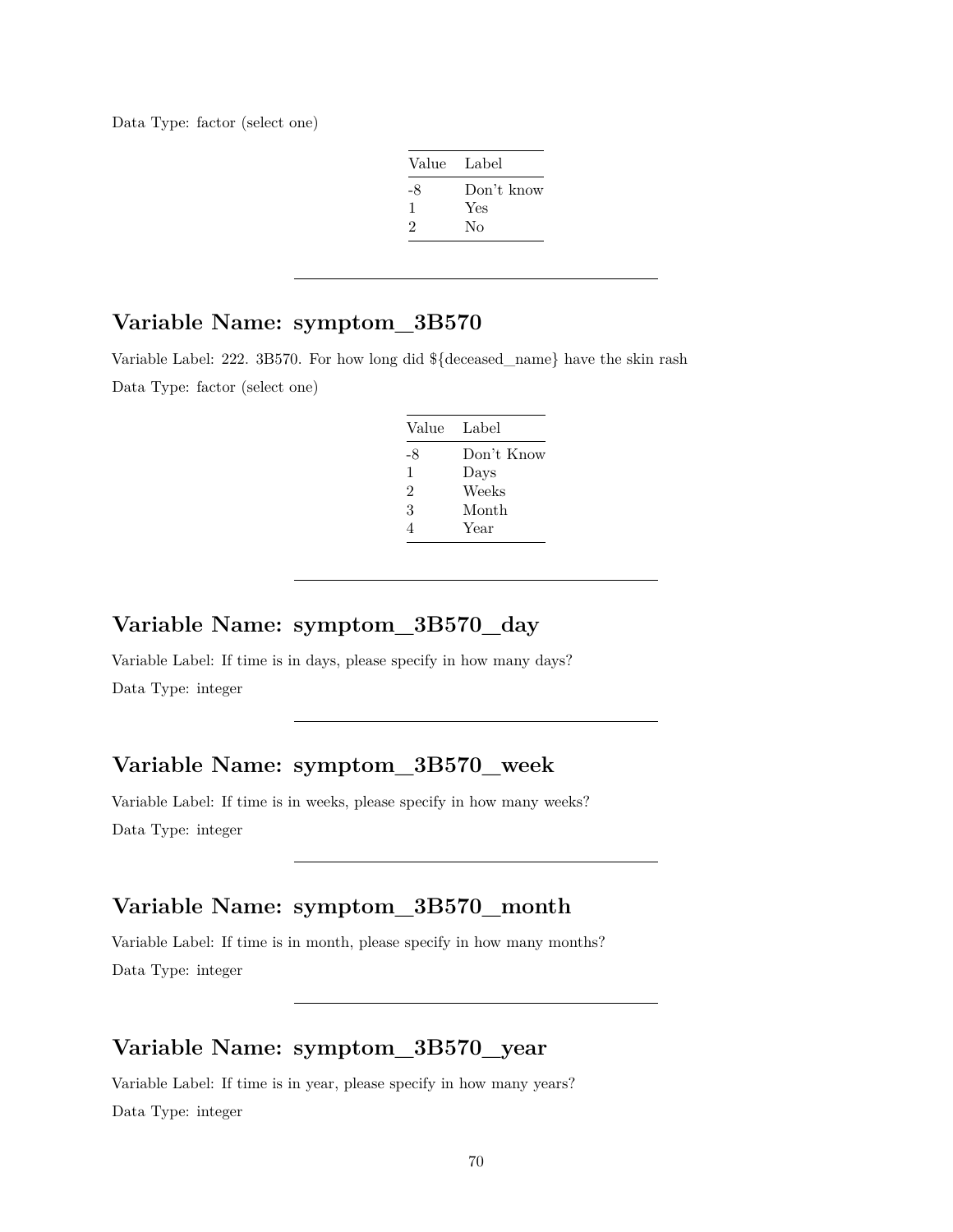Data Type: factor (select one)

| Value | Label |
|---|---|
| -8 | Don't know |
| 1 | Yes |
| 2 | No |

---

## Variable Name: symptom_3B570

Variable Label: 222. 3B570. For how long did ${deceased_name} have the skin rash

Data Type: factor (select one)

| Value | Label |
|---|---|
| -8 | Don't Know |
| 1 | Days |
| 2 | Weeks |
| 3 | Month |
| 4 | Year |

---

## Variable Name: symptom_3B570_day

Variable Label: If time is in days, please specify in how many days?

Data Type: integer

---

## Variable Name: symptom_3B570_week

Variable Label: If time is in weeks, please specify in how many weeks?

Data Type: integer

---

## Variable Name: symptom_3B570_month

Variable Label: If time is in month, please specify in how many months?

Data Type: integer

---

## Variable Name: symptom_3B570_year

Variable Label: If time is in year, please specify in how many years?

Data Type: integer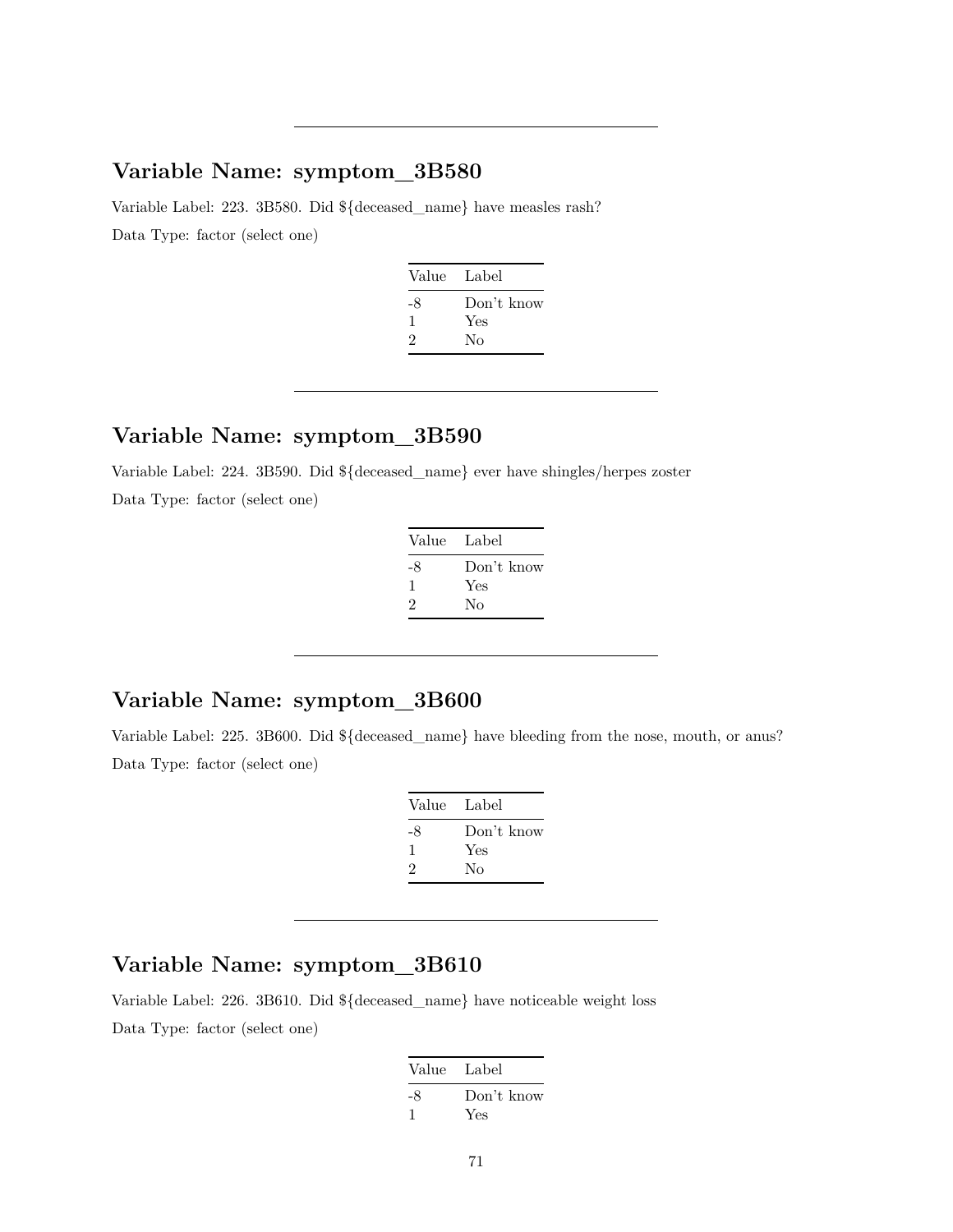---

## Variable Name: symptom_3B580

Variable Label: 223. 3B580. Did ${deceased_name} have measles rash?

Data Type: factor (select one)

| Value | Label |
|---|---|
| -8 | Don't know |
| 1 | Yes |
| 2 | No |

---

## Variable Name: symptom_3B590

Variable Label: 224. 3B590. Did ${deceased_name} ever have shingles/herpes zoster

Data Type: factor (select one)

| Value | Label |
|---|---|
| -8 | Don't know |
| 1 | Yes |
| 2 | No |

---

## Variable Name: symptom_3B600

Variable Label: 225. 3B600. Did ${deceased_name} have bleeding from the nose, mouth, or anus?

Data Type: factor (select one)

| Value | Label |
|---|---|
| -8 | Don't know |
| 1 | Yes |
| 2 | No |

---

## Variable Name: symptom_3B610

Variable Label: 226. 3B610. Did ${deceased_name} have noticeable weight loss

Data Type: factor (select one)

| Value | Label |
|---|---|
| -8 | Don't know |
| 1 | Yes |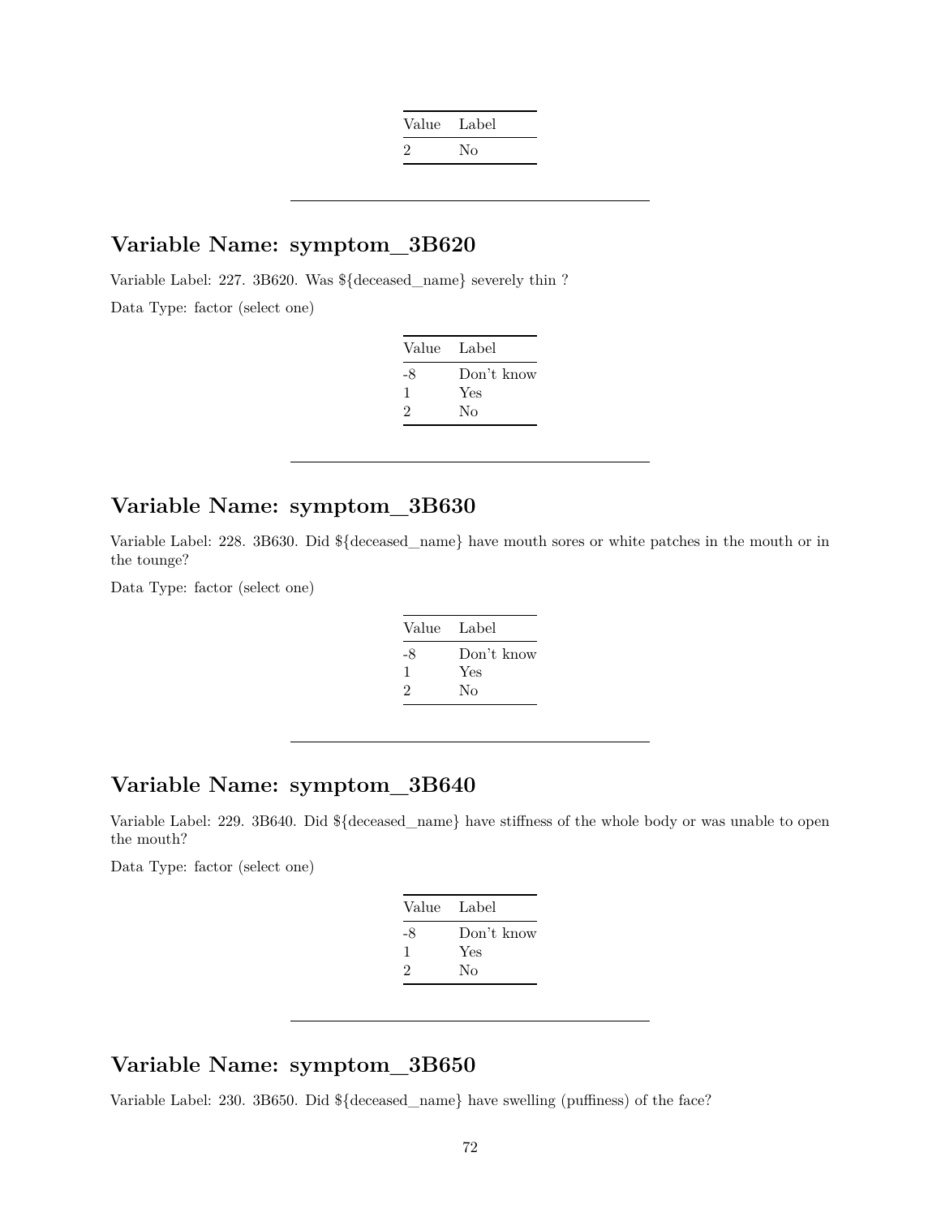| Value | Label |
|---|---|
| 2 | No |

---

## Variable Name: symptom_3B620

Variable Label: 227. 3B620. Was ${deceased_name} severely thin ?

Data Type: factor (select one)

| Value | Label |
|---|---|
| -8 | Don't know |
| 1 | Yes |
| 2 | No |

---

## Variable Name: symptom_3B630

Variable Label: 228. 3B630. Did ${deceased_name} have mouth sores or white patches in the mouth or in the tounge?

Data Type: factor (select one)

| Value | Label |
|---|---|
| -8 | Don't know |
| 1 | Yes |
| 2 | No |

---

## Variable Name: symptom_3B640

Variable Label: 229. 3B640. Did ${deceased_name} have stiffness of the whole body or was unable to open the mouth?

Data Type: factor (select one)

| Value | Label |
|---|---|
| -8 | Don't know |
| 1 | Yes |
| 2 | No |

---

## Variable Name: symptom_3B650

Variable Label: 230. 3B650. Did ${deceased_name} have swelling (puffiness) of the face?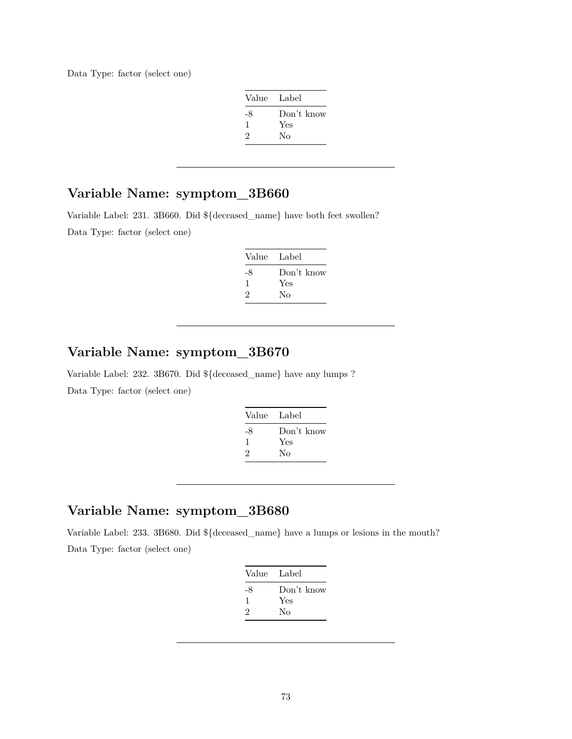Data Type: factor (select one)

| Value | Label |
|---|---|
| -8 | Don't know |
| 1 | Yes |
| 2 | No |

---

## Variable Name: symptom_3B660

Variable Label: 231. 3B660. Did ${deceased_name} have both feet swollen?

Data Type: factor (select one)

| Value | Label |
|---|---|
| -8 | Don't know |
| 1 | Yes |
| 2 | No |

---

## Variable Name: symptom_3B670

Variable Label: 232. 3B670. Did ${deceased_name} have any lumps ?

Data Type: factor (select one)

| Value | Label |
|---|---|
| -8 | Don't know |
| 1 | Yes |
| 2 | No |

---

## Variable Name: symptom_3B680

Variable Label: 233. 3B680. Did ${deceased_name} have a lumps or lesions in the mouth?

Data Type: factor (select one)

| Value | Label |
|---|---|
| -8 | Don't know |
| 1 | Yes |
| 2 | No |

---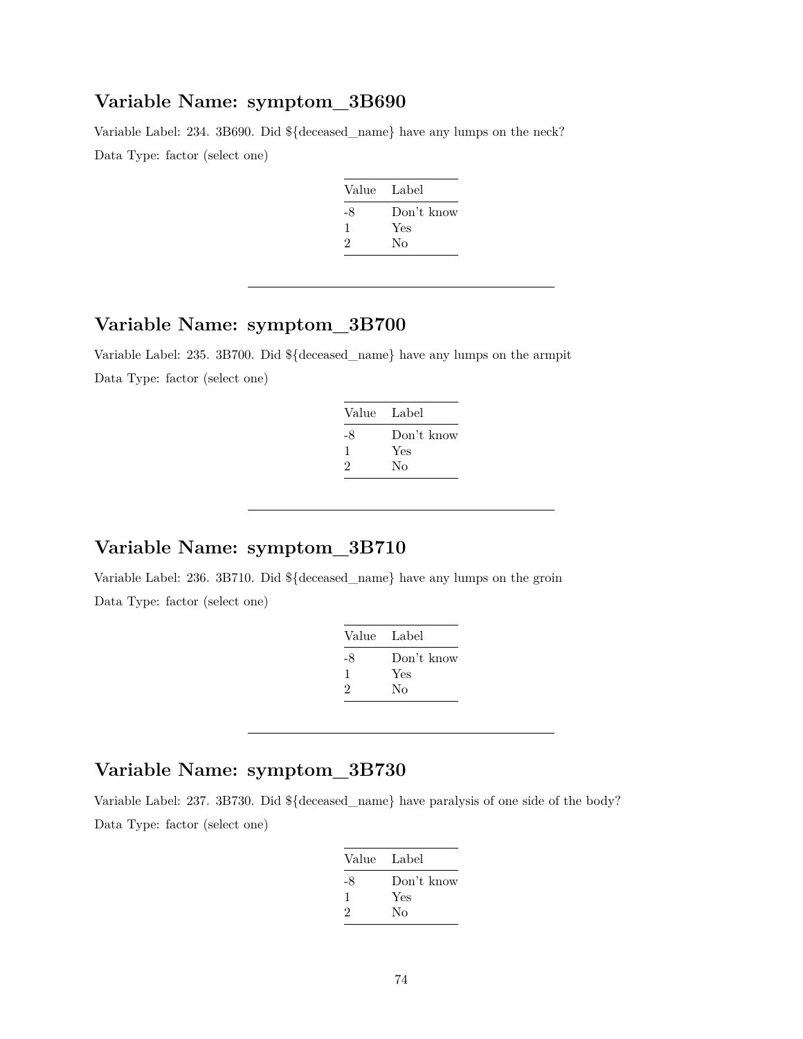## Variable Name: symptom_3B690

Variable Label: 234. 3B690. Did ${deceased_name} have any lumps on the neck?

Data Type: factor (select one)

| Value | Label |
|---|---|
| -8 | Don't know |
| 1 | Yes |
| 2 | No |

---

## Variable Name: symptom_3B700

Variable Label: 235. 3B700. Did ${deceased_name} have any lumps on the armpit

Data Type: factor (select one)

| Value | Label |
|---|---|
| -8 | Don't know |
| 1 | Yes |
| 2 | No |

---

## Variable Name: symptom_3B710

Variable Label: 236. 3B710. Did ${deceased_name} have any lumps on the groin

Data Type: factor (select one)

| Value | Label |
|---|---|
| -8 | Don't know |
| 1 | Yes |
| 2 | No |

---

## Variable Name: symptom_3B730

Variable Label: 237. 3B730. Did ${deceased_name} have paralysis of one side of the body?

Data Type: factor (select one)

| Value | Label |
|---|---|
| -8 | Don't know |
| 1 | Yes |
| 2 | No |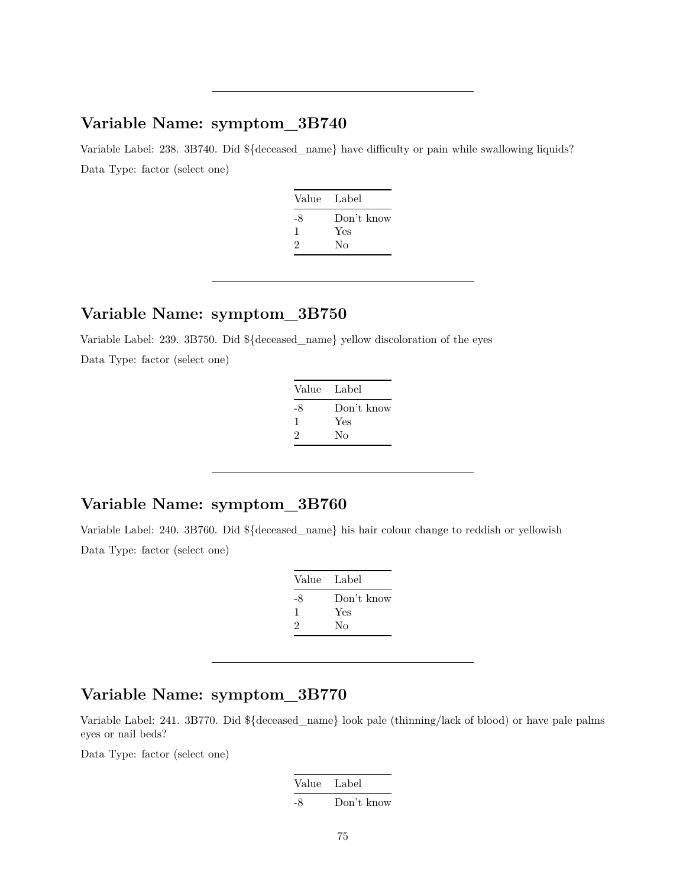---

## Variable Name: symptom_3B740

Variable Label: 238. 3B740. Did ${deceased_name} have difficulty or pain while swallowing liquids?

Data Type: factor (select one)

| Value | Label |
|---|---|
| -8 | Don't know |
| 1 | Yes |
| 2 | No |

---

## Variable Name: symptom_3B750

Variable Label: 239. 3B750. Did ${deceased_name} yellow discoloration of the eyes

Data Type: factor (select one)

| Value | Label |
|---|---|
| -8 | Don't know |
| 1 | Yes |
| 2 | No |

---

## Variable Name: symptom_3B760

Variable Label: 240. 3B760. Did ${deceased_name} his hair colour change to reddish or yellowish

Data Type: factor (select one)

| Value | Label |
|---|---|
| -8 | Don't know |
| 1 | Yes |
| 2 | No |

---

## Variable Name: symptom_3B770

Variable Label: 241. 3B770. Did ${deceased_name} look pale (thinning/lack of blood) or have pale palms eyes or nail beds?

Data Type: factor (select one)

| Value | Label |
|---|---|
| -8 | Don't know |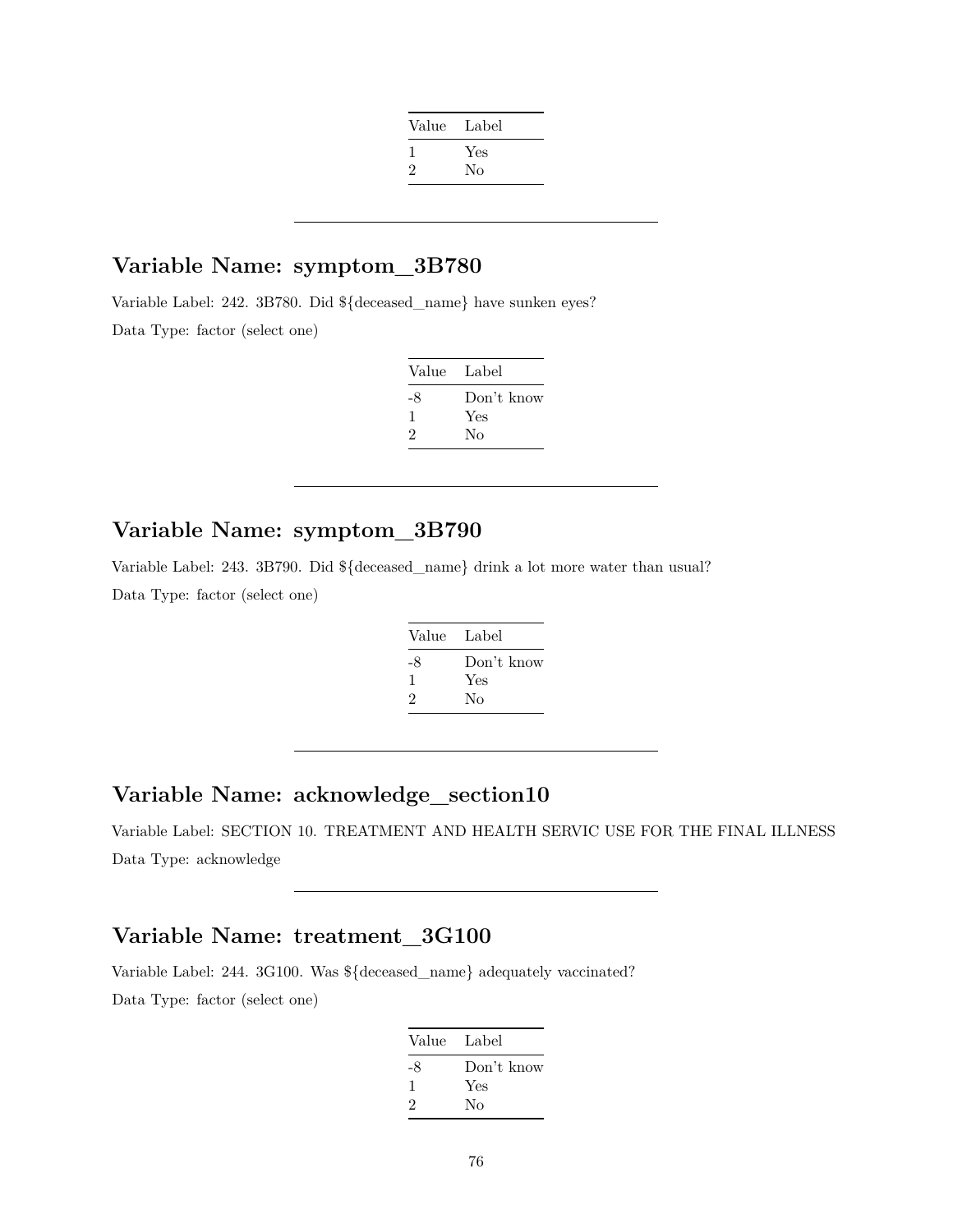| Value | Label |
|---|---|
| 1 | Yes |
| 2 | No |

---

## Variable Name: symptom_3B780

Variable Label: 242. 3B780. Did ${deceased_name} have sunken eyes?

Data Type: factor (select one)

| Value | Label |
|---|---|
| -8 | Don't know |
| 1 | Yes |
| 2 | No |

---

## Variable Name: symptom_3B790

Variable Label: 243. 3B790. Did ${deceased_name} drink a lot more water than usual?

Data Type: factor (select one)

| Value | Label |
|---|---|
| -8 | Don't know |
| 1 | Yes |
| 2 | No |

---

## Variable Name: acknowledge_section10

Variable Label: SECTION 10. TREATMENT AND HEALTH SERVIC USE FOR THE FINAL ILLNESS

Data Type: acknowledge

---

## Variable Name: treatment_3G100

Variable Label: 244. 3G100. Was ${deceased_name} adequately vaccinated?

Data Type: factor (select one)

| Value | Label |
|---|---|
| -8 | Don't know |
| 1 | Yes |
| 2 | No |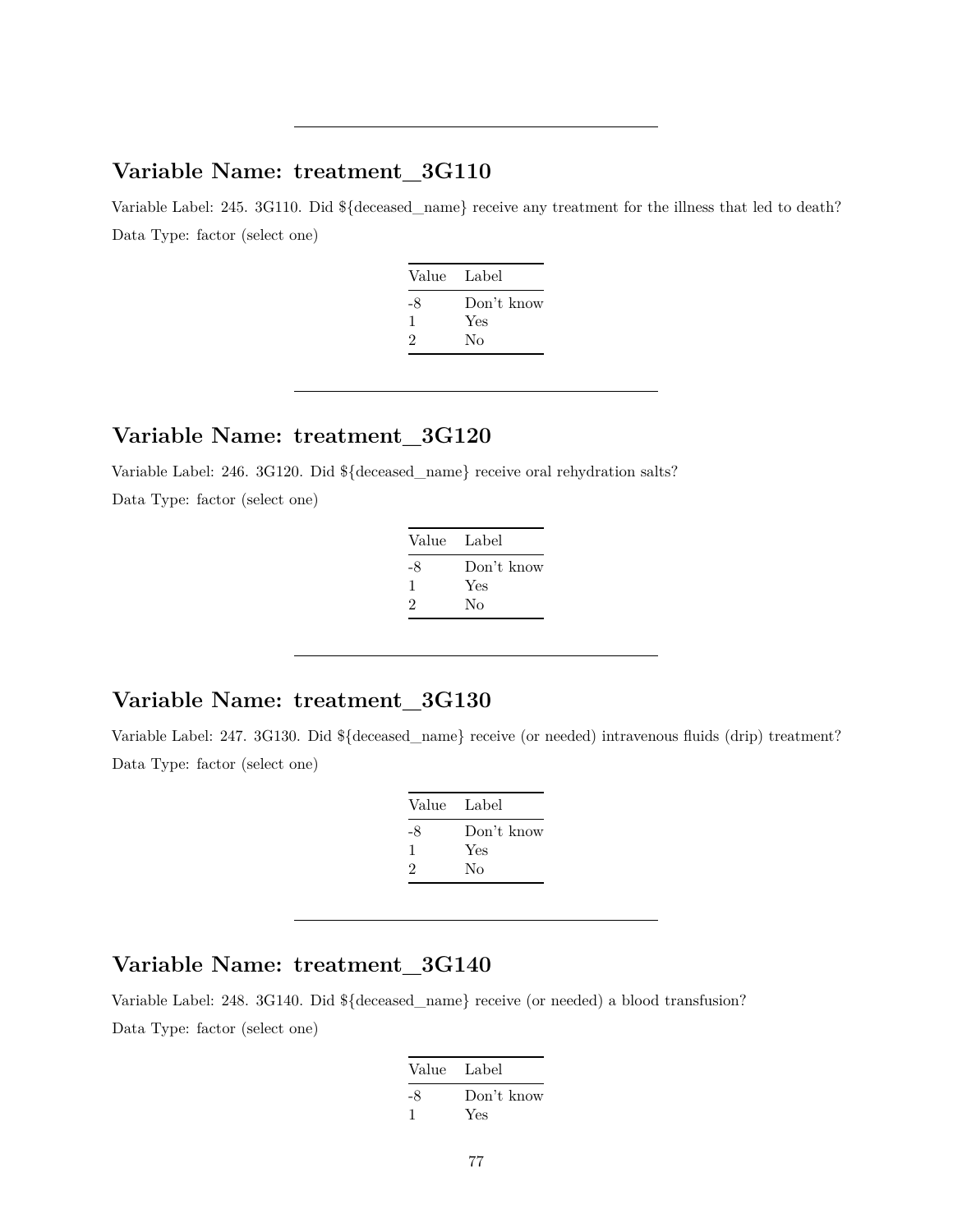---

## Variable Name: treatment_3G110

Variable Label: 245. 3G110. Did ${deceased_name} receive any treatment for the illness that led to death?

Data Type: factor (select one)

| Value | Label |
|---|---|
| -8 | Don't know |
| 1 | Yes |
| 2 | No |

---

## Variable Name: treatment_3G120

Variable Label: 246. 3G120. Did ${deceased_name} receive oral rehydration salts?

Data Type: factor (select one)

| Value | Label |
|---|---|
| -8 | Don't know |
| 1 | Yes |
| 2 | No |

---

## Variable Name: treatment_3G130

Variable Label: 247. 3G130. Did ${deceased_name} receive (or needed) intravenous fluids (drip) treatment?

Data Type: factor (select one)

| Value | Label |
|---|---|
| -8 | Don't know |
| 1 | Yes |
| 2 | No |

---

## Variable Name: treatment_3G140

Variable Label: 248. 3G140. Did ${deceased_name} receive (or needed) a blood transfusion?

Data Type: factor (select one)

| Value | Label |
|---|---|
| -8 | Don't know |
| 1 | Yes |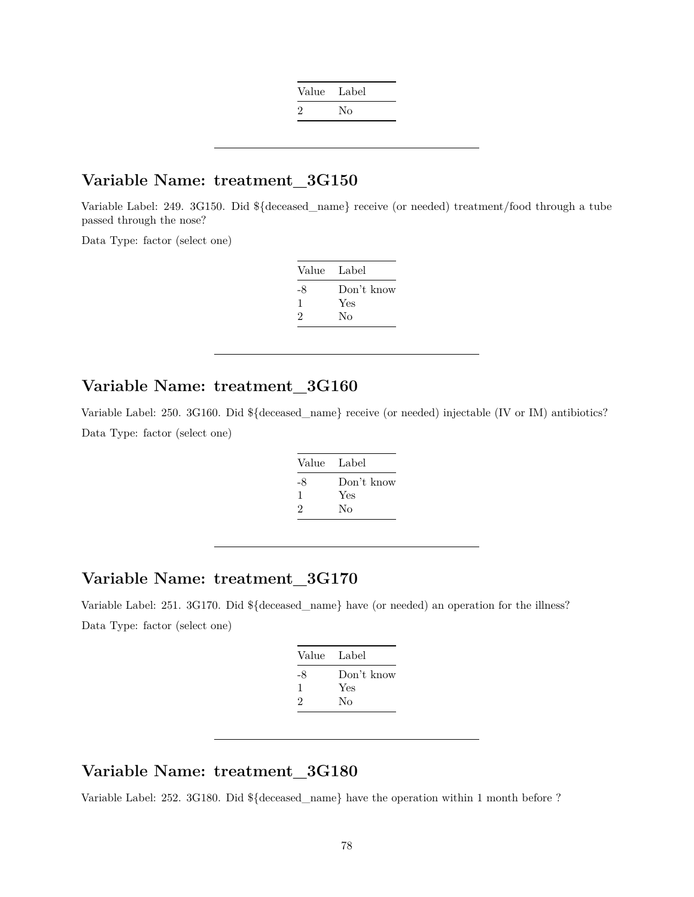| Value | Label |
|---|---|
| 2 | No |

---

## Variable Name: treatment_3G150

Variable Label: 249. 3G150. Did ${deceased_name} receive (or needed) treatment/food through a tube passed through the nose?

Data Type: factor (select one)

| Value | Label |
|---|---|
| -8 | Don't know |
| 1 | Yes |
| 2 | No |

---

## Variable Name: treatment_3G160

Variable Label: 250. 3G160. Did ${deceased_name} receive (or needed) injectable (IV or IM) antibiotics?

Data Type: factor (select one)

| Value | Label |
|---|---|
| -8 | Don't know |
| 1 | Yes |
| 2 | No |

---

## Variable Name: treatment_3G170

Variable Label: 251. 3G170. Did ${deceased_name} have (or needed) an operation for the illness?

Data Type: factor (select one)

| Value | Label |
|---|---|
| -8 | Don't know |
| 1 | Yes |
| 2 | No |

---

## Variable Name: treatment_3G180

Variable Label: 252. 3G180. Did ${deceased_name} have the operation within 1 month before ?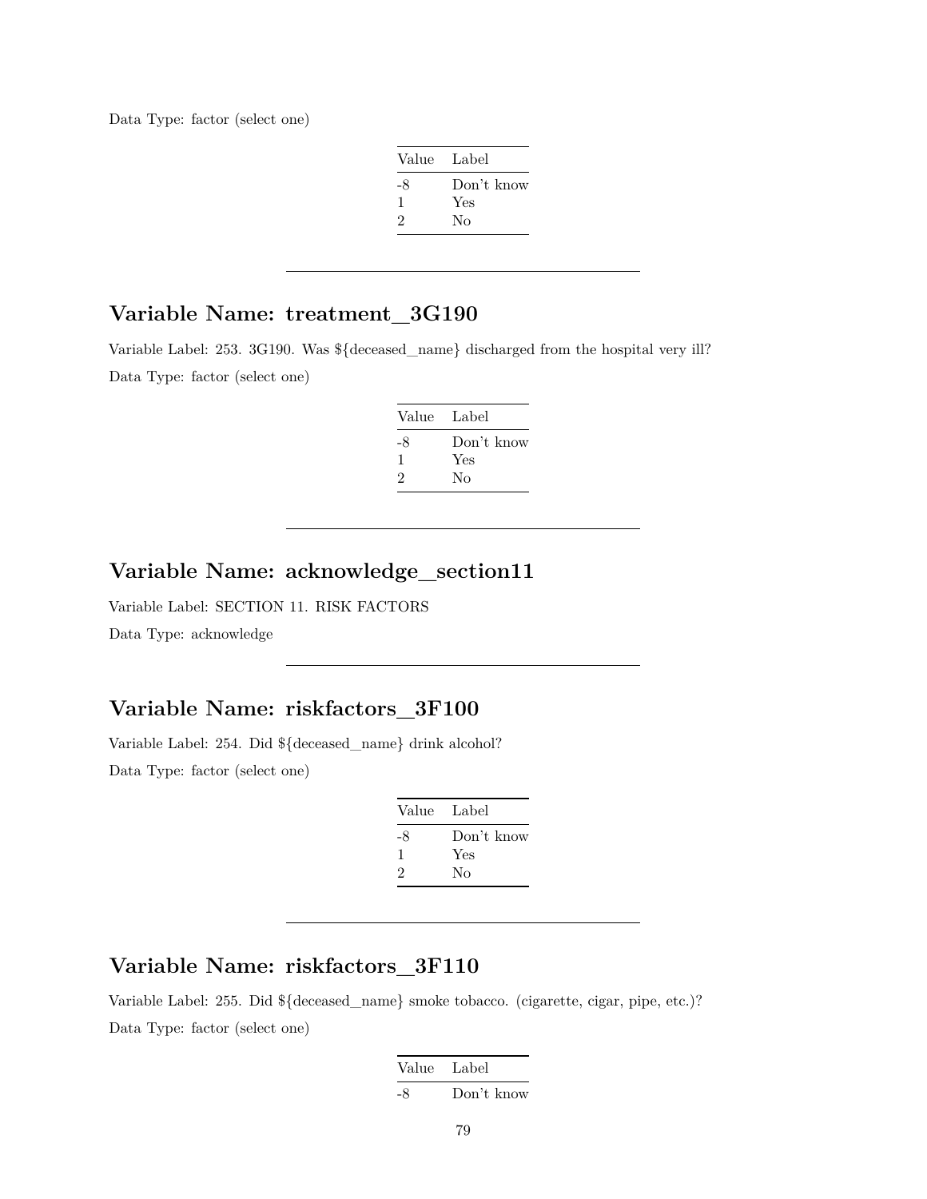Data Type: factor (select one)

| Value | Label |
|---|---|
| -8 | Don't know |
| 1 | Yes |
| 2 | No |

---

## Variable Name: treatment_3G190

Variable Label: 253. 3G190. Was ${deceased_name} discharged from the hospital very ill?

Data Type: factor (select one)

| Value | Label |
|---|---|
| -8 | Don't know |
| 1 | Yes |
| 2 | No |

---

## Variable Name: acknowledge_section11

Variable Label: SECTION 11. RISK FACTORS

Data Type: acknowledge

---

## Variable Name: riskfactors_3F100

Variable Label: 254. Did ${deceased_name} drink alcohol?

Data Type: factor (select one)

| Value | Label |
|---|---|
| -8 | Don't know |
| 1 | Yes |
| 2 | No |

---

## Variable Name: riskfactors_3F110

Variable Label: 255. Did ${deceased_name} smoke tobacco. (cigarette, cigar, pipe, etc.)?

Data Type: factor (select one)

| Value | Label |
|---|---|
| -8 | Don't know |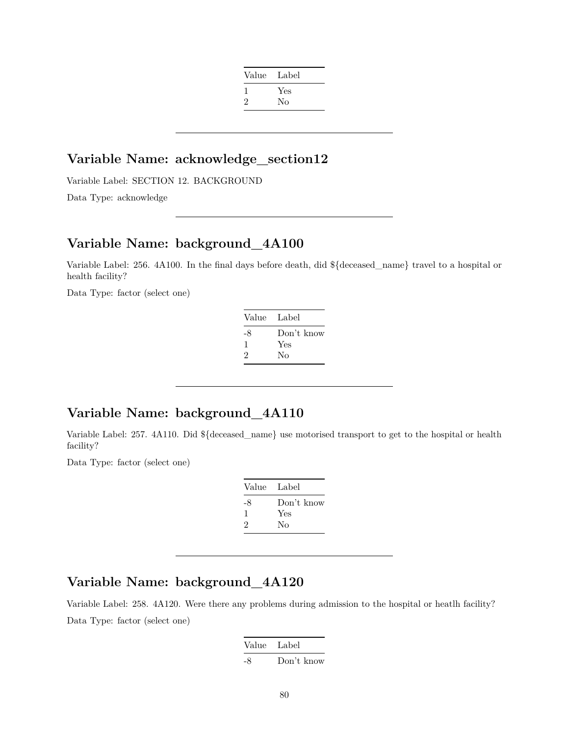| Value | Label |
|---|---|
| 1 | Yes |
| 2 | No |

---

## Variable Name: acknowledge_section12

Variable Label: SECTION 12. BACKGROUND

Data Type: acknowledge

---

## Variable Name: background_4A100

Variable Label: 256. 4A100. In the final days before death, did ${deceased_name} travel to a hospital or health facility?

Data Type: factor (select one)

| Value | Label |
|---|---|
| -8 | Don't know |
| 1 | Yes |
| 2 | No |

---

## Variable Name: background_4A110

Variable Label: 257. 4A110. Did ${deceased_name} use motorised transport to get to the hospital or health facility?

Data Type: factor (select one)

| Value | Label |
|---|---|
| -8 | Don't know |
| 1 | Yes |
| 2 | No |

---

## Variable Name: background_4A120

Variable Label: 258. 4A120. Were there any problems during admission to the hospital or heatlh facility?

Data Type: factor (select one)

| Value | Label |
|---|---|
| -8 | Don't know |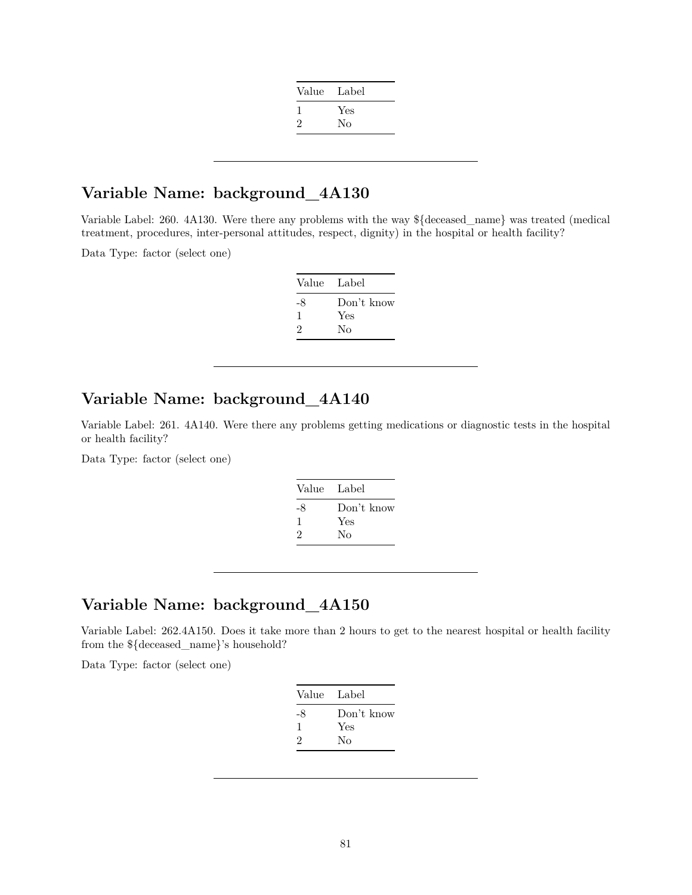| Value | Label |
|---|---|
| 1 | Yes |
| 2 | No |

---

## Variable Name: background_4A130

Variable Label: 260. 4A130. Were there any problems with the way ${deceased_name} was treated (medical treatment, procedures, inter-personal attitudes, respect, dignity) in the hospital or health facility?

Data Type: factor (select one)

| Value | Label |
|---|---|
| -8 | Don't know |
| 1 | Yes |
| 2 | No |

---

## Variable Name: background_4A140

Variable Label: 261. 4A140. Were there any problems getting medications or diagnostic tests in the hospital or health facility?

Data Type: factor (select one)

| Value | Label |
|---|---|
| -8 | Don't know |
| 1 | Yes |
| 2 | No |

---

## Variable Name: background_4A150

Variable Label: 262.4A150. Does it take more than 2 hours to get to the nearest hospital or health facility from the ${deceased_name}'s household?

Data Type: factor (select one)

| Value | Label |
|---|---|
| -8 | Don't know |
| 1 | Yes |
| 2 | No |

---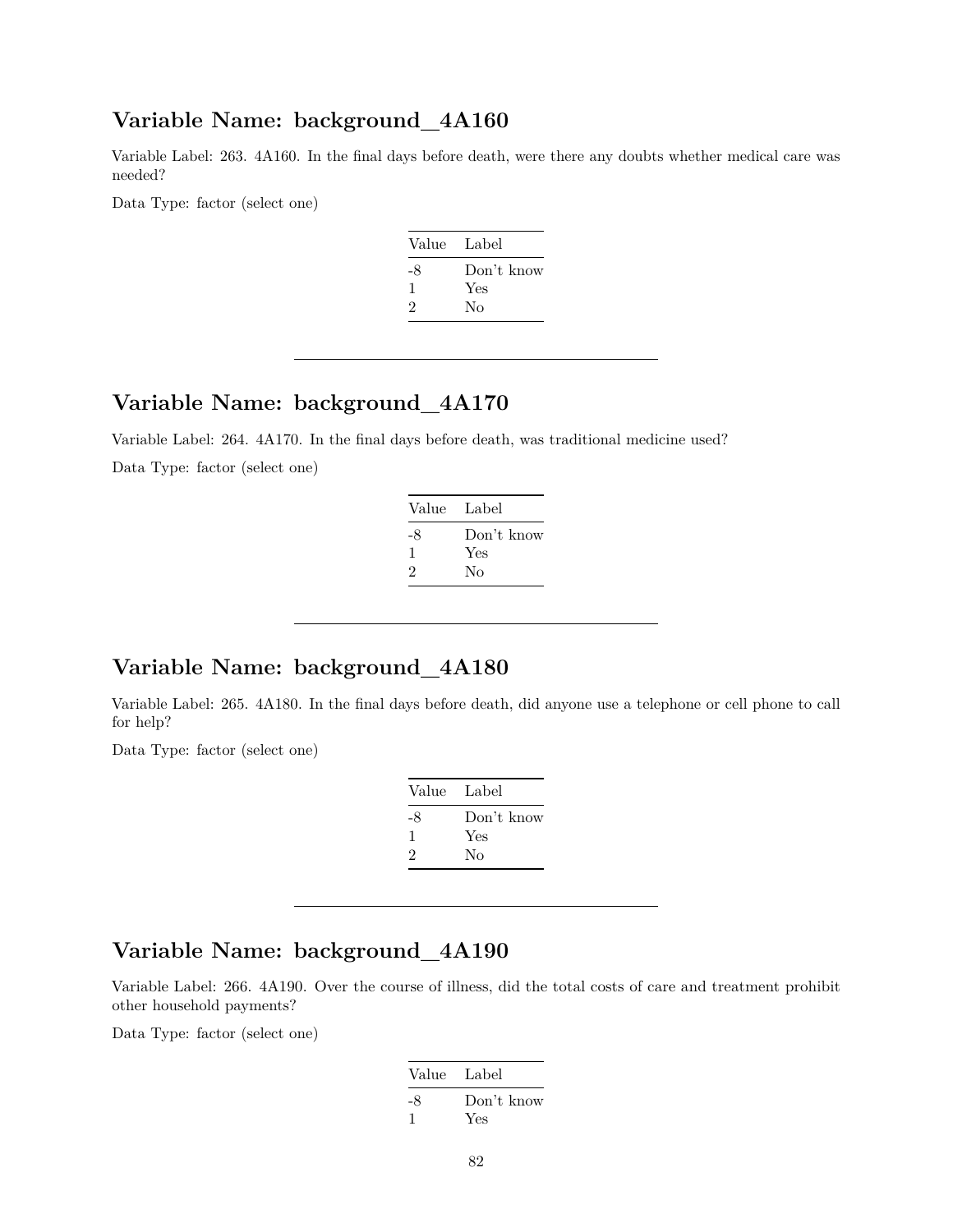## Variable Name: background_4A160

Variable Label: 263. 4A160. In the final days before death, were there any doubts whether medical care was needed?

Data Type: factor (select one)

| Value | Label |
|---|---|
| -8 | Don't know |
| 1 | Yes |
| 2 | No |

---

## Variable Name: background_4A170

Variable Label: 264. 4A170. In the final days before death, was traditional medicine used?

Data Type: factor (select one)

| Value | Label |
|---|---|
| -8 | Don't know |
| 1 | Yes |
| 2 | No |

---

## Variable Name: background_4A180

Variable Label: 265. 4A180. In the final days before death, did anyone use a telephone or cell phone to call for help?

Data Type: factor (select one)

| Value | Label |
|---|---|
| -8 | Don't know |
| 1 | Yes |
| 2 | No |

---

## Variable Name: background_4A190

Variable Label: 266. 4A190. Over the course of illness, did the total costs of care and treatment prohibit other household payments?

Data Type: factor (select one)

| Value | Label |
|---|---|
| -8 | Don't know |
| 1 | Yes |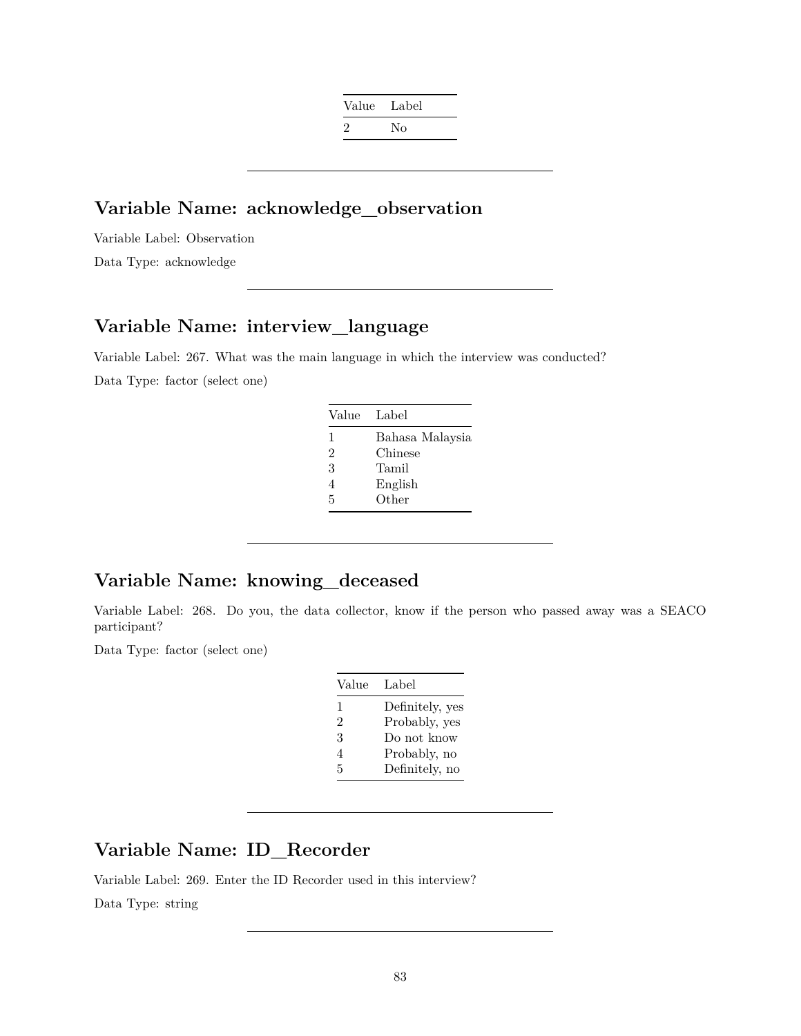| Value | Label |
|---|---|
| 2 | No |

---

## Variable Name: acknowledge_observation

Variable Label: Observation

Data Type: acknowledge

---

## Variable Name: interview_language

Variable Label: 267. What was the main language in which the interview was conducted?

Data Type: factor (select one)

| Value | Label |
|---|---|
| 1 | Bahasa Malaysia |
| 2 | Chinese |
| 3 | Tamil |
| 4 | English |
| 5 | Other |

---

## Variable Name: knowing_deceased

Variable Label: 268. Do you, the data collector, know if the person who passed away was a SEACO participant?

Data Type: factor (select one)

| Value | Label |
|---|---|
| 1 | Definitely, yes |
| 2 | Probably, yes |
| 3 | Do not know |
| 4 | Probably, no |
| 5 | Definitely, no |

---

## Variable Name: ID_Recorder

Variable Label: 269. Enter the ID Recorder used in this interview?

Data Type: string

---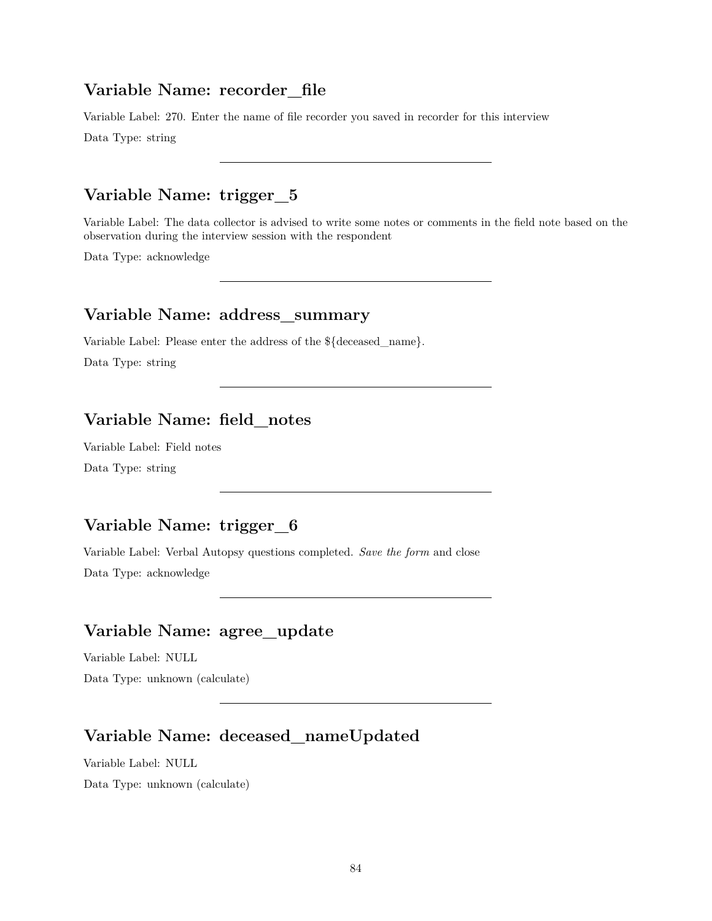## Variable Name: recorder_file

Variable Label: 270. Enter the name of file recorder you saved in recorder for this interview

Data Type: string

---

## Variable Name: trigger_5

Variable Label: The data collector is advised to write some notes or comments in the field note based on the observation during the interview session with the respondent

Data Type: acknowledge

---

## Variable Name: address_summary

Variable Label: Please enter the address of the ${deceased_name}.

Data Type: string

---

## Variable Name: field_notes

Variable Label: Field notes

Data Type: string

---

## Variable Name: trigger_6

Variable Label: Verbal Autopsy questions completed. *Save the form* and close

Data Type: acknowledge

---

## Variable Name: agree_update

Variable Label: NULL

Data Type: unknown (calculate)

---

## Variable Name: deceased_nameUpdated

Variable Label: NULL

Data Type: unknown (calculate)